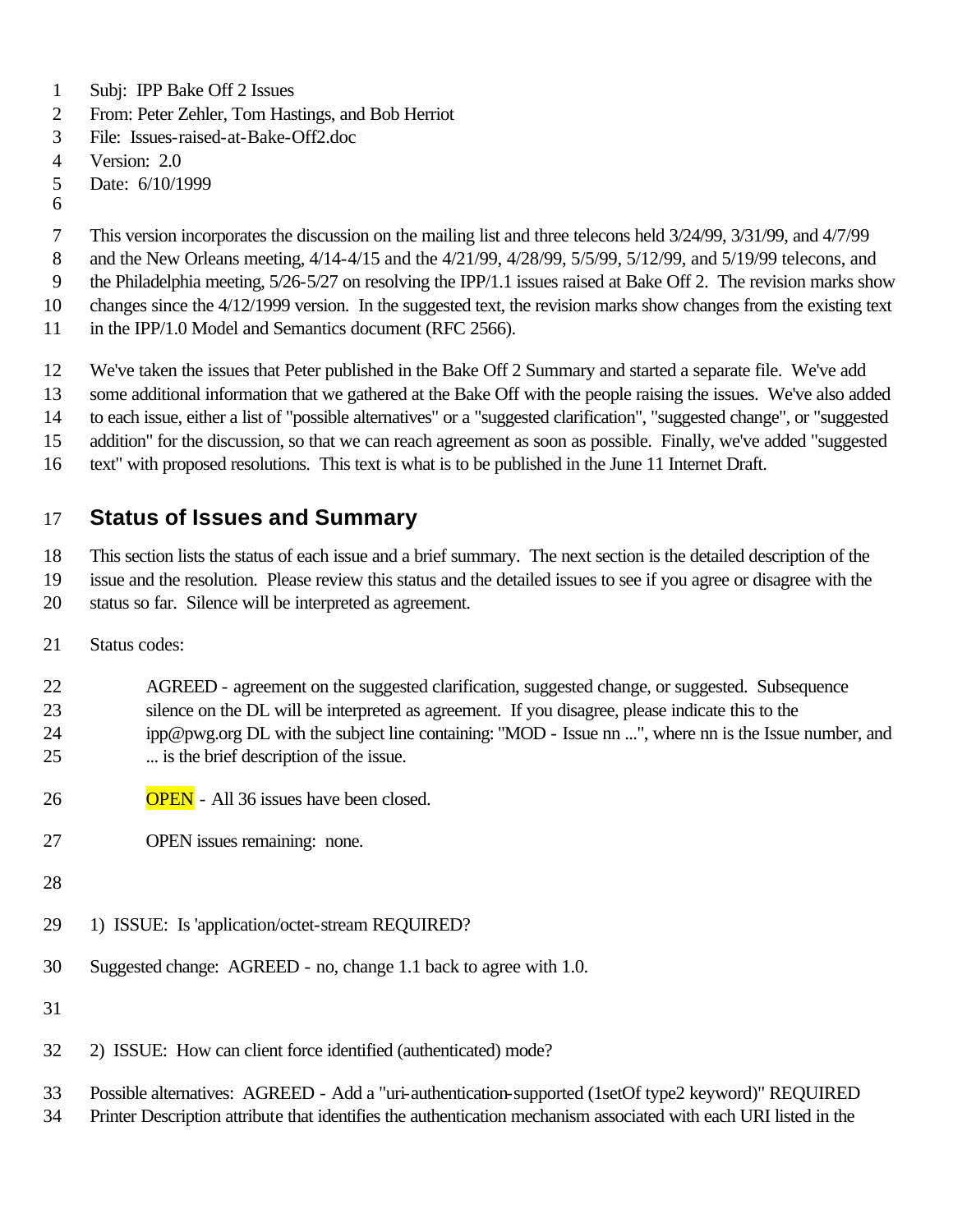Subj: IPP Bake Off 2 Issues
From: Peter Zehler, Tom Hastings, and Bob Herriot
File: Issues-raised-at-Bake-Off2.doc
Version: 2.0
Date: 6/10/1999

This version incorporates the discussion on the mailing list and three telecons held 3/24/99, 3/31/99, and 4/7/99 and the New Orleans meeting, 4/14-4/15 and the 4/21/99, 4/28/99, 5/5/99, 5/12/99, and 5/19/99 telecons, and the Philadelphia meeting, 5/26-5/27 on resolving the IPP/1.1 issues raised at Bake Off 2. The revision marks show changes since the 4/12/1999 version. In the suggested text, the revision marks show changes from the existing text in the IPP/1.0 Model and Semantics document (RFC 2566).

We've taken the issues that Peter published in the Bake Off 2 Summary and started a separate file. We've add some additional information that we gathered at the Bake Off with the people raising the issues. We've also added to each issue, either a list of "possible alternatives" or a "suggested clarification", "suggested change", or "suggested addition" for the discussion, so that we can reach agreement as soon as possible. Finally, we've added "suggested text" with proposed resolutions. This text is what is to be published in the June 11 Internet Draft.

## Status of Issues and Summary

This section lists the status of each issue and a brief summary. The next section is the detailed description of the issue and the resolution. Please review this status and the detailed issues to see if you agree or disagree with the status so far. Silence will be interpreted as agreement.

Status codes:

AGREED - agreement on the suggested clarification, suggested change, or suggested. Subsequence silence on the DL will be interpreted as agreement. If you disagree, please indicate this to the ipp@pwg.org DL with the subject line containing: "MOD - Issue nn ...", where nn is the Issue number, and ... is the brief description of the issue.

OPEN - All 36 issues have been closed.

OPEN issues remaining: none.

1) ISSUE: Is 'application/octet-stream REQUIRED?

Suggested change: AGREED - no, change 1.1 back to agree with 1.0.

2) ISSUE: How can client force identified (authenticated) mode?

Possible alternatives: AGREED - Add a "uri-authentication-supported (1setOf type2 keyword)" REQUIRED Printer Description attribute that identifies the authentication mechanism associated with each URI listed in the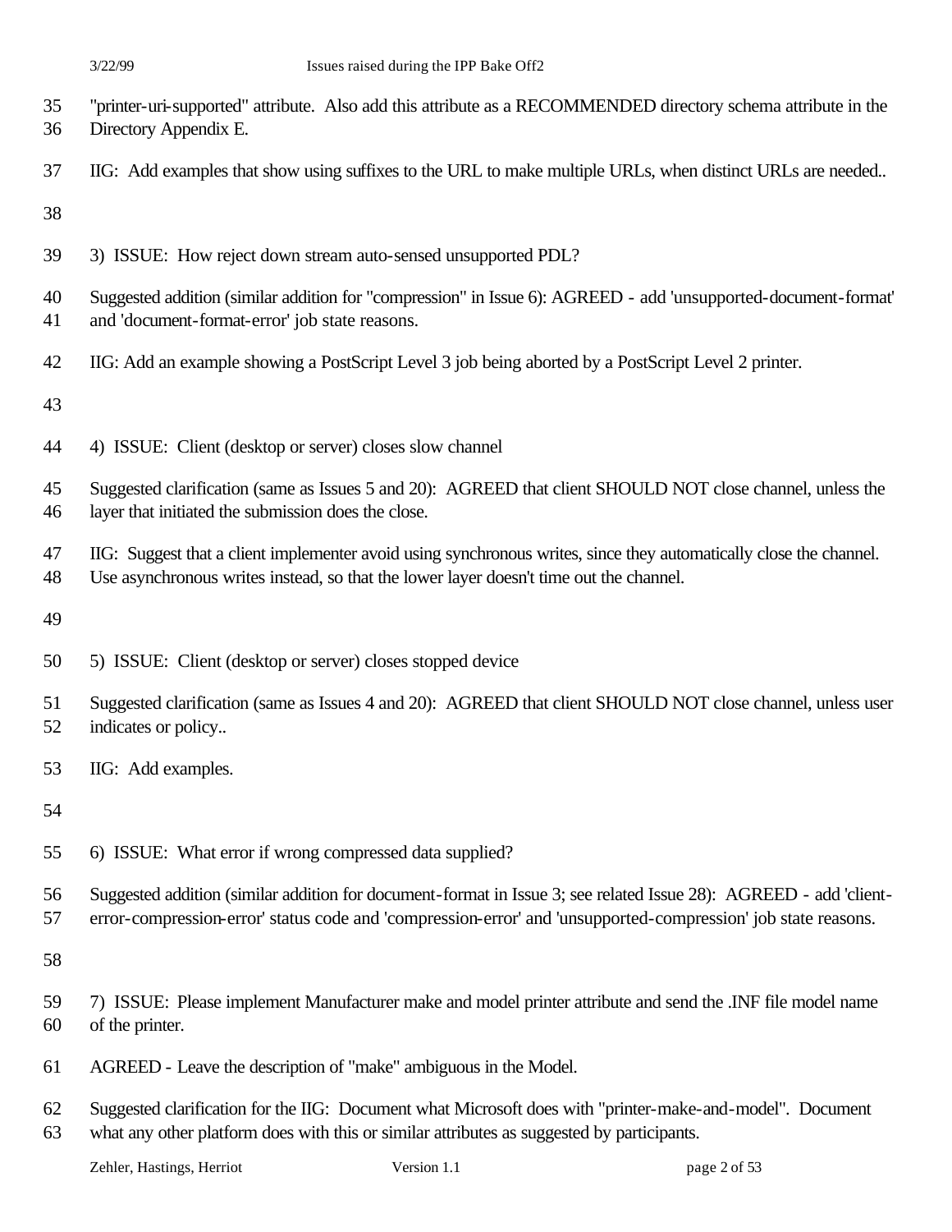"printer-uri-supported" attribute. Also add this attribute as a RECOMMENDED directory schema attribute in the Directory Appendix E.

IIG: Add examples that show using suffixes to the URL to make multiple URLs, when distinct URLs are needed..

3) ISSUE: How reject down stream auto-sensed unsupported PDL?

Suggested addition (similar addition for "compression" in Issue 6): AGREED - add 'unsupported-document-format' and 'document-format-error' job state reasons.

IIG: Add an example showing a PostScript Level 3 job being aborted by a PostScript Level 2 printer.

4) ISSUE: Client (desktop or server) closes slow channel

Suggested clarification (same as Issues 5 and 20): AGREED that client SHOULD NOT close channel, unless the layer that initiated the submission does the close.

IIG: Suggest that a client implementer avoid using synchronous writes, since they automatically close the channel. Use asynchronous writes instead, so that the lower layer doesn't time out the channel.

5) ISSUE: Client (desktop or server) closes stopped device

Suggested clarification (same as Issues 4 and 20): AGREED that client SHOULD NOT close channel, unless user indicates or policy..

IIG: Add examples.

6) ISSUE: What error if wrong compressed data supplied?

Suggested addition (similar addition for document-format in Issue 3; see related Issue 28): AGREED - add 'client-error-compression-error' status code and 'compression-error' and 'unsupported-compression' job state reasons.

7) ISSUE: Please implement Manufacturer make and model printer attribute and send the .INF file model name of the printer.

AGREED - Leave the description of "make" ambiguous in the Model.

Suggested clarification for the IIG: Document what Microsoft does with "printer-make-and-model". Document what any other platform does with this or similar attributes as suggested by participants.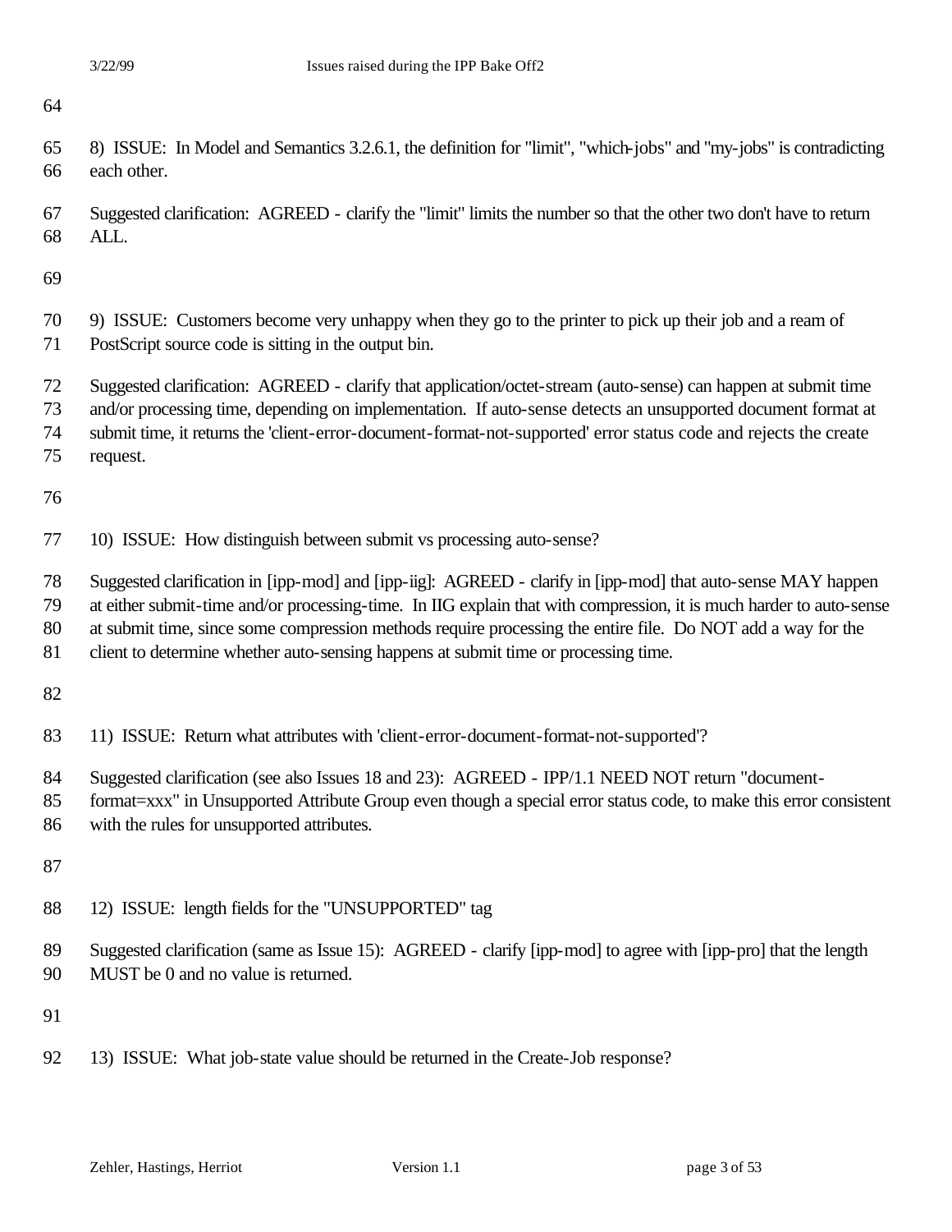8) ISSUE: In Model and Semantics 3.2.6.1, the definition for "limit", "which-jobs" and "my-jobs" is contradicting each other.

Suggested clarification: AGREED - clarify the "limit" limits the number so that the other two don't have to return ALL.

9) ISSUE: Customers become very unhappy when they go to the printer to pick up their job and a ream of PostScript source code is sitting in the output bin.

Suggested clarification: AGREED - clarify that application/octet-stream (auto-sense) can happen at submit time and/or processing time, depending on implementation. If auto-sense detects an unsupported document format at submit time, it returns the 'client-error-document-format-not-supported' error status code and rejects the create request.

10) ISSUE: How distinguish between submit vs processing auto-sense?

Suggested clarification in [ipp-mod] and [ipp-iig]: AGREED - clarify in [ipp-mod] that auto-sense MAY happen at either submit-time and/or processing-time. In IIG explain that with compression, it is much harder to auto-sense at submit time, since some compression methods require processing the entire file. Do NOT add a way for the client to determine whether auto-sensing happens at submit time or processing time.

11) ISSUE: Return what attributes with 'client-error-document-format-not-supported'?

Suggested clarification (see also Issues 18 and 23): AGREED - IPP/1.1 NEED NOT return "document-format=xxx" in Unsupported Attribute Group even though a special error status code, to make this error consistent with the rules for unsupported attributes.

12) ISSUE: length fields for the "UNSUPPORTED" tag

Suggested clarification (same as Issue 15): AGREED - clarify [ipp-mod] to agree with [ipp-pro] that the length MUST be 0 and no value is returned.

13) ISSUE: What job-state value should be returned in the Create-Job response?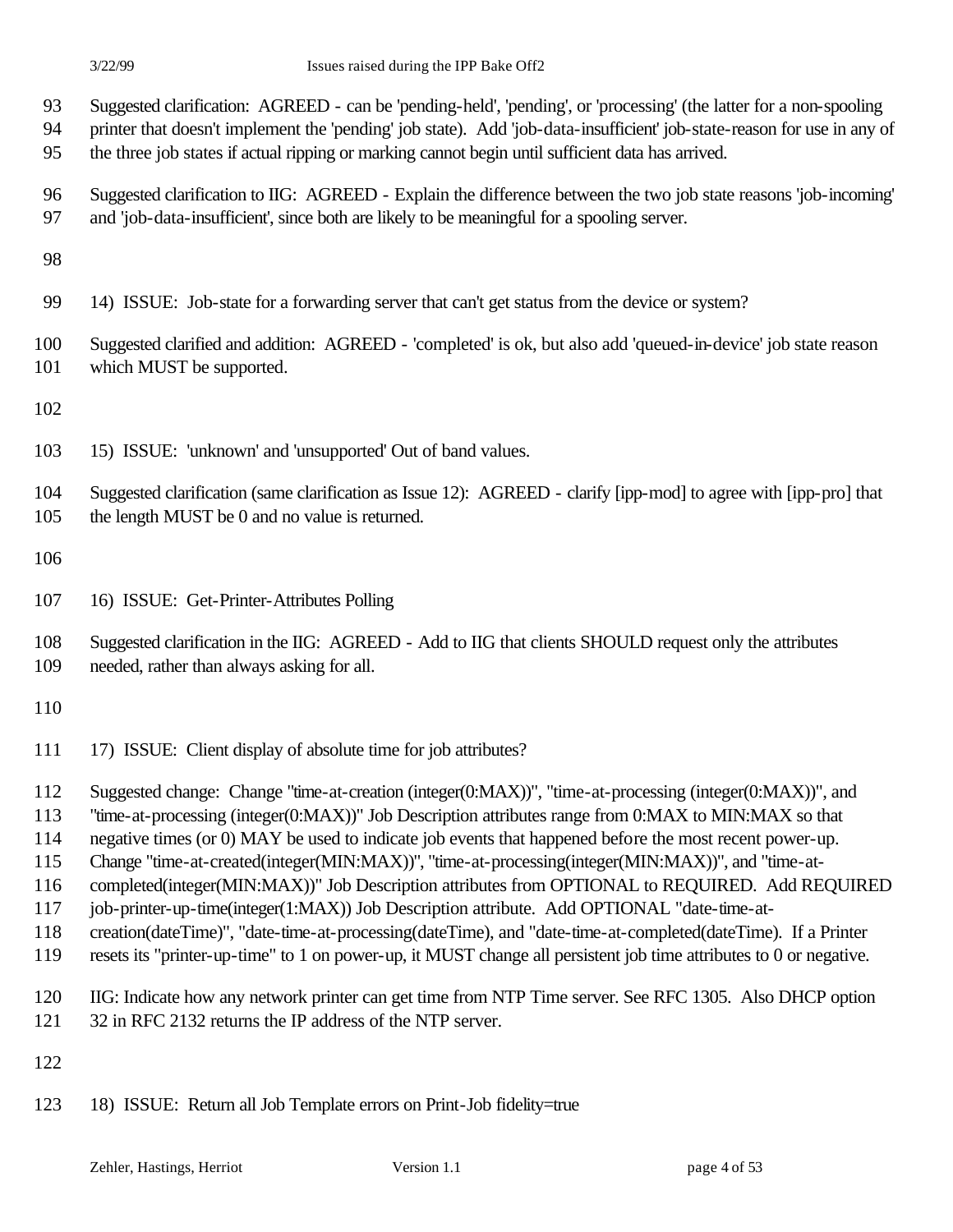Suggested clarification: AGREED - can be 'pending-held', 'pending', or 'processing' (the latter for a non-spooling printer that doesn't implement the 'pending' job state). Add 'job-data-insufficient' job-state-reason for use in any of the three job states if actual ripping or marking cannot begin until sufficient data has arrived.

Suggested clarification to IIG: AGREED - Explain the difference between the two job state reasons 'job-incoming' and 'job-data-insufficient', since both are likely to be meaningful for a spooling server.

14) ISSUE: Job-state for a forwarding server that can't get status from the device or system?

Suggested clarified and addition: AGREED - 'completed' is ok, but also add 'queued-in-device' job state reason which MUST be supported.

15) ISSUE: 'unknown' and 'unsupported' Out of band values.

Suggested clarification (same clarification as Issue 12): AGREED - clarify [ipp-mod] to agree with [ipp-pro] that the length MUST be 0 and no value is returned.

16) ISSUE: Get-Printer-Attributes Polling

Suggested clarification in the IIG: AGREED - Add to IIG that clients SHOULD request only the attributes needed, rather than always asking for all.

17) ISSUE: Client display of absolute time for job attributes?

Suggested change: Change "time-at-creation (integer(0:MAX))", "time-at-processing (integer(0:MAX))", and "time-at-processing (integer(0:MAX))" Job Description attributes range from 0:MAX to MIN:MAX so that negative times (or 0) MAY be used to indicate job events that happened before the most recent power-up. Change "time-at-created(integer(MIN:MAX))", "time-at-processing(integer(MIN:MAX))", and "time-at-completed(integer(MIN:MAX))" Job Description attributes from OPTIONAL to REQUIRED. Add REQUIRED job-printer-up-time(integer(1:MAX)) Job Description attribute. Add OPTIONAL "date-time-at-creation(dateTime)", "date-time-at-processing(dateTime), and "date-time-at-completed(dateTime). If a Printer resets its "printer-up-time" to 1 on power-up, it MUST change all persistent job time attributes to 0 or negative.

IIG: Indicate how any network printer can get time from NTP Time server. See RFC 1305. Also DHCP option 32 in RFC 2132 returns the IP address of the NTP server.

18) ISSUE: Return all Job Template errors on Print-Job fidelity=true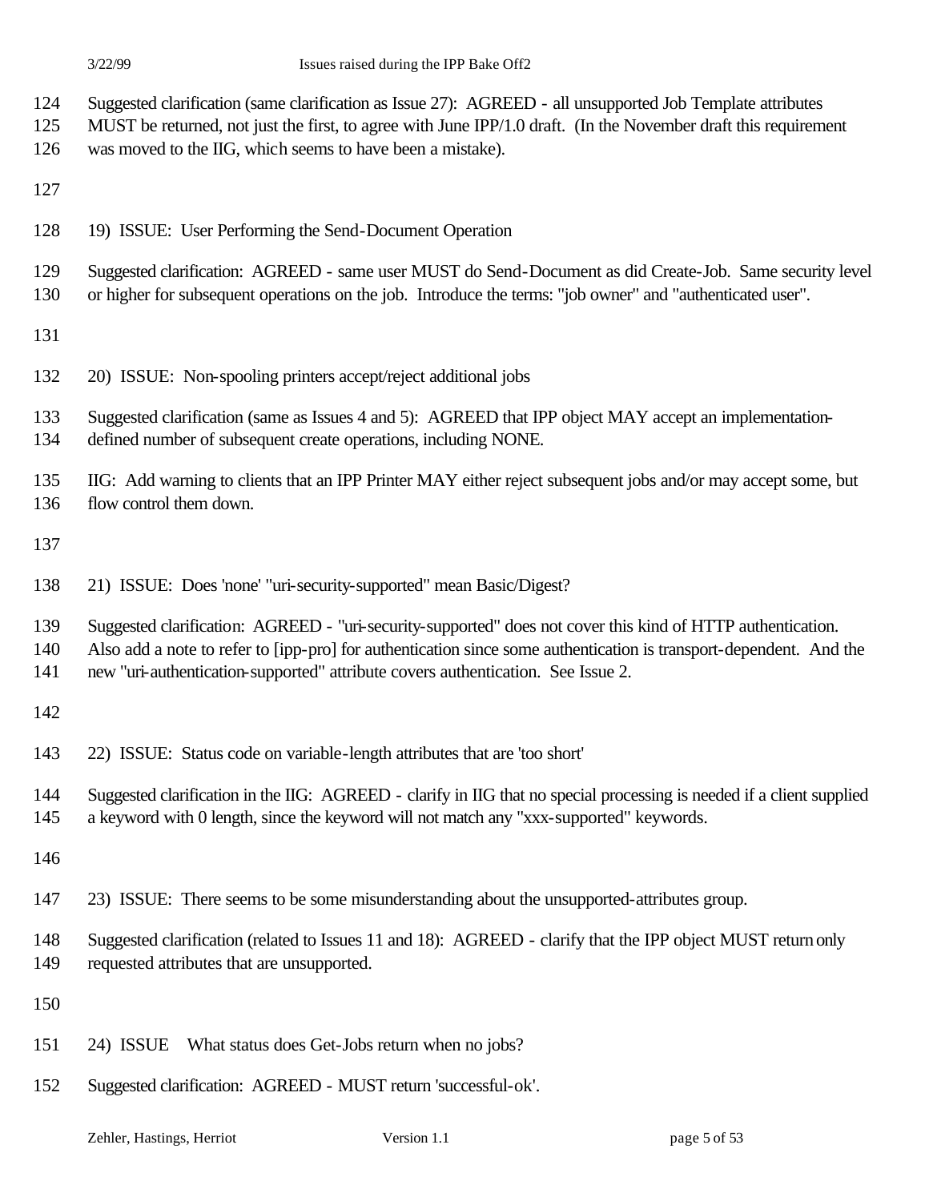Suggested clarification (same clarification as Issue 27): AGREED - all unsupported Job Template attributes MUST be returned, not just the first, to agree with June IPP/1.0 draft. (In the November draft this requirement was moved to the IIG, which seems to have been a mistake).

19) ISSUE: User Performing the Send-Document Operation

Suggested clarification: AGREED - same user MUST do Send-Document as did Create-Job. Same security level or higher for subsequent operations on the job. Introduce the terms: "job owner" and "authenticated user".

20) ISSUE: Non-spooling printers accept/reject additional jobs

Suggested clarification (same as Issues 4 and 5): AGREED that IPP object MAY accept an implementation-defined number of subsequent create operations, including NONE.

IIG: Add warning to clients that an IPP Printer MAY either reject subsequent jobs and/or may accept some, but flow control them down.

21) ISSUE: Does 'none' "uri-security-supported" mean Basic/Digest?

Suggested clarification: AGREED - "uri-security-supported" does not cover this kind of HTTP authentication. Also add a note to refer to [ipp-pro] for authentication since some authentication is transport-dependent. And the new "uri-authentication-supported" attribute covers authentication. See Issue 2.

22) ISSUE: Status code on variable-length attributes that are 'too short'

Suggested clarification in the IIG: AGREED - clarify in IIG that no special processing is needed if a client supplied a keyword with 0 length, since the keyword will not match any "xxx-supported" keywords.

23) ISSUE: There seems to be some misunderstanding about the unsupported-attributes group.

Suggested clarification (related to Issues 11 and 18): AGREED - clarify that the IPP object MUST return only requested attributes that are unsupported.

24) ISSUE What status does Get-Jobs return when no jobs?

Suggested clarification: AGREED - MUST return 'successful-ok'.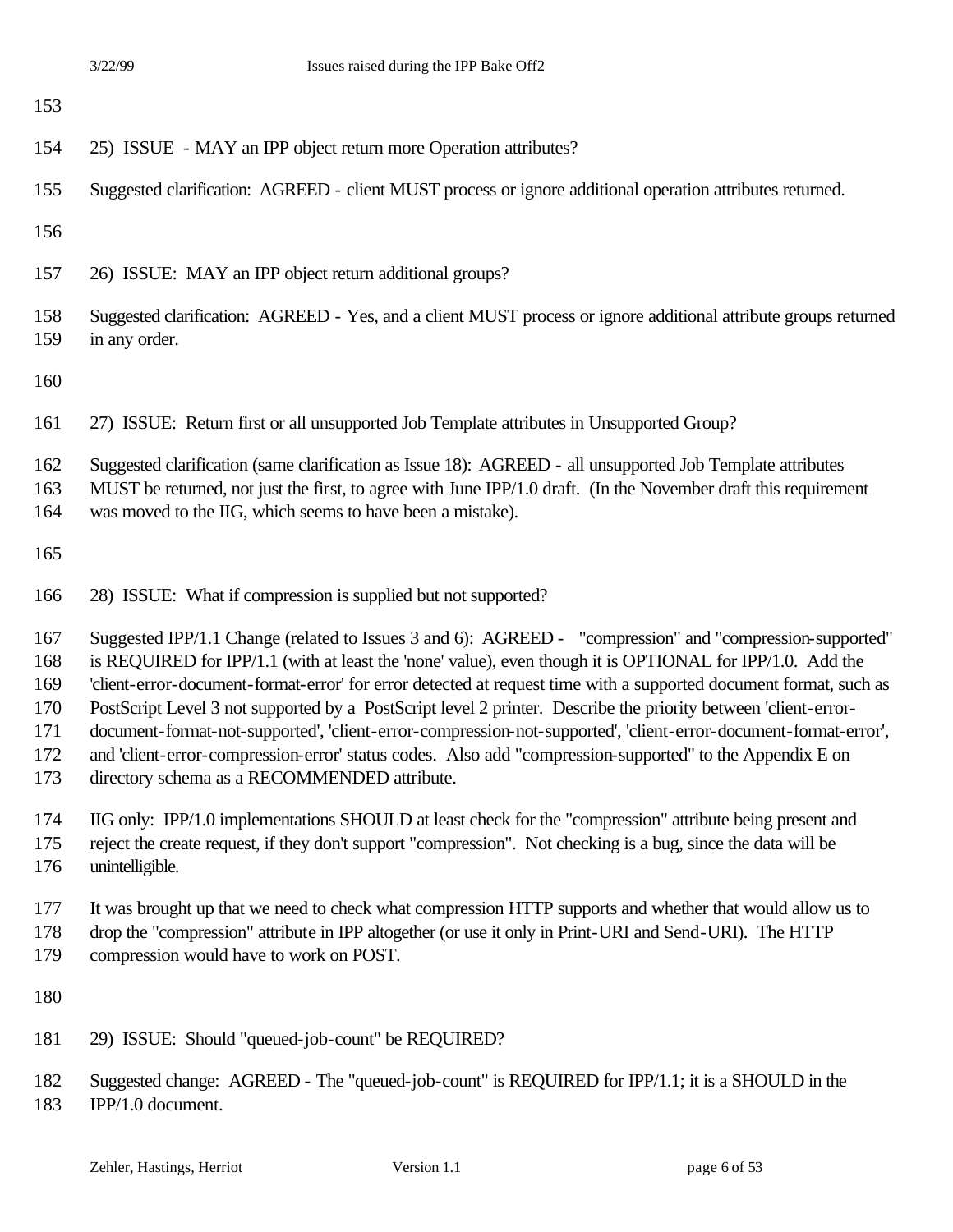25) ISSUE - MAY an IPP object return more Operation attributes?

Suggested clarification: AGREED - client MUST process or ignore additional operation attributes returned.

26) ISSUE: MAY an IPP object return additional groups?

Suggested clarification: AGREED - Yes, and a client MUST process or ignore additional attribute groups returned in any order.

27) ISSUE: Return first or all unsupported Job Template attributes in Unsupported Group?

Suggested clarification (same clarification as Issue 18): AGREED - all unsupported Job Template attributes MUST be returned, not just the first, to agree with June IPP/1.0 draft. (In the November draft this requirement was moved to the IIG, which seems to have been a mistake).

28) ISSUE: What if compression is supplied but not supported?

Suggested IPP/1.1 Change (related to Issues 3 and 6): AGREED - "compression" and "compression-supported" is REQUIRED for IPP/1.1 (with at least the 'none' value), even though it is OPTIONAL for IPP/1.0. Add the 'client-error-document-format-error' for error detected at request time with a supported document format, such as PostScript Level 3 not supported by a PostScript level 2 printer. Describe the priority between 'client-error-document-format-not-supported', 'client-error-compression-not-supported', 'client-error-document-format-error', and 'client-error-compression-error' status codes. Also add "compression-supported" to the Appendix E on directory schema as a RECOMMENDED attribute.

IIG only: IPP/1.0 implementations SHOULD at least check for the "compression" attribute being present and reject the create request, if they don't support "compression". Not checking is a bug, since the data will be unintelligible.

It was brought up that we need to check what compression HTTP supports and whether that would allow us to drop the "compression" attribute in IPP altogether (or use it only in Print-URI and Send-URI). The HTTP compression would have to work on POST.

29) ISSUE: Should "queued-job-count" be REQUIRED?

Suggested change: AGREED - The "queued-job-count" is REQUIRED for IPP/1.1; it is a SHOULD in the IPP/1.0 document.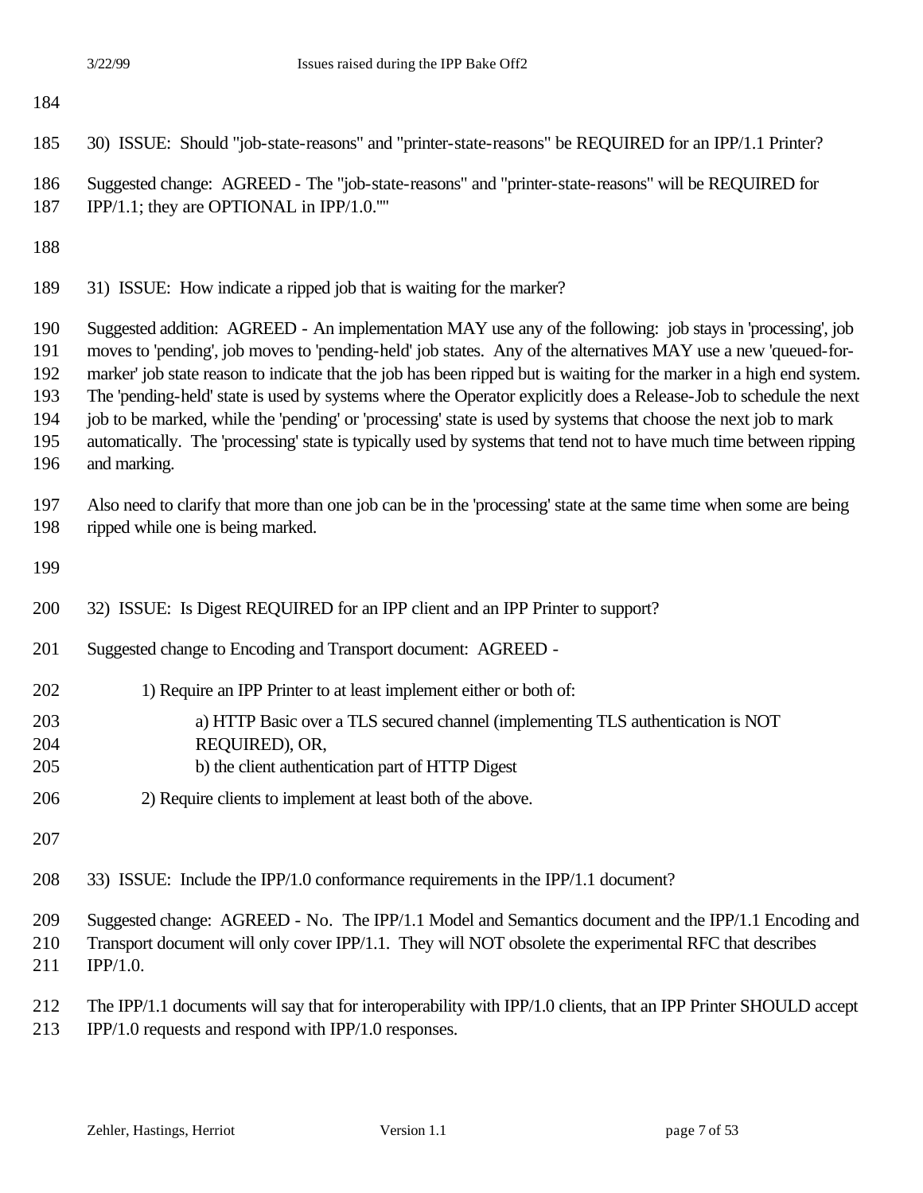30) ISSUE: Should "job-state-reasons" and "printer-state-reasons" be REQUIRED for an IPP/1.1 Printer?

Suggested change: AGREED - The "job-state-reasons" and "printer-state-reasons" will be REQUIRED for IPP/1.1; they are OPTIONAL in IPP/1.0.""

31) ISSUE: How indicate a ripped job that is waiting for the marker?

Suggested addition: AGREED - An implementation MAY use any of the following: job stays in 'processing', job moves to 'pending', job moves to 'pending-held' job states. Any of the alternatives MAY use a new 'queued-for-marker' job state reason to indicate that the job has been ripped but is waiting for the marker in a high end system. The 'pending-held' state is used by systems where the Operator explicitly does a Release-Job to schedule the next job to be marked, while the 'pending' or 'processing' state is used by systems that choose the next job to mark automatically. The 'processing' state is typically used by systems that tend not to have much time between ripping and marking.

Also need to clarify that more than one job can be in the 'processing' state at the same time when some are being ripped while one is being marked.

32) ISSUE: Is Digest REQUIRED for an IPP client and an IPP Printer to support?

Suggested change to Encoding and Transport document: AGREED -

1) Require an IPP Printer to at least implement either or both of:

    a) HTTP Basic over a TLS secured channel (implementing TLS authentication is NOT REQUIRED), OR,

    b) the client authentication part of HTTP Digest

2) Require clients to implement at least both of the above.

33) ISSUE: Include the IPP/1.0 conformance requirements in the IPP/1.1 document?

Suggested change: AGREED - No. The IPP/1.1 Model and Semantics document and the IPP/1.1 Encoding and Transport document will only cover IPP/1.1. They will NOT obsolete the experimental RFC that describes IPP/1.0.

The IPP/1.1 documents will say that for interoperability with IPP/1.0 clients, that an IPP Printer SHOULD accept IPP/1.0 requests and respond with IPP/1.0 responses.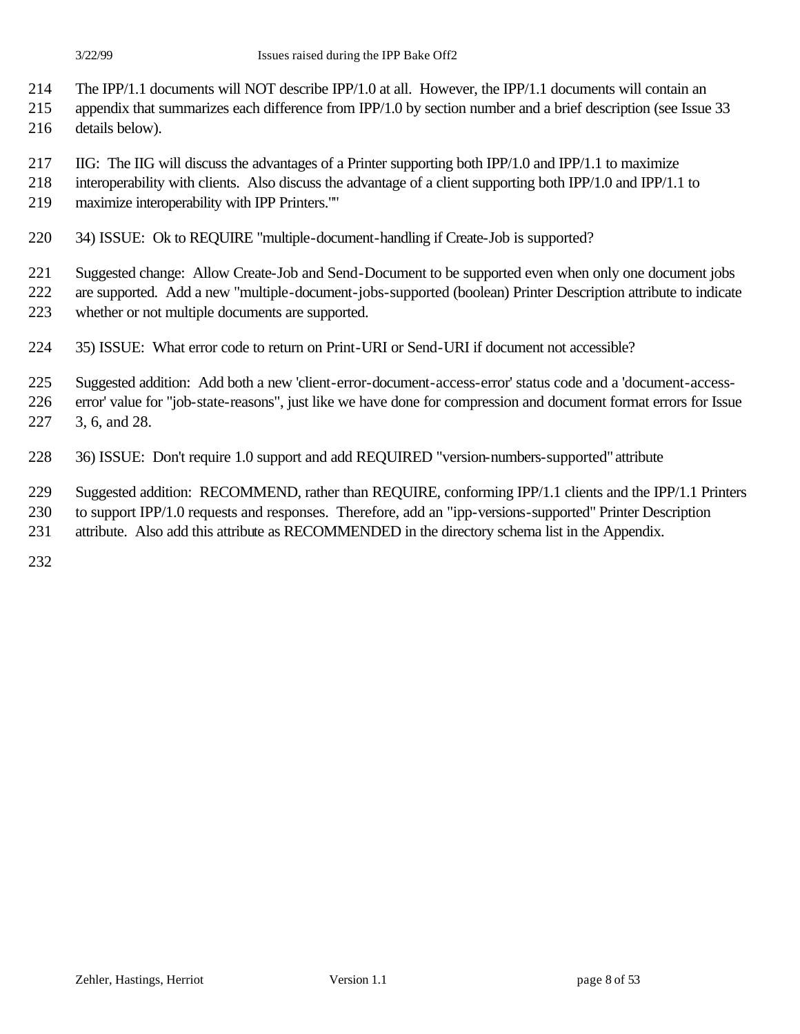The IPP/1.1 documents will NOT describe IPP/1.0 at all. However, the IPP/1.1 documents will contain an appendix that summarizes each difference from IPP/1.0 by section number and a brief description (see Issue 33 details below).

IIG: The IIG will discuss the advantages of a Printer supporting both IPP/1.0 and IPP/1.1 to maximize interoperability with clients. Also discuss the advantage of a client supporting both IPP/1.0 and IPP/1.1 to maximize interoperability with IPP Printers.""

34) ISSUE: Ok to REQUIRE "multiple-document-handling if Create-Job is supported?

Suggested change: Allow Create-Job and Send-Document to be supported even when only one document jobs are supported. Add a new "multiple-document-jobs-supported (boolean) Printer Description attribute to indicate whether or not multiple documents are supported.

35) ISSUE: What error code to return on Print-URI or Send-URI if document not accessible?

Suggested addition: Add both a new 'client-error-document-access-error' status code and a 'document-access-error' value for "job-state-reasons", just like we have done for compression and document format errors for Issue 3, 6, and 28.

36) ISSUE: Don't require 1.0 support and add REQUIRED "version-numbers-supported" attribute

Suggested addition: RECOMMEND, rather than REQUIRE, conforming IPP/1.1 clients and the IPP/1.1 Printers to support IPP/1.0 requests and responses. Therefore, add an "ipp-versions-supported" Printer Description attribute. Also add this attribute as RECOMMENDED in the directory schema list in the Appendix.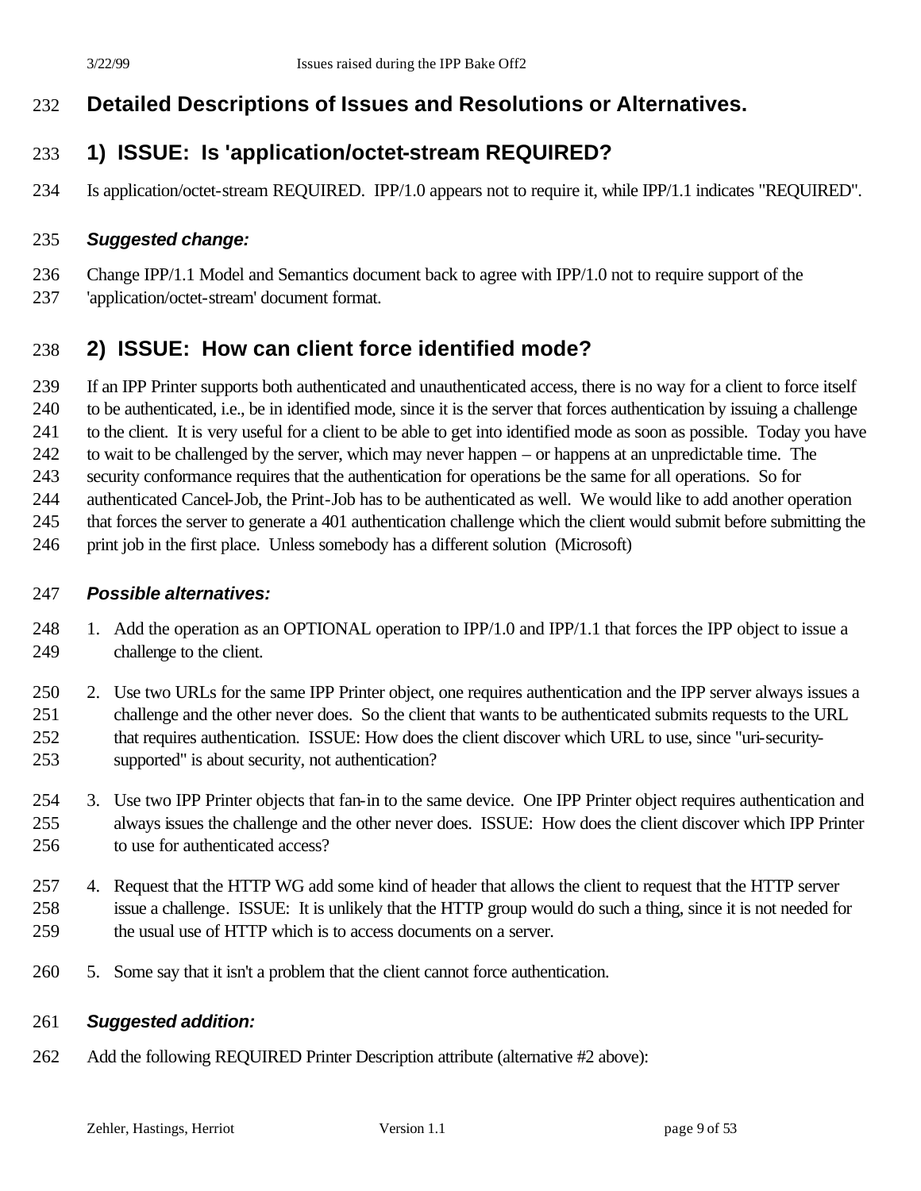# Detailed Descriptions of Issues and Resolutions or Alternatives.

## 1) ISSUE: Is 'application/octet-stream REQUIRED?

Is application/octet-stream REQUIRED. IPP/1.0 appears not to require it, while IPP/1.1 indicates "REQUIRED".

### *Suggested change:*

Change IPP/1.1 Model and Semantics document back to agree with IPP/1.0 not to require support of the 'application/octet-stream' document format.

## 2) ISSUE: How can client force identified mode?

If an IPP Printer supports both authenticated and unauthenticated access, there is no way for a client to force itself to be authenticated, i.e., be in identified mode, since it is the server that forces authentication by issuing a challenge to the client. It is very useful for a client to be able to get into identified mode as soon as possible. Today you have to wait to be challenged by the server, which may never happen – or happens at an unpredictable time. The security conformance requires that the authentication for operations be the same for all operations. So for authenticated Cancel-Job, the Print-Job has to be authenticated as well. We would like to add another operation that forces the server to generate a 401 authentication challenge which the client would submit before submitting the print job in the first place. Unless somebody has a different solution (Microsoft)

### *Possible alternatives:*

1. Add the operation as an OPTIONAL operation to IPP/1.0 and IPP/1.1 that forces the IPP object to issue a challenge to the client.
2. Use two URLs for the same IPP Printer object, one requires authentication and the IPP server always issues a challenge and the other never does. So the client that wants to be authenticated submits requests to the URL that requires authentication. ISSUE: How does the client discover which URL to use, since "uri-security-supported" is about security, not authentication?
3. Use two IPP Printer objects that fan-in to the same device. One IPP Printer object requires authentication and always issues the challenge and the other never does. ISSUE: How does the client discover which IPP Printer to use for authenticated access?
4. Request that the HTTP WG add some kind of header that allows the client to request that the HTTP server issue a challenge. ISSUE: It is unlikely that the HTTP group would do such a thing, since it is not needed for the usual use of HTTP which is to access documents on a server.
5. Some say that it isn't a problem that the client cannot force authentication.

### *Suggested addition:*

Add the following REQUIRED Printer Description attribute (alternative #2 above):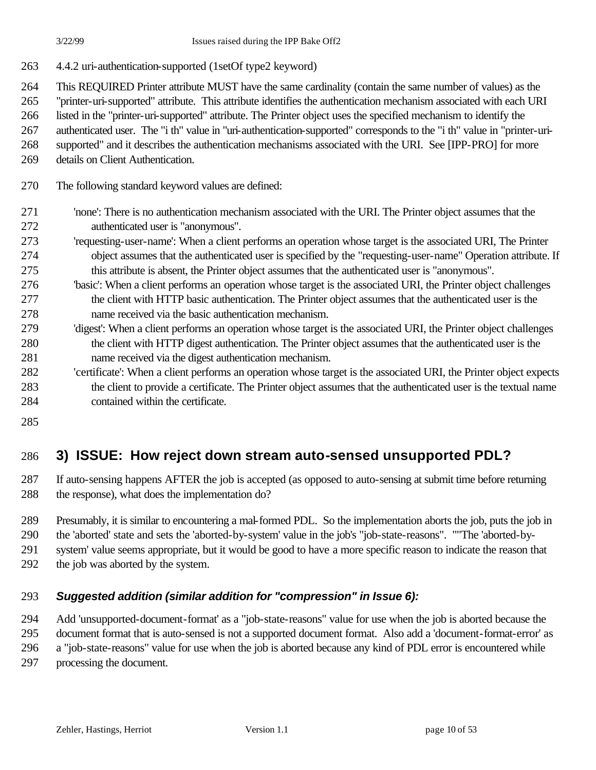4.4.2 uri-authentication-supported (1setOf type2 keyword)

This REQUIRED Printer attribute MUST have the same cardinality (contain the same number of values) as the "printer-uri-supported" attribute. This attribute identifies the authentication mechanism associated with each URI listed in the "printer-uri-supported" attribute. The Printer object uses the specified mechanism to identify the authenticated user. The "i th" value in "uri-authentication-supported" corresponds to the "i th" value in "printer-uri-supported" and it describes the authentication mechanisms associated with the URI. See [IPP-PRO] for more details on Client Authentication.

The following standard keyword values are defined:

'none': There is no authentication mechanism associated with the URI. The Printer object assumes that the authenticated user is "anonymous".

'requesting-user-name': When a client performs an operation whose target is the associated URI, The Printer object assumes that the authenticated user is specified by the "requesting-user-name" Operation attribute. If this attribute is absent, the Printer object assumes that the authenticated user is "anonymous".

'basic': When a client performs an operation whose target is the associated URI, the Printer object challenges the client with HTTP basic authentication. The Printer object assumes that the authenticated user is the name received via the basic authentication mechanism.

'digest': When a client performs an operation whose target is the associated URI, the Printer object challenges the client with HTTP digest authentication. The Printer object assumes that the authenticated user is the name received via the digest authentication mechanism.

'certificate': When a client performs an operation whose target is the associated URI, the Printer object expects the client to provide a certificate. The Printer object assumes that the authenticated user is the textual name contained within the certificate.

## 3) ISSUE: How reject down stream auto-sensed unsupported PDL?

If auto-sensing happens AFTER the job is accepted (as opposed to auto-sensing at submit time before returning the response), what does the implementation do?

Presumably, it is similar to encountering a mal-formed PDL. So the implementation aborts the job, puts the job in the 'aborted' state and sets the 'aborted-by-system' value in the job's "job-state-reasons". ""The 'aborted-by-system' value seems appropriate, but it would be good to have a more specific reason to indicate the reason that the job was aborted by the system.

### *Suggested addition (similar addition for "compression" in Issue 6):*

Add 'unsupported-document-format' as a "job-state-reasons" value for use when the job is aborted because the document format that is auto-sensed is not a supported document format. Also add a 'document-format-error' as a "job-state-reasons" value for use when the job is aborted because any kind of PDL error is encountered while processing the document.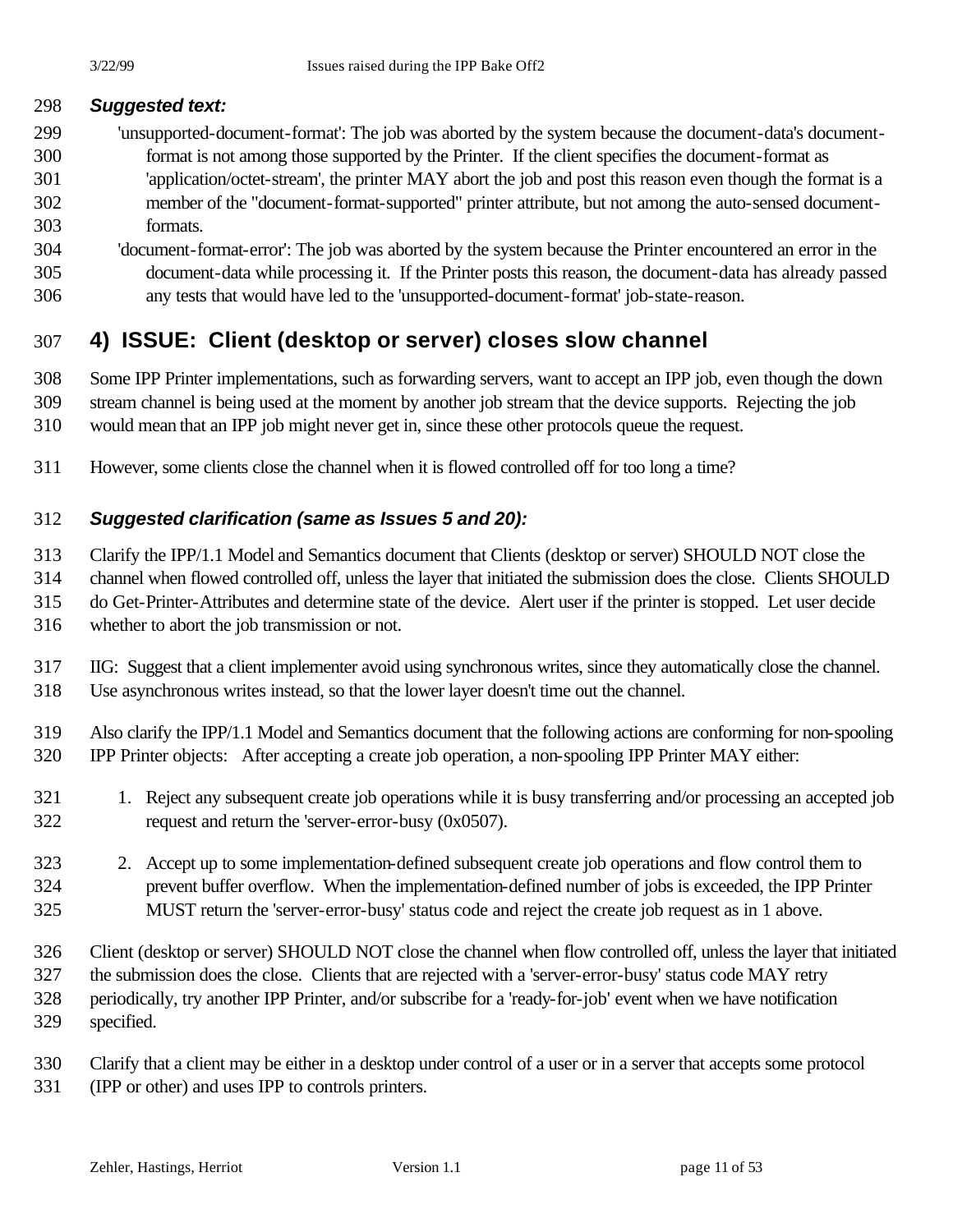***Suggested text:***

'unsupported-document-format': The job was aborted by the system because the document-data's document-format is not among those supported by the Printer. If the client specifies the document-format as 'application/octet-stream', the printer MAY abort the job and post this reason even though the format is a member of the "document-format-supported" printer attribute, but not among the auto-sensed document-formats.

'document-format-error': The job was aborted by the system because the Printer encountered an error in the document-data while processing it. If the Printer posts this reason, the document-data has already passed any tests that would have led to the 'unsupported-document-format' job-state-reason.

## 4) ISSUE: Client (desktop or server) closes slow channel

Some IPP Printer implementations, such as forwarding servers, want to accept an IPP job, even though the down stream channel is being used at the moment by another job stream that the device supports. Rejecting the job would mean that an IPP job might never get in, since these other protocols queue the request.

However, some clients close the channel when it is flowed controlled off for too long a time?

### *Suggested clarification (same as Issues 5 and 20):*

Clarify the IPP/1.1 Model and Semantics document that Clients (desktop or server) SHOULD NOT close the channel when flowed controlled off, unless the layer that initiated the submission does the close. Clients SHOULD do Get-Printer-Attributes and determine state of the device. Alert user if the printer is stopped. Let user decide whether to abort the job transmission or not.

IIG: Suggest that a client implementer avoid using synchronous writes, since they automatically close the channel. Use asynchronous writes instead, so that the lower layer doesn't time out the channel.

Also clarify the IPP/1.1 Model and Semantics document that the following actions are conforming for non-spooling IPP Printer objects: After accepting a create job operation, a non-spooling IPP Printer MAY either:

1. Reject any subsequent create job operations while it is busy transferring and/or processing an accepted job request and return the 'server-error-busy (0x0507).
2. Accept up to some implementation-defined subsequent create job operations and flow control them to prevent buffer overflow. When the implementation-defined number of jobs is exceeded, the IPP Printer MUST return the 'server-error-busy' status code and reject the create job request as in 1 above.

Client (desktop or server) SHOULD NOT close the channel when flow controlled off, unless the layer that initiated the submission does the close. Clients that are rejected with a 'server-error-busy' status code MAY retry periodically, try another IPP Printer, and/or subscribe for a 'ready-for-job' event when we have notification specified.

Clarify that a client may be either in a desktop under control of a user or in a server that accepts some protocol (IPP or other) and uses IPP to controls printers.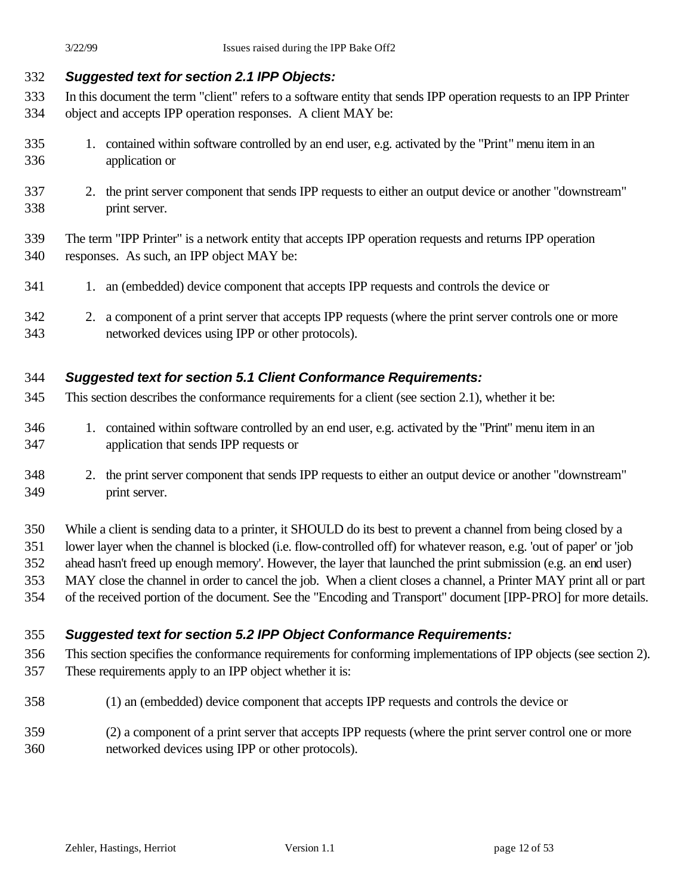### *Suggested text for section 2.1 IPP Objects:*

In this document the term "client" refers to a software entity that sends IPP operation requests to an IPP Printer object and accepts IPP operation responses. A client MAY be:

1. contained within software controlled by an end user, e.g. activated by the "Print" menu item in an application or
2. the print server component that sends IPP requests to either an output device or another "downstream" print server.

The term "IPP Printer" is a network entity that accepts IPP operation requests and returns IPP operation responses. As such, an IPP object MAY be:

1. an (embedded) device component that accepts IPP requests and controls the device or
2. a component of a print server that accepts IPP requests (where the print server controls one or more networked devices using IPP or other protocols).

### *Suggested text for section 5.1 Client Conformance Requirements:*

This section describes the conformance requirements for a client (see section 2.1), whether it be:

1. contained within software controlled by an end user, e.g. activated by the "Print" menu item in an application that sends IPP requests or
2. the print server component that sends IPP requests to either an output device or another "downstream" print server.

While a client is sending data to a printer, it SHOULD do its best to prevent a channel from being closed by a lower layer when the channel is blocked (i.e. flow-controlled off) for whatever reason, e.g. 'out of paper' or 'job ahead hasn't freed up enough memory'. However, the layer that launched the print submission (e.g. an end user) MAY close the channel in order to cancel the job. When a client closes a channel, a Printer MAY print all or part of the received portion of the document. See the "Encoding and Transport" document [IPP-PRO] for more details.

### *Suggested text for section 5.2 IPP Object Conformance Requirements:*

This section specifies the conformance requirements for conforming implementations of IPP objects (see section 2). These requirements apply to an IPP object whether it is:

(1) an (embedded) device component that accepts IPP requests and controls the device or

(2) a component of a print server that accepts IPP requests (where the print server control one or more networked devices using IPP or other protocols).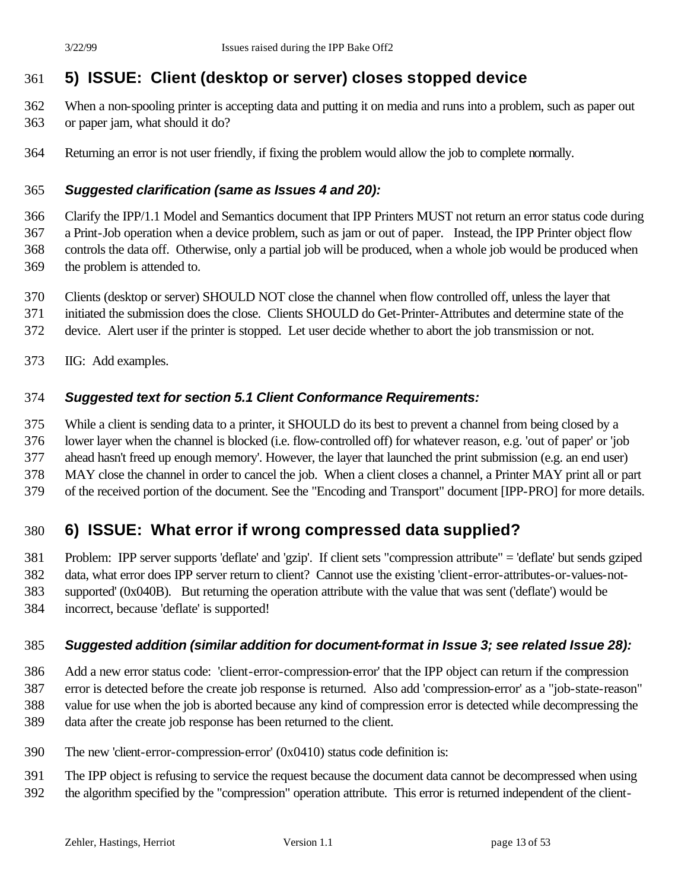## 5) ISSUE: Client (desktop or server) closes stopped device

When a non-spooling printer is accepting data and putting it on media and runs into a problem, such as paper out or paper jam, what should it do?

Returning an error is not user friendly, if fixing the problem would allow the job to complete normally.

### *Suggested clarification (same as Issues 4 and 20):*

Clarify the IPP/1.1 Model and Semantics document that IPP Printers MUST not return an error status code during a Print-Job operation when a device problem, such as jam or out of paper. Instead, the IPP Printer object flow controls the data off. Otherwise, only a partial job will be produced, when a whole job would be produced when the problem is attended to.

Clients (desktop or server) SHOULD NOT close the channel when flow controlled off, unless the layer that initiated the submission does the close. Clients SHOULD do Get-Printer-Attributes and determine state of the device. Alert user if the printer is stopped. Let user decide whether to abort the job transmission or not.

IIG: Add examples.

### *Suggested text for section 5.1 Client Conformance Requirements:*

While a client is sending data to a printer, it SHOULD do its best to prevent a channel from being closed by a lower layer when the channel is blocked (i.e. flow-controlled off) for whatever reason, e.g. 'out of paper' or 'job ahead hasn't freed up enough memory'. However, the layer that launched the print submission (e.g. an end user) MAY close the channel in order to cancel the job. When a client closes a channel, a Printer MAY print all or part of the received portion of the document. See the "Encoding and Transport" document [IPP-PRO] for more details.

## 6) ISSUE: What error if wrong compressed data supplied?

Problem: IPP server supports 'deflate' and 'gzip'. If client sets "compression attribute" = 'deflate' but sends gziped data, what error does IPP server return to client? Cannot use the existing 'client-error-attributes-or-values-not-supported' (0x040B). But returning the operation attribute with the value that was sent ('deflate') would be incorrect, because 'deflate' is supported!

### *Suggested addition (similar addition for document-format in Issue 3; see related Issue 28):*

Add a new error status code: 'client-error-compression-error' that the IPP object can return if the compression error is detected before the create job response is returned. Also add 'compression-error' as a "job-state-reason" value for use when the job is aborted because any kind of compression error is detected while decompressing the data after the create job response has been returned to the client.

The new 'client-error-compression-error' (0x0410) status code definition is:

The IPP object is refusing to service the request because the document data cannot be decompressed when using the algorithm specified by the "compression" operation attribute. This error is returned independent of the client-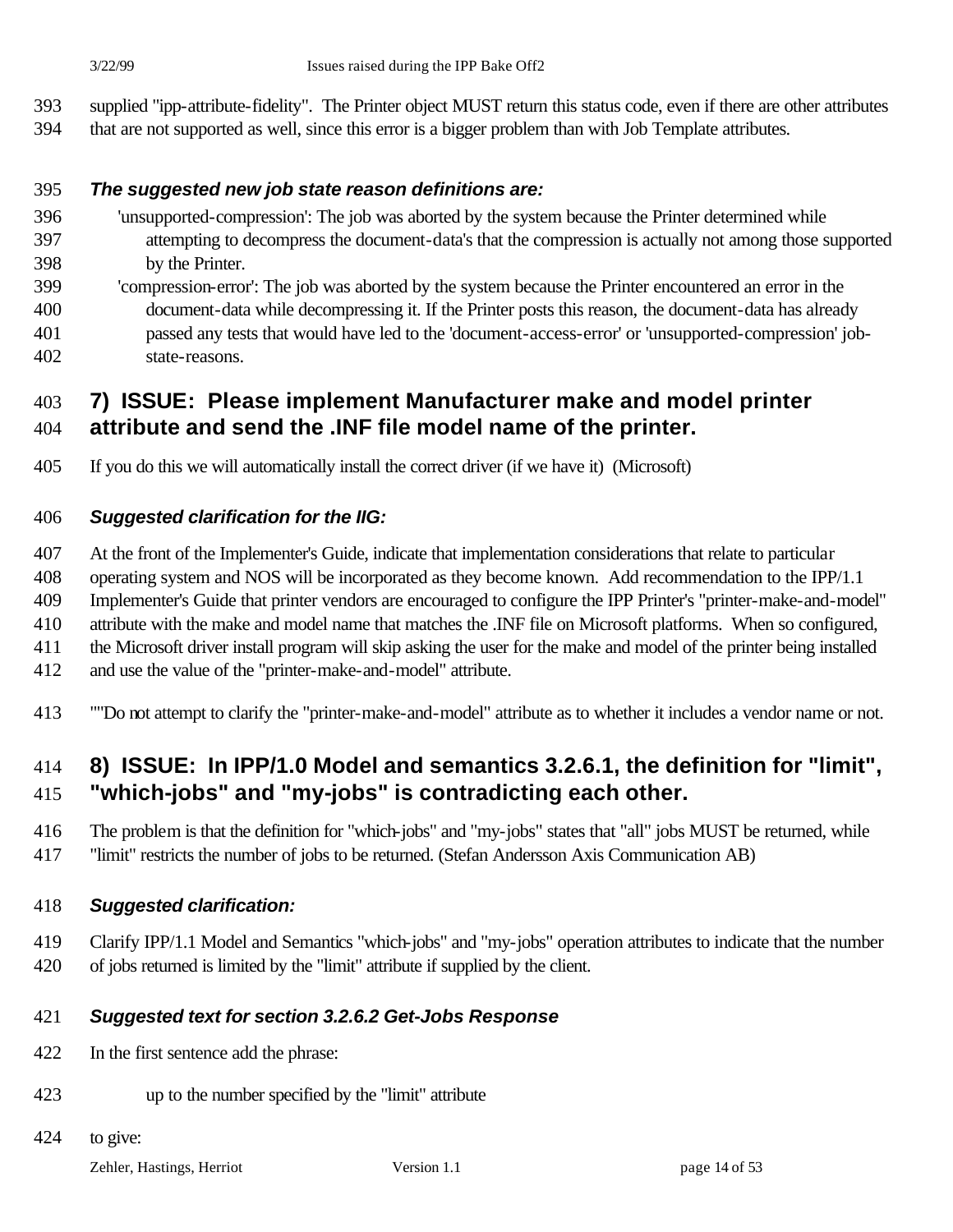supplied "ipp-attribute-fidelity". The Printer object MUST return this status code, even if there are other attributes that are not supported as well, since this error is a bigger problem than with Job Template attributes.

***The suggested new job state reason definitions are:***

'unsupported-compression': The job was aborted by the system because the Printer determined while attempting to decompress the document-data's that the compression is actually not among those supported by the Printer.

'compression-error': The job was aborted by the system because the Printer encountered an error in the document-data while decompressing it. If the Printer posts this reason, the document-data has already passed any tests that would have led to the 'document-access-error' or 'unsupported-compression' job-state-reasons.

## 7) ISSUE: Please implement Manufacturer make and model printer attribute and send the .INF file model name of the printer.

If you do this we will automatically install the correct driver (if we have it) (Microsoft)

***Suggested clarification for the IIG:***

At the front of the Implementer's Guide, indicate that implementation considerations that relate to particular operating system and NOS will be incorporated as they become known. Add recommendation to the IPP/1.1 Implementer's Guide that printer vendors are encouraged to configure the IPP Printer's "printer-make-and-model" attribute with the make and model name that matches the .INF file on Microsoft platforms. When so configured, the Microsoft driver install program will skip asking the user for the make and model of the printer being installed and use the value of the "printer-make-and-model" attribute.

""Do not attempt to clarify the "printer-make-and-model" attribute as to whether it includes a vendor name or not.

## 8) ISSUE: In IPP/1.0 Model and semantics 3.2.6.1, the definition for "limit", "which-jobs" and "my-jobs" is contradicting each other.

The problem is that the definition for "which-jobs" and "my-jobs" states that "all" jobs MUST be returned, while "limit" restricts the number of jobs to be returned. (Stefan Andersson Axis Communication AB)

***Suggested clarification:***

Clarify IPP/1.1 Model and Semantics "which-jobs" and "my-jobs" operation attributes to indicate that the number of jobs returned is limited by the "limit" attribute if supplied by the client.

***Suggested text for section 3.2.6.2 Get-Jobs Response***

In the first sentence add the phrase:

up to the number specified by the "limit" attribute

to give: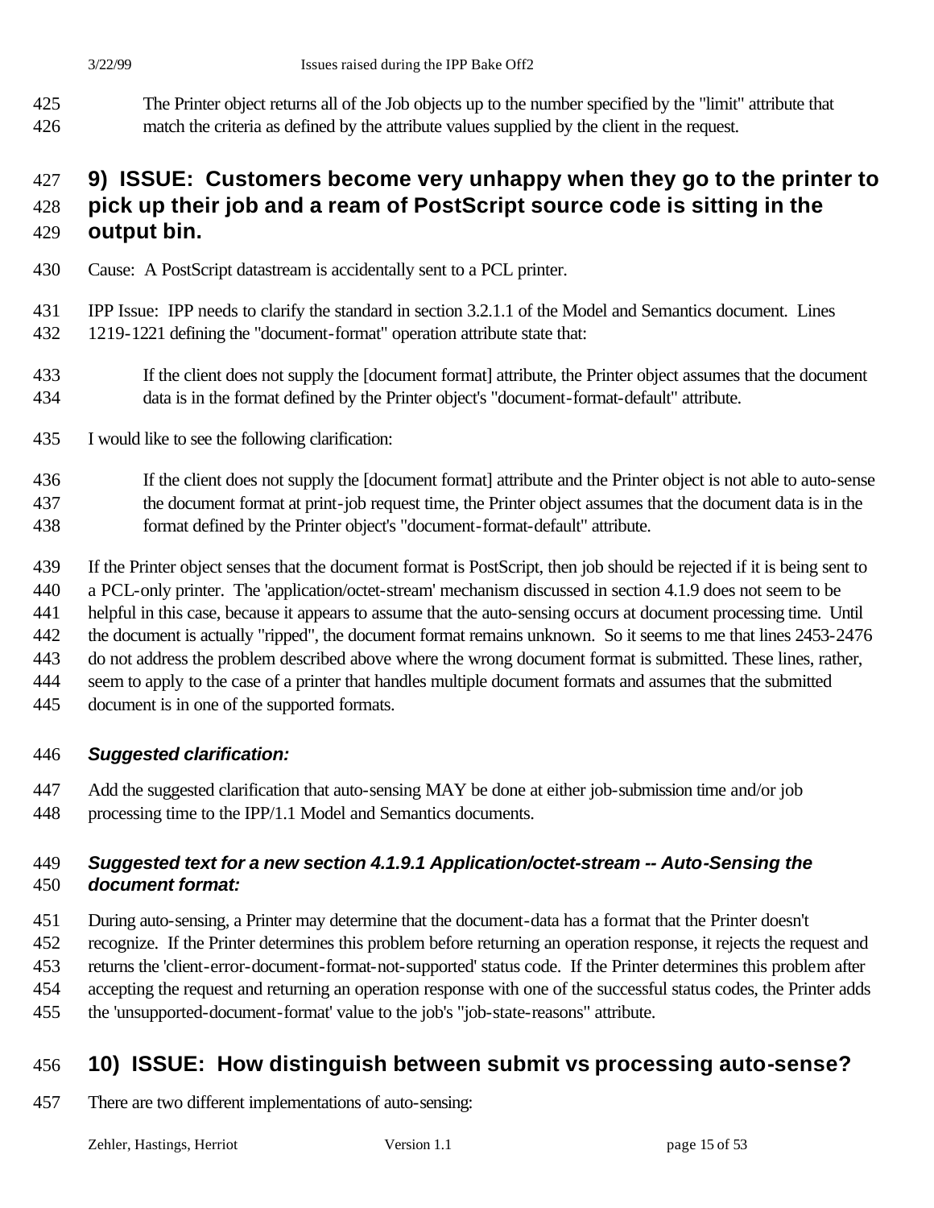The Printer object returns all of the Job objects up to the number specified by the "limit" attribute that match the criteria as defined by the attribute values supplied by the client in the request.

## 9) ISSUE: Customers become very unhappy when they go to the printer to pick up their job and a ream of PostScript source code is sitting in the output bin.

Cause: A PostScript datastream is accidentally sent to a PCL printer.

IPP Issue: IPP needs to clarify the standard in section 3.2.1.1 of the Model and Semantics document. Lines 1219-1221 defining the "document-format" operation attribute state that:

> If the client does not supply the [document format] attribute, the Printer object assumes that the document data is in the format defined by the Printer object's "document-format-default" attribute.

I would like to see the following clarification:

> If the client does not supply the [document format] attribute and the Printer object is not able to auto-sense the document format at print-job request time, the Printer object assumes that the document data is in the format defined by the Printer object's "document-format-default" attribute.

If the Printer object senses that the document format is PostScript, then job should be rejected if it is being sent to a PCL-only printer. The 'application/octet-stream' mechanism discussed in section 4.1.9 does not seem to be helpful in this case, because it appears to assume that the auto-sensing occurs at document processing time. Until the document is actually "ripped", the document format remains unknown. So it seems to me that lines 2453-2476 do not address the problem described above where the wrong document format is submitted. These lines, rather, seem to apply to the case of a printer that handles multiple document formats and assumes that the submitted document is in one of the supported formats.

### *Suggested clarification:*

Add the suggested clarification that auto-sensing MAY be done at either job-submission time and/or job processing time to the IPP/1.1 Model and Semantics documents.

### *Suggested text for a new section 4.1.9.1 Application/octet-stream -- Auto-Sensing the document format:*

During auto-sensing, a Printer may determine that the document-data has a format that the Printer doesn't recognize. If the Printer determines this problem before returning an operation response, it rejects the request and returns the 'client-error-document-format-not-supported' status code. If the Printer determines this problem after accepting the request and returning an operation response with one of the successful status codes, the Printer adds the 'unsupported-document-format' value to the job's "job-state-reasons" attribute.

## 10) ISSUE: How distinguish between submit vs processing auto-sense?

There are two different implementations of auto-sensing: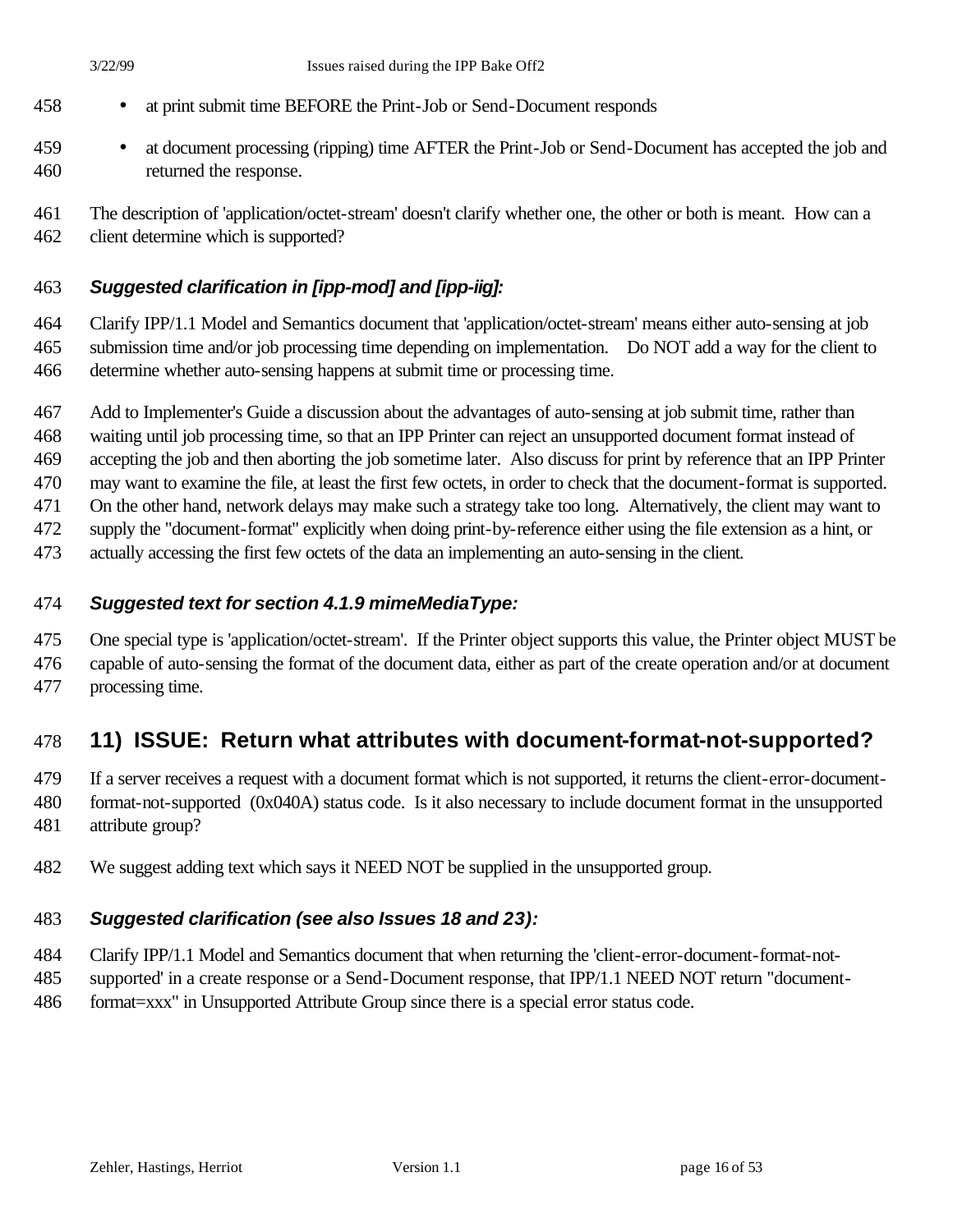- at print submit time BEFORE the Print-Job or Send-Document responds
- at document processing (ripping) time AFTER the Print-Job or Send-Document has accepted the job and returned the response.

The description of 'application/octet-stream' doesn't clarify whether one, the other or both is meant. How can a client determine which is supported?

### *Suggested clarification in [ipp-mod] and [ipp-iig]:*

Clarify IPP/1.1 Model and Semantics document that 'application/octet-stream' means either auto-sensing at job submission time and/or job processing time depending on implementation. Do NOT add a way for the client to determine whether auto-sensing happens at submit time or processing time.

Add to Implementer's Guide a discussion about the advantages of auto-sensing at job submit time, rather than waiting until job processing time, so that an IPP Printer can reject an unsupported document format instead of accepting the job and then aborting the job sometime later. Also discuss for print by reference that an IPP Printer may want to examine the file, at least the first few octets, in order to check that the document-format is supported. On the other hand, network delays may make such a strategy take too long. Alternatively, the client may want to supply the "document-format" explicitly when doing print-by-reference either using the file extension as a hint, or actually accessing the first few octets of the data an implementing an auto-sensing in the client.

### *Suggested text for section 4.1.9 mimeMediaType:*

One special type is 'application/octet-stream'. If the Printer object supports this value, the Printer object MUST be capable of auto-sensing the format of the document data, either as part of the create operation and/or at document processing time.

## 11) ISSUE: Return what attributes with document-format-not-supported?

If a server receives a request with a document format which is not supported, it returns the client-error-document-format-not-supported (0x040A) status code. Is it also necessary to include document format in the unsupported attribute group?

We suggest adding text which says it NEED NOT be supplied in the unsupported group.

### *Suggested clarification (see also Issues 18 and 23):*

Clarify IPP/1.1 Model and Semantics document that when returning the 'client-error-document-format-not-supported' in a create response or a Send-Document response, that IPP/1.1 NEED NOT return "document-format=xxx" in Unsupported Attribute Group since there is a special error status code.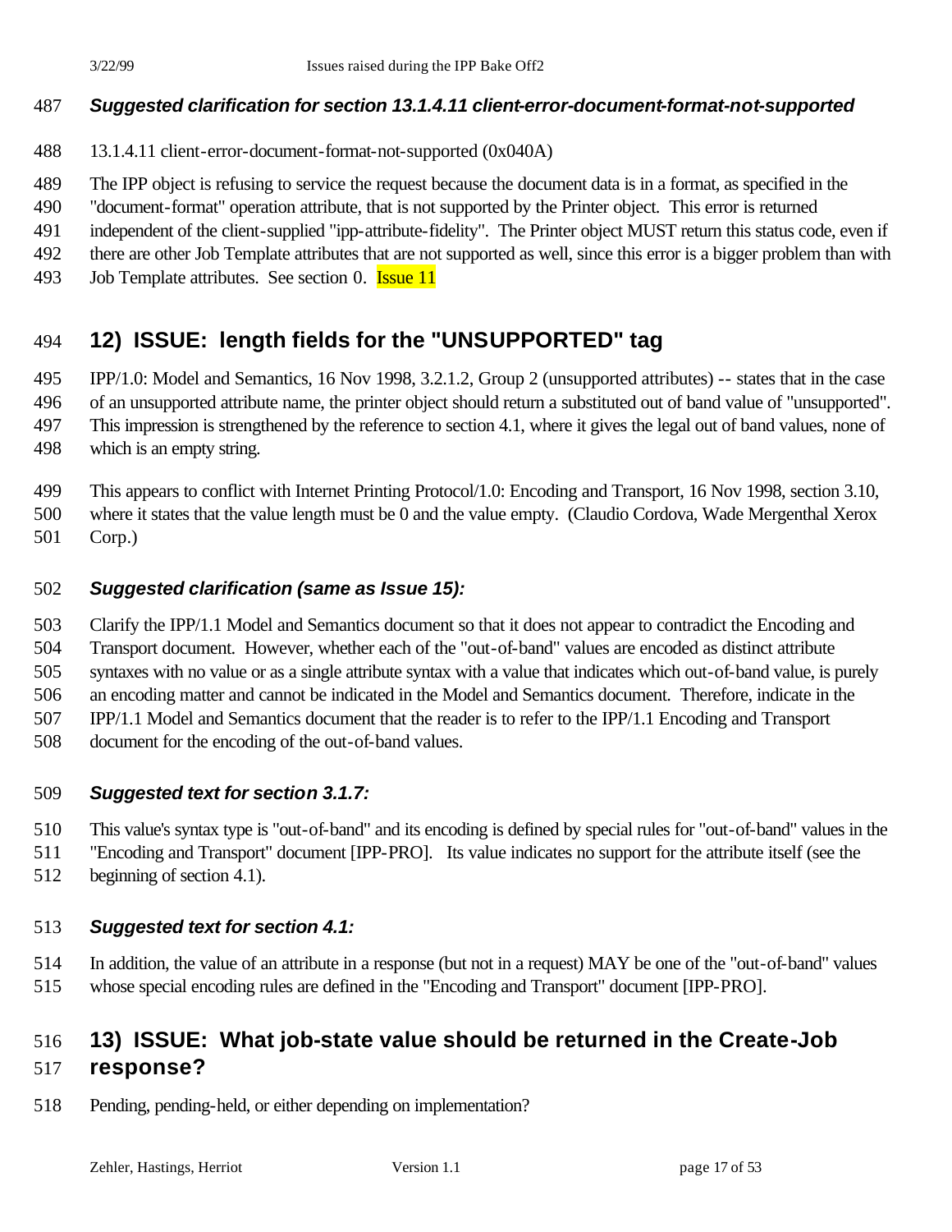### *Suggested clarification for section 13.1.4.11 client-error-document-format-not-supported*

13.1.4.11 client-error-document-format-not-supported (0x040A)

The IPP object is refusing to service the request because the document data is in a format, as specified in the "document-format" operation attribute, that is not supported by the Printer object. This error is returned independent of the client-supplied "ipp-attribute-fidelity". The Printer object MUST return this status code, even if there are other Job Template attributes that are not supported as well, since this error is a bigger problem than with Job Template attributes. See section 0. Issue 11

## 12) ISSUE: length fields for the "UNSUPPORTED" tag

IPP/1.0: Model and Semantics, 16 Nov 1998, 3.2.1.2, Group 2 (unsupported attributes) -- states that in the case of an unsupported attribute name, the printer object should return a substituted out of band value of "unsupported". This impression is strengthened by the reference to section 4.1, where it gives the legal out of band values, none of which is an empty string.

This appears to conflict with Internet Printing Protocol/1.0: Encoding and Transport, 16 Nov 1998, section 3.10, where it states that the value length must be 0 and the value empty. (Claudio Cordova, Wade Mergenthal Xerox Corp.)

### *Suggested clarification (same as Issue 15):*

Clarify the IPP/1.1 Model and Semantics document so that it does not appear to contradict the Encoding and Transport document. However, whether each of the "out-of-band" values are encoded as distinct attribute syntaxes with no value or as a single attribute syntax with a value that indicates which out-of-band value, is purely an encoding matter and cannot be indicated in the Model and Semantics document. Therefore, indicate in the IPP/1.1 Model and Semantics document that the reader is to refer to the IPP/1.1 Encoding and Transport document for the encoding of the out-of-band values.

### *Suggested text for section 3.1.7:*

This value's syntax type is "out-of-band" and its encoding is defined by special rules for "out-of-band" values in the "Encoding and Transport" document [IPP-PRO]. Its value indicates no support for the attribute itself (see the beginning of section 4.1).

### *Suggested text for section 4.1:*

In addition, the value of an attribute in a response (but not in a request) MAY be one of the "out-of-band" values whose special encoding rules are defined in the "Encoding and Transport" document [IPP-PRO].

## 13) ISSUE: What job-state value should be returned in the Create-Job response?

Pending, pending-held, or either depending on implementation?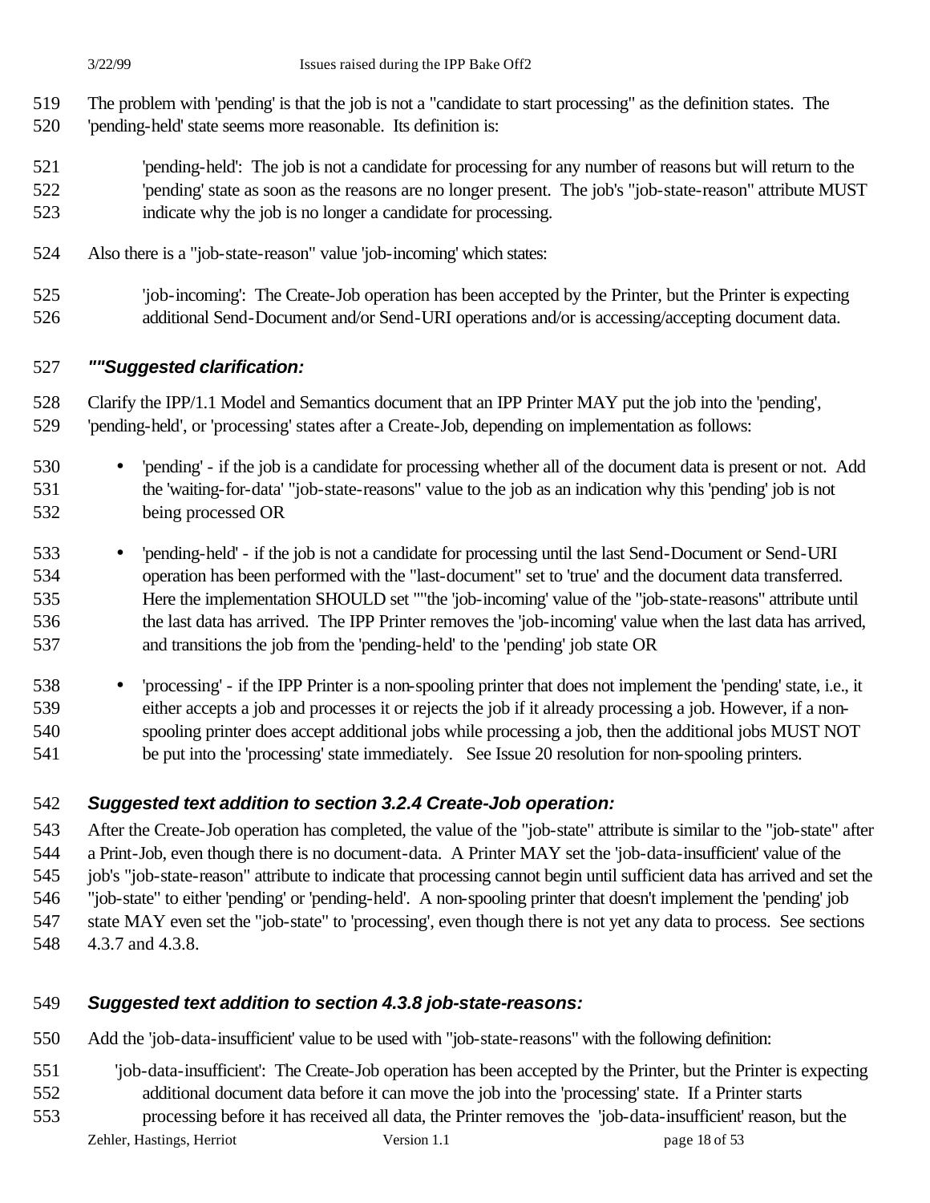The problem with 'pending' is that the job is not a "candidate to start processing" as the definition states. The 'pending-held' state seems more reasonable. Its definition is:

> 'pending-held': The job is not a candidate for processing for any number of reasons but will return to the 'pending' state as soon as the reasons are no longer present. The job's "job-state-reason" attribute MUST indicate why the job is no longer a candidate for processing.

Also there is a "job-state-reason" value 'job-incoming' which states:

> 'job-incoming': The Create-Job operation has been accepted by the Printer, but the Printer is expecting additional Send-Document and/or Send-URI operations and/or is accessing/accepting document data.

### ""Suggested clarification:

Clarify the IPP/1.1 Model and Semantics document that an IPP Printer MAY put the job into the 'pending', 'pending-held', or 'processing' states after a Create-Job, depending on implementation as follows:

- 'pending' - if the job is a candidate for processing whether all of the document data is present or not. Add the 'waiting-for-data' "job-state-reasons" value to the job as an indication why this 'pending' job is not being processed OR
- 'pending-held' - if the job is not a candidate for processing until the last Send-Document or Send-URI operation has been performed with the "last-document" set to 'true' and the document data transferred. Here the implementation SHOULD set ""the 'job-incoming' value of the "job-state-reasons" attribute until the last data has arrived. The IPP Printer removes the 'job-incoming' value when the last data has arrived, and transitions the job from the 'pending-held' to the 'pending' job state OR
- 'processing' - if the IPP Printer is a non-spooling printer that does not implement the 'pending' state, i.e., it either accepts a job and processes it or rejects the job if it already processing a job. However, if a non-spooling printer does accept additional jobs while processing a job, then the additional jobs MUST NOT be put into the 'processing' state immediately. See Issue 20 resolution for non-spooling printers.

### Suggested text addition to section 3.2.4 Create-Job operation:

After the Create-Job operation has completed, the value of the "job-state" attribute is similar to the "job-state" after a Print-Job, even though there is no document-data. A Printer MAY set the 'job-data-insufficient' value of the job's "job-state-reason" attribute to indicate that processing cannot begin until sufficient data has arrived and set the "job-state" to either 'pending' or 'pending-held'. A non-spooling printer that doesn't implement the 'pending' job state MAY even set the "job-state" to 'processing', even though there is not yet any data to process. See sections 4.3.7 and 4.3.8.

### Suggested text addition to section 4.3.8 job-state-reasons:

Add the 'job-data-insufficient' value to be used with "job-state-reasons" with the following definition:

> 'job-data-insufficient': The Create-Job operation has been accepted by the Printer, but the Printer is expecting additional document data before it can move the job into the 'processing' state. If a Printer starts processing before it has received all data, the Printer removes the 'job-data-insufficient' reason, but the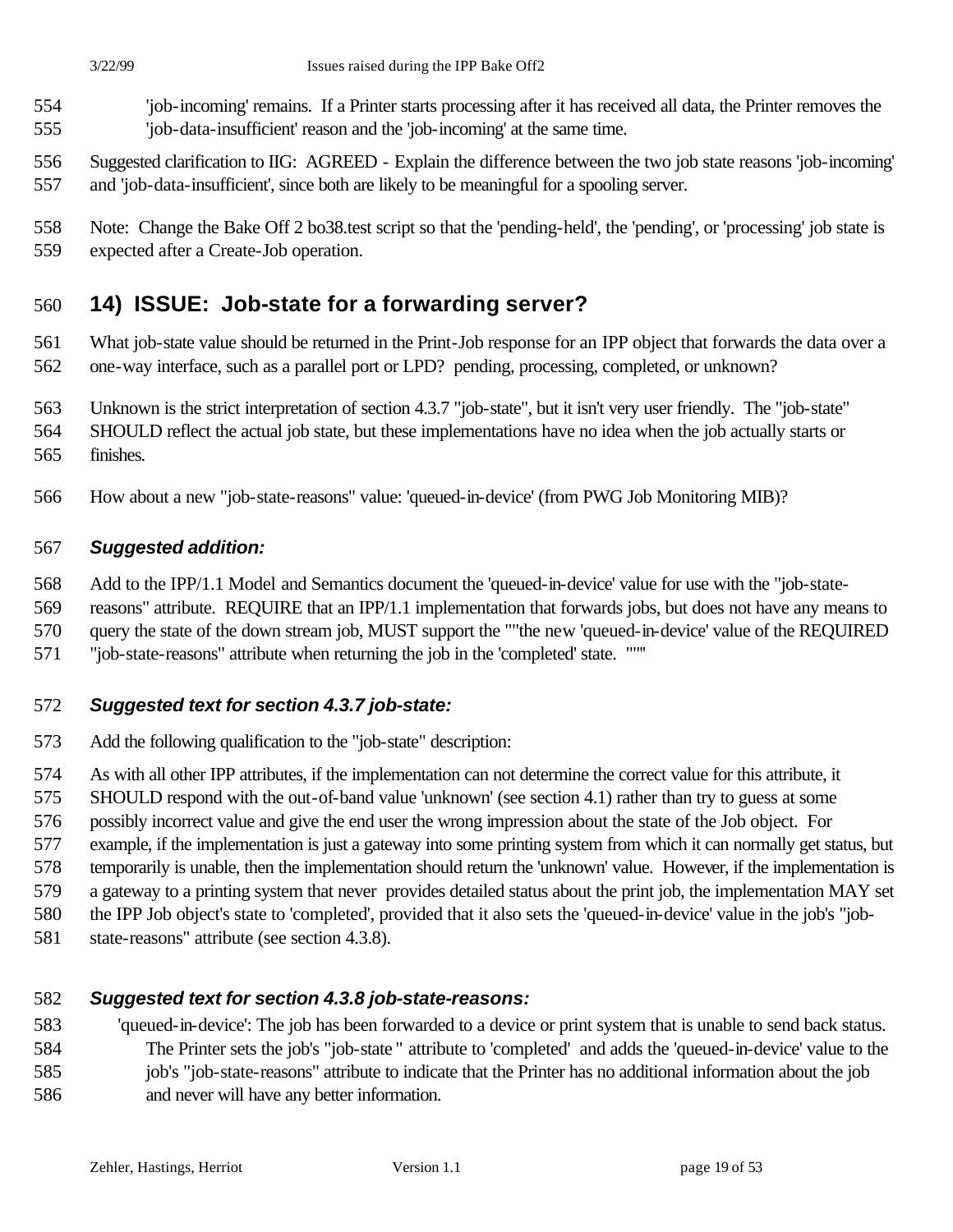'job-incoming' remains. If a Printer starts processing after it has received all data, the Printer removes the 'job-data-insufficient' reason and the 'job-incoming' at the same time.

Suggested clarification to IIG: AGREED - Explain the difference between the two job state reasons 'job-incoming' and 'job-data-insufficient', since both are likely to be meaningful for a spooling server.

Note: Change the Bake Off 2 bo38.test script so that the 'pending-held', the 'pending', or 'processing' job state is expected after a Create-Job operation.

## 14) ISSUE: Job-state for a forwarding server?

What job-state value should be returned in the Print-Job response for an IPP object that forwards the data over a one-way interface, such as a parallel port or LPD? pending, processing, completed, or unknown?

Unknown is the strict interpretation of section 4.3.7 "job-state", but it isn't very user friendly. The "job-state" SHOULD reflect the actual job state, but these implementations have no idea when the job actually starts or finishes.

How about a new "job-state-reasons" value: 'queued-in-device' (from PWG Job Monitoring MIB)?

### *Suggested addition:*

Add to the IPP/1.1 Model and Semantics document the 'queued-in-device' value for use with the "job-state-reasons" attribute. REQUIRE that an IPP/1.1 implementation that forwards jobs, but does not have any means to query the state of the down stream job, MUST support the ""the new 'queued-in-device' value of the REQUIRED "job-state-reasons" attribute when returning the job in the 'completed' state. """

### *Suggested text for section 4.3.7 job-state:*

Add the following qualification to the "job-state" description:

As with all other IPP attributes, if the implementation can not determine the correct value for this attribute, it SHOULD respond with the out-of-band value 'unknown' (see section 4.1) rather than try to guess at some possibly incorrect value and give the end user the wrong impression about the state of the Job object. For example, if the implementation is just a gateway into some printing system from which it can normally get status, but temporarily is unable, then the implementation should return the 'unknown' value. However, if the implementation is a gateway to a printing system that never provides detailed status about the print job, the implementation MAY set the IPP Job object's state to 'completed', provided that it also sets the 'queued-in-device' value in the job's "job-state-reasons" attribute (see section 4.3.8).

### *Suggested text for section 4.3.8 job-state-reasons:*

'queued-in-device': The job has been forwarded to a device or print system that is unable to send back status. The Printer sets the job's "job-state " attribute to 'completed' and adds the 'queued-in-device' value to the job's "job-state-reasons" attribute to indicate that the Printer has no additional information about the job and never will have any better information.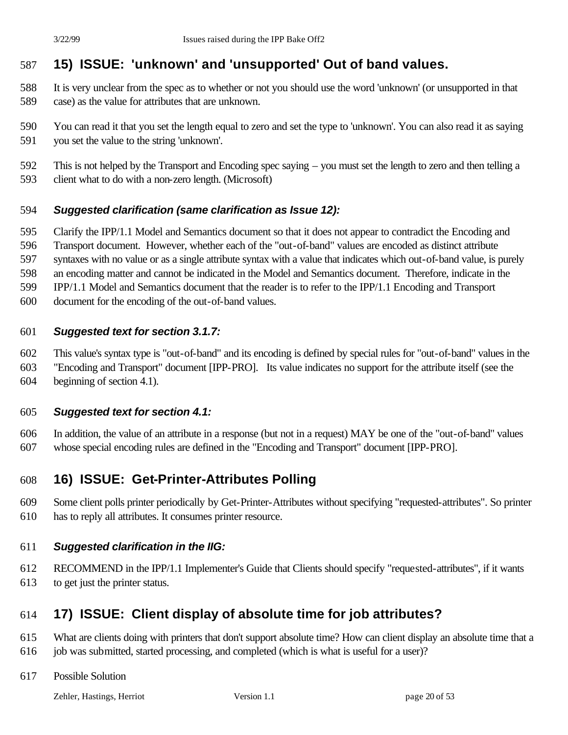## 15) ISSUE: 'unknown' and 'unsupported' Out of band values.

It is very unclear from the spec as to whether or not you should use the word 'unknown' (or unsupported in that case) as the value for attributes that are unknown.

You can read it that you set the length equal to zero and set the type to 'unknown'. You can also read it as saying you set the value to the string 'unknown'.

This is not helped by the Transport and Encoding spec saying – you must set the length to zero and then telling a client what to do with a non-zero length. (Microsoft)

### *Suggested clarification (same clarification as Issue 12):*

Clarify the IPP/1.1 Model and Semantics document so that it does not appear to contradict the Encoding and Transport document. However, whether each of the "out-of-band" values are encoded as distinct attribute syntaxes with no value or as a single attribute syntax with a value that indicates which out-of-band value, is purely an encoding matter and cannot be indicated in the Model and Semantics document. Therefore, indicate in the IPP/1.1 Model and Semantics document that the reader is to refer to the IPP/1.1 Encoding and Transport document for the encoding of the out-of-band values.

### *Suggested text for section 3.1.7:*

This value's syntax type is "out-of-band" and its encoding is defined by special rules for "out-of-band" values in the "Encoding and Transport" document [IPP-PRO]. Its value indicates no support for the attribute itself (see the beginning of section 4.1).

### *Suggested text for section 4.1:*

In addition, the value of an attribute in a response (but not in a request) MAY be one of the "out-of-band" values whose special encoding rules are defined in the "Encoding and Transport" document [IPP-PRO].

## 16) ISSUE: Get-Printer-Attributes Polling

Some client polls printer periodically by Get-Printer-Attributes without specifying "requested-attributes". So printer has to reply all attributes. It consumes printer resource.

### *Suggested clarification in the IIG:*

RECOMMEND in the IPP/1.1 Implementer's Guide that Clients should specify "requested-attributes", if it wants to get just the printer status.

## 17) ISSUE: Client display of absolute time for job attributes?

What are clients doing with printers that don't support absolute time? How can client display an absolute time that a job was submitted, started processing, and completed (which is what is useful for a user)?

Possible Solution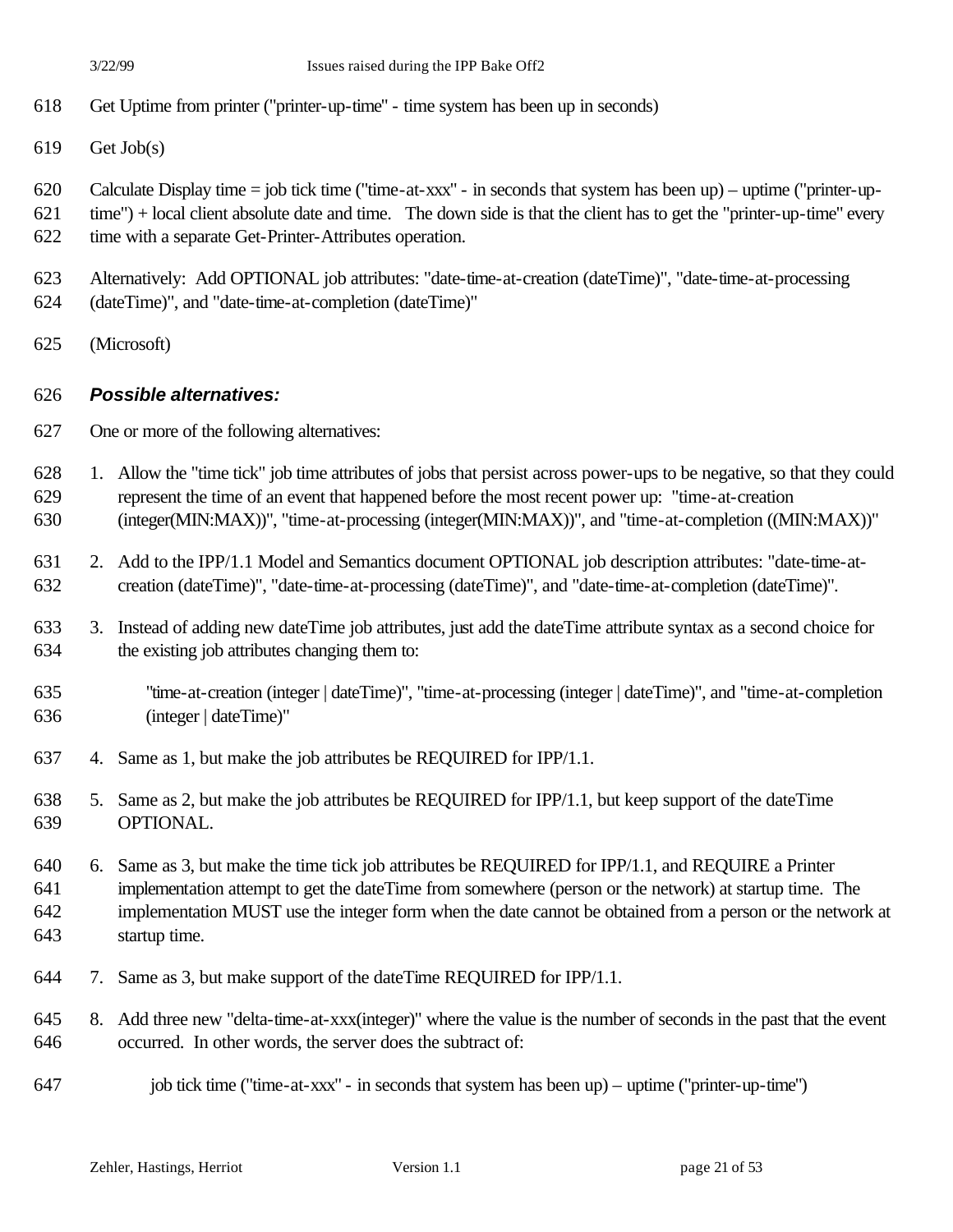Get Uptime from printer ("printer-up-time" - time system has been up in seconds)

Get Job(s)

Calculate Display time = job tick time ("time-at-xxx" - in seconds that system has been up) – uptime ("printer-up-time") + local client absolute date and time. The down side is that the client has to get the "printer-up-time" every time with a separate Get-Printer-Attributes operation.

Alternatively: Add OPTIONAL job attributes: "date-time-at-creation (dateTime)", "date-time-at-processing (dateTime)", and "date-time-at-completion (dateTime)"

(Microsoft)

### *Possible alternatives:*

One or more of the following alternatives:

1. Allow the "time tick" job time attributes of jobs that persist across power-ups to be negative, so that they could represent the time of an event that happened before the most recent power up: "time-at-creation (integer(MIN:MAX))", "time-at-processing (integer(MIN:MAX))", and "time-at-completion ((MIN:MAX))"
2. Add to the IPP/1.1 Model and Semantics document OPTIONAL job description attributes: "date-time-at-creation (dateTime)", "date-time-at-processing (dateTime)", and "date-time-at-completion (dateTime)".
3. Instead of adding new dateTime job attributes, just add the dateTime attribute syntax as a second choice for the existing job attributes changing them to:

   "time-at-creation (integer | dateTime)", "time-at-processing (integer | dateTime)", and "time-at-completion (integer | dateTime)"
4. Same as 1, but make the job attributes be REQUIRED for IPP/1.1.
5. Same as 2, but make the job attributes be REQUIRED for IPP/1.1, but keep support of the dateTime OPTIONAL.
6. Same as 3, but make the time tick job attributes be REQUIRED for IPP/1.1, and REQUIRE a Printer implementation attempt to get the dateTime from somewhere (person or the network) at startup time. The implementation MUST use the integer form when the date cannot be obtained from a person or the network at startup time.
7. Same as 3, but make support of the dateTime REQUIRED for IPP/1.1.
8. Add three new "delta-time-at-xxx(integer)" where the value is the number of seconds in the past that the event occurred. In other words, the server does the subtract of:

   job tick time ("time-at-xxx" - in seconds that system has been up) – uptime ("printer-up-time")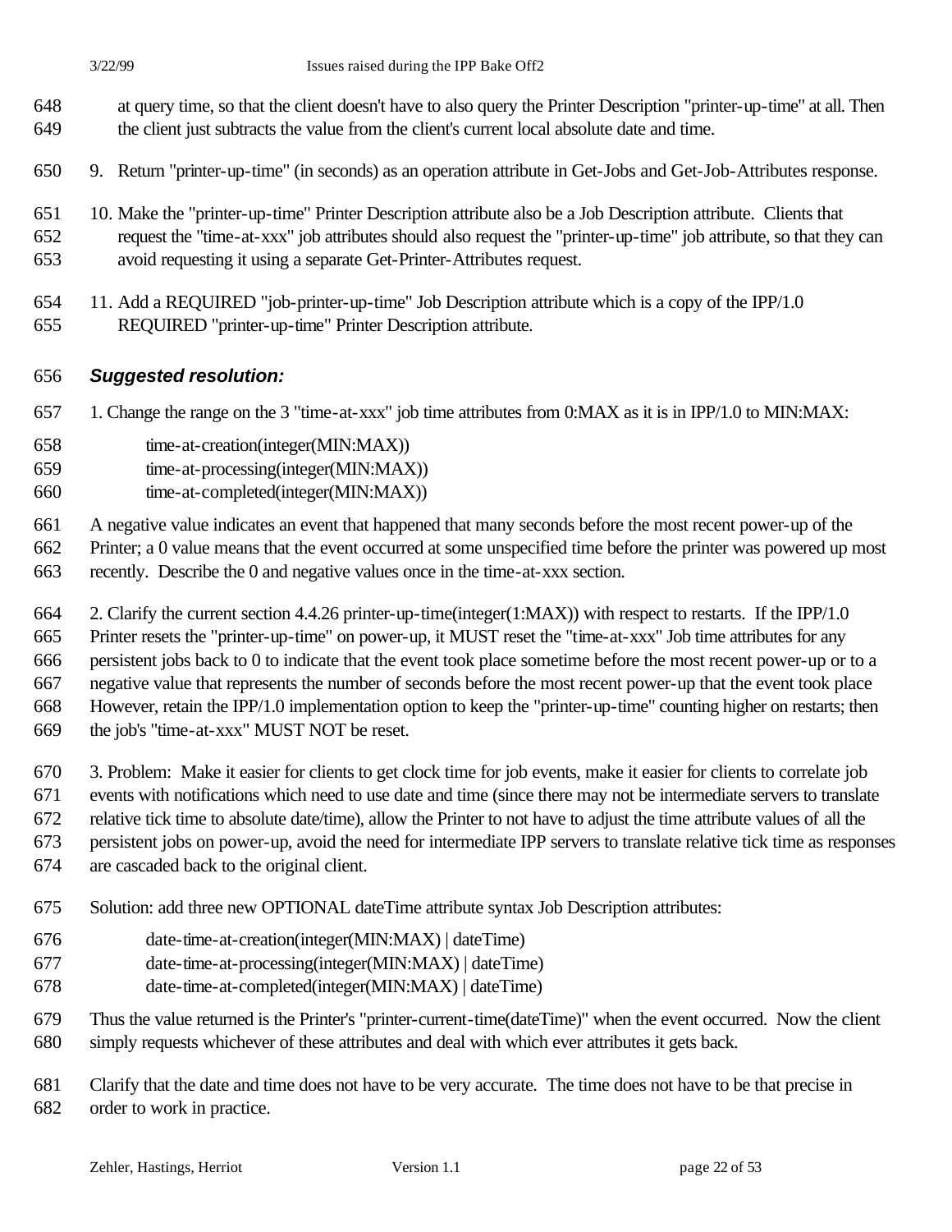at query time, so that the client doesn't have to also query the Printer Description "printer-up-time" at all. Then the client just subtracts the value from the client's current local absolute date and time.

9. Return "printer-up-time" (in seconds) as an operation attribute in Get-Jobs and Get-Job-Attributes response.

10. Make the "printer-up-time" Printer Description attribute also be a Job Description attribute. Clients that request the "time-at-xxx" job attributes should also request the "printer-up-time" job attribute, so that they can avoid requesting it using a separate Get-Printer-Attributes request.

11. Add a REQUIRED "job-printer-up-time" Job Description attribute which is a copy of the IPP/1.0 REQUIRED "printer-up-time" Printer Description attribute.

### *Suggested resolution:*

1. Change the range on the 3 "time-at-xxx" job time attributes from 0:MAX as it is in IPP/1.0 to MIN:MAX:

    time-at-creation(integer(MIN:MAX))
    time-at-processing(integer(MIN:MAX))
    time-at-completed(integer(MIN:MAX))

A negative value indicates an event that happened that many seconds before the most recent power-up of the Printer; a 0 value means that the event occurred at some unspecified time before the printer was powered up most recently. Describe the 0 and negative values once in the time-at-xxx section.

2. Clarify the current section 4.4.26 printer-up-time(integer(1:MAX)) with respect to restarts. If the IPP/1.0 Printer resets the "printer-up-time" on power-up, it MUST reset the "time-at-xxx" Job time attributes for any persistent jobs back to 0 to indicate that the event took place sometime before the most recent power-up or to a negative value that represents the number of seconds before the most recent power-up that the event took place However, retain the IPP/1.0 implementation option to keep the "printer-up-time" counting higher on restarts; then the job's "time-at-xxx" MUST NOT be reset.

3. Problem: Make it easier for clients to get clock time for job events, make it easier for clients to correlate job events with notifications which need to use date and time (since there may not be intermediate servers to translate relative tick time to absolute date/time), allow the Printer to not have to adjust the time attribute values of all the persistent jobs on power-up, avoid the need for intermediate IPP servers to translate relative tick time as responses are cascaded back to the original client.

Solution: add three new OPTIONAL dateTime attribute syntax Job Description attributes:

    date-time-at-creation(integer(MIN:MAX) | dateTime)
    date-time-at-processing(integer(MIN:MAX) | dateTime)
    date-time-at-completed(integer(MIN:MAX) | dateTime)

Thus the value returned is the Printer's "printer-current-time(dateTime)" when the event occurred. Now the client simply requests whichever of these attributes and deal with which ever attributes it gets back.

Clarify that the date and time does not have to be very accurate. The time does not have to be that precise in order to work in practice.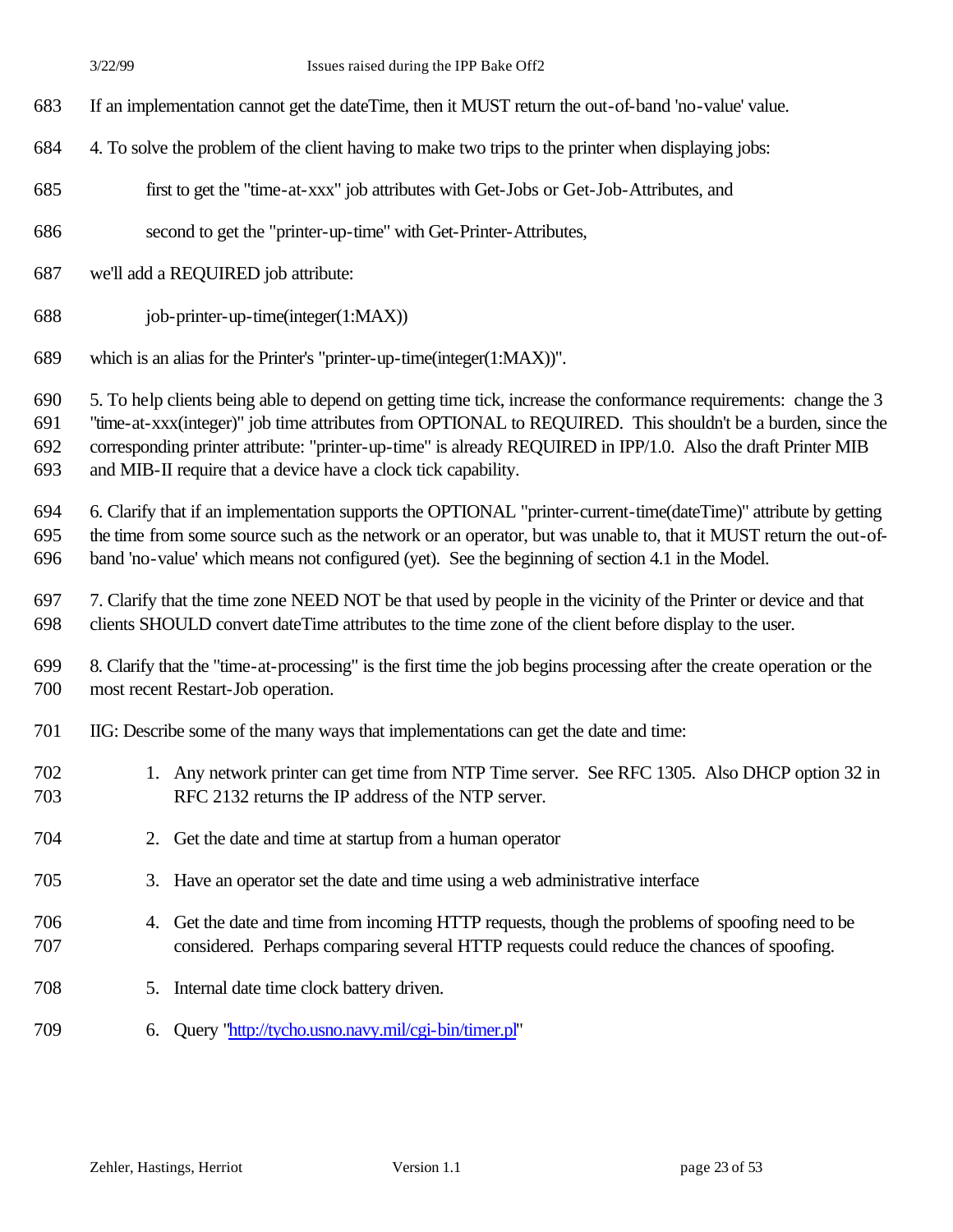If an implementation cannot get the dateTime, then it MUST return the out-of-band 'no-value' value.

4. To solve the problem of the client having to make two trips to the printer when displaying jobs:

first to get the "time-at-xxx" job attributes with Get-Jobs or Get-Job-Attributes, and

second to get the "printer-up-time" with Get-Printer-Attributes,

we'll add a REQUIRED job attribute:

job-printer-up-time(integer(1:MAX))

which is an alias for the Printer's "printer-up-time(integer(1:MAX))".

5. To help clients being able to depend on getting time tick, increase the conformance requirements: change the 3 "time-at-xxx(integer)" job time attributes from OPTIONAL to REQUIRED. This shouldn't be a burden, since the corresponding printer attribute: "printer-up-time" is already REQUIRED in IPP/1.0. Also the draft Printer MIB and MIB-II require that a device have a clock tick capability.

6. Clarify that if an implementation supports the OPTIONAL "printer-current-time(dateTime)" attribute by getting the time from some source such as the network or an operator, but was unable to, that it MUST return the out-of-band 'no-value' which means not configured (yet). See the beginning of section 4.1 in the Model.

7. Clarify that the time zone NEED NOT be that used by people in the vicinity of the Printer or device and that clients SHOULD convert dateTime attributes to the time zone of the client before display to the user.

8. Clarify that the "time-at-processing" is the first time the job begins processing after the create operation or the most recent Restart-Job operation.

IIG: Describe some of the many ways that implementations can get the date and time:

1. Any network printer can get time from NTP Time server. See RFC 1305. Also DHCP option 32 in RFC 2132 returns the IP address of the NTP server.
2. Get the date and time at startup from a human operator
3. Have an operator set the date and time using a web administrative interface
4. Get the date and time from incoming HTTP requests, though the problems of spoofing need to be considered. Perhaps comparing several HTTP requests could reduce the chances of spoofing.
5. Internal date time clock battery driven.
6. Query "http://tycho.usno.navy.mil/cgi-bin/timer.pl"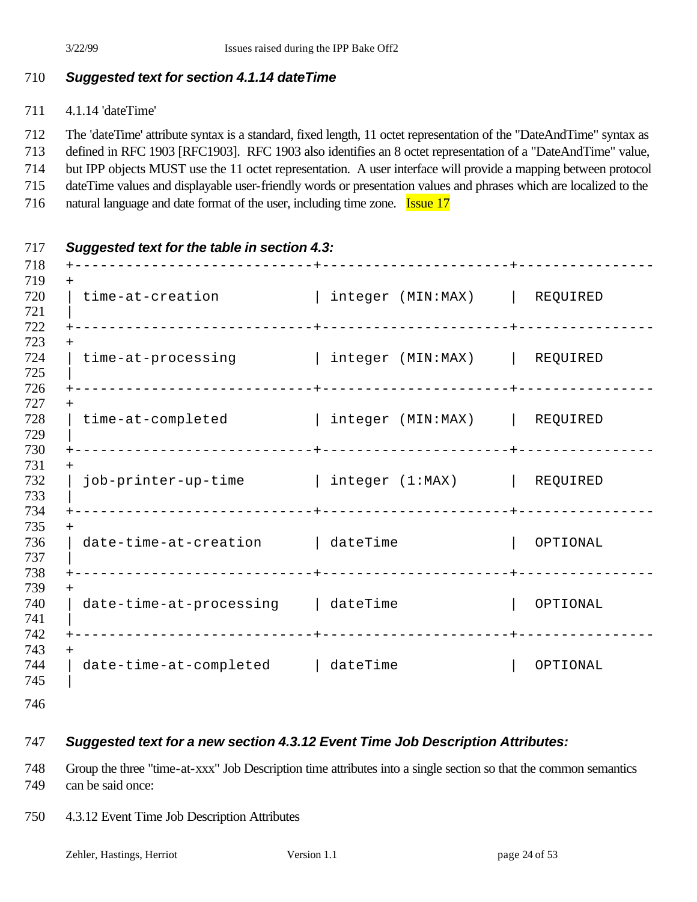### *Suggested text for section 4.1.14 dateTime*

4.1.14 'dateTime'

The 'dateTime' attribute syntax is a standard, fixed length, 11 octet representation of the "DateAndTime" syntax as defined in RFC 1903 [RFC1903]. RFC 1903 also identifies an 8 octet representation of a "DateAndTime" value, but IPP objects MUST use the 11 octet representation. A user interface will provide a mapping between protocol dateTime values and displayable user-friendly words or presentation values and phrases which are localized to the natural language and date format of the user, including time zone. Issue 17

### *Suggested text for the table in section 4.3:*

| | | |
|---|---|---|
| time-at-creation | integer (MIN:MAX) | REQUIRED |
| time-at-processing | integer (MIN:MAX) | REQUIRED |
| time-at-completed | integer (MIN:MAX) | REQUIRED |
| job-printer-up-time | integer (1:MAX) | REQUIRED |
| date-time-at-creation | dateTime | OPTIONAL |
| date-time-at-processing | dateTime | OPTIONAL |
| date-time-at-completed | dateTime | OPTIONAL |

### *Suggested text for a new section 4.3.12 Event Time Job Description Attributes:*

Group the three "time-at-xxx" Job Description time attributes into a single section so that the common semantics can be said once:

4.3.12 Event Time Job Description Attributes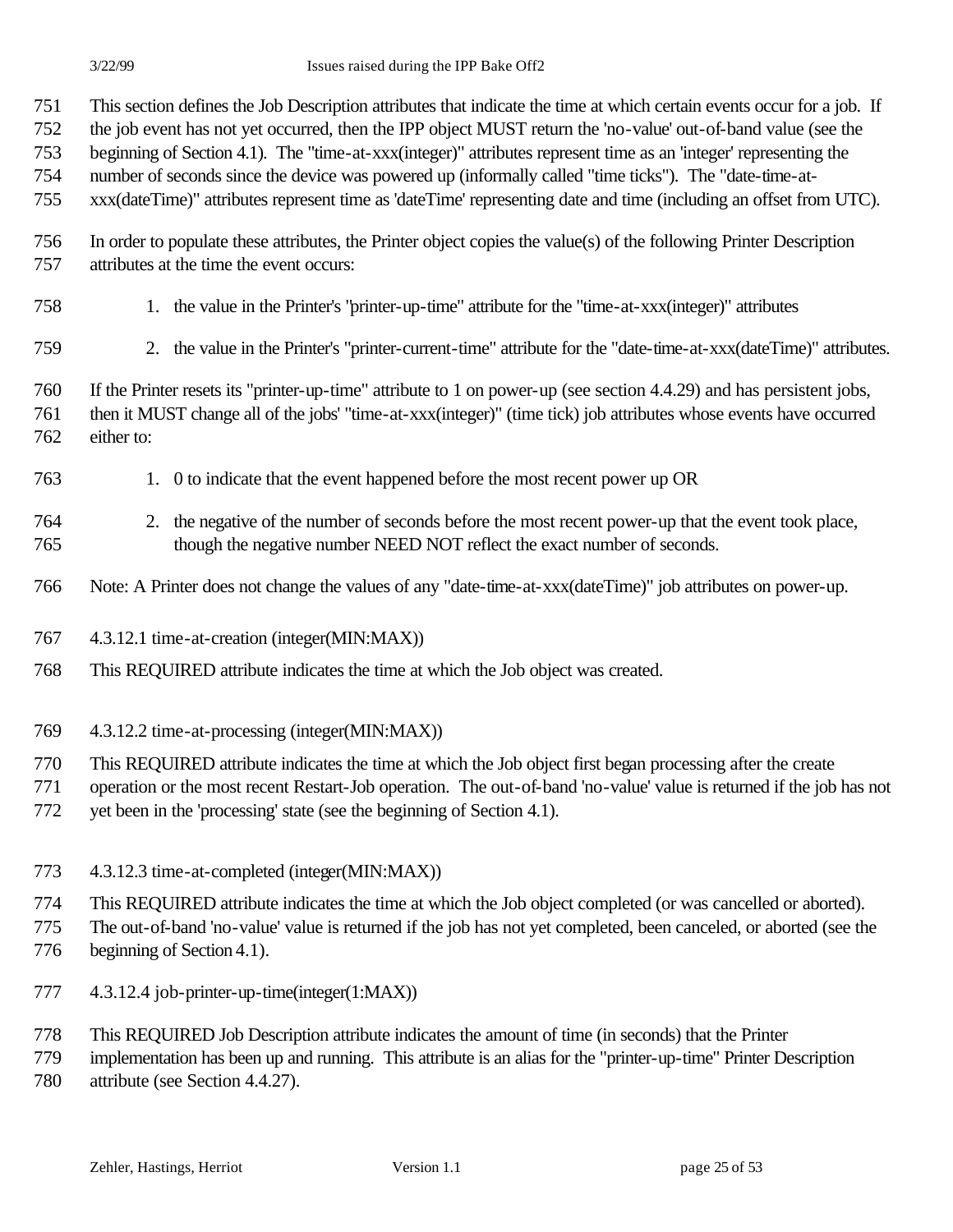This section defines the Job Description attributes that indicate the time at which certain events occur for a job. If the job event has not yet occurred, then the IPP object MUST return the 'no-value' out-of-band value (see the beginning of Section 4.1). The "time-at-xxx(integer)" attributes represent time as an 'integer' representing the number of seconds since the device was powered up (informally called "time ticks"). The "date-time-at-xxx(dateTime)" attributes represent time as 'dateTime' representing date and time (including an offset from UTC).

In order to populate these attributes, the Printer object copies the value(s) of the following Printer Description attributes at the time the event occurs:

1. the value in the Printer's "printer-up-time" attribute for the "time-at-xxx(integer)" attributes
2. the value in the Printer's "printer-current-time" attribute for the "date-time-at-xxx(dateTime)" attributes.

If the Printer resets its "printer-up-time" attribute to 1 on power-up (see section 4.4.29) and has persistent jobs, then it MUST change all of the jobs' "time-at-xxx(integer)" (time tick) job attributes whose events have occurred either to:

1. 0 to indicate that the event happened before the most recent power up OR
2. the negative of the number of seconds before the most recent power-up that the event took place, though the negative number NEED NOT reflect the exact number of seconds.

Note: A Printer does not change the values of any "date-time-at-xxx(dateTime)" job attributes on power-up.

#### 4.3.12.1 time-at-creation (integer(MIN:MAX))

This REQUIRED attribute indicates the time at which the Job object was created.

#### 4.3.12.2 time-at-processing (integer(MIN:MAX))

This REQUIRED attribute indicates the time at which the Job object first began processing after the create operation or the most recent Restart-Job operation. The out-of-band 'no-value' value is returned if the job has not yet been in the 'processing' state (see the beginning of Section 4.1).

#### 4.3.12.3 time-at-completed (integer(MIN:MAX))

This REQUIRED attribute indicates the time at which the Job object completed (or was cancelled or aborted). The out-of-band 'no-value' value is returned if the job has not yet completed, been canceled, or aborted (see the beginning of Section 4.1).

#### 4.3.12.4 job-printer-up-time(integer(1:MAX))

This REQUIRED Job Description attribute indicates the amount of time (in seconds) that the Printer implementation has been up and running. This attribute is an alias for the "printer-up-time" Printer Description attribute (see Section 4.4.27).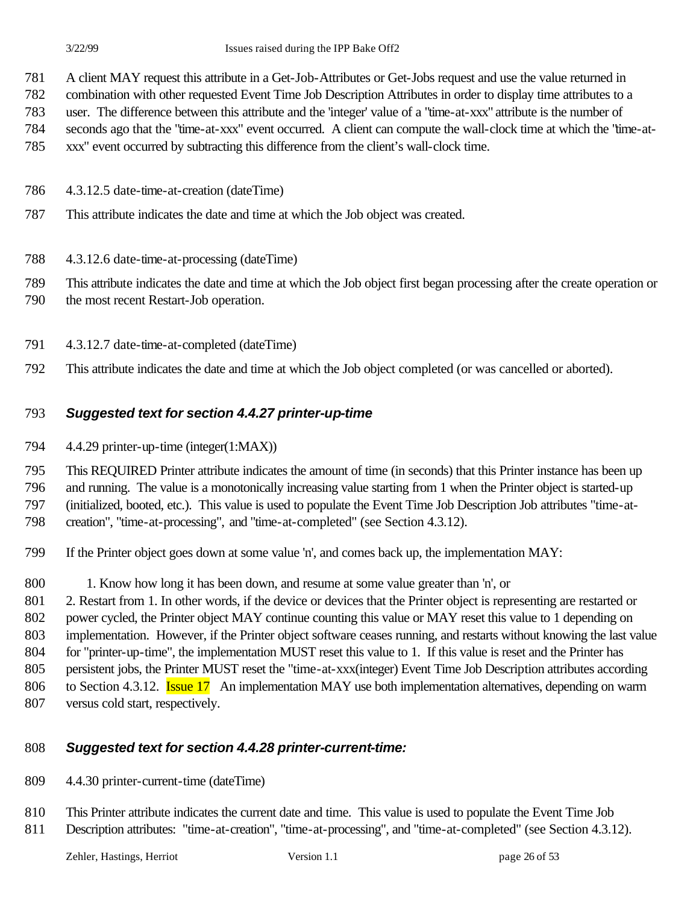A client MAY request this attribute in a Get-Job-Attributes or Get-Jobs request and use the value returned in combination with other requested Event Time Job Description Attributes in order to display time attributes to a user. The difference between this attribute and the 'integer' value of a "time-at-xxx" attribute is the number of seconds ago that the "time-at-xxx" event occurred. A client can compute the wall-clock time at which the "time-at-xxx" event occurred by subtracting this difference from the client's wall-clock time.

4.3.12.5 date-time-at-creation (dateTime)

This attribute indicates the date and time at which the Job object was created.

4.3.12.6 date-time-at-processing (dateTime)

This attribute indicates the date and time at which the Job object first began processing after the create operation or the most recent Restart-Job operation.

4.3.12.7 date-time-at-completed (dateTime)

This attribute indicates the date and time at which the Job object completed (or was cancelled or aborted).

### *Suggested text for section 4.4.27 printer-up-time*

4.4.29 printer-up-time (integer(1:MAX))

This REQUIRED Printer attribute indicates the amount of time (in seconds) that this Printer instance has been up and running. The value is a monotonically increasing value starting from 1 when the Printer object is started-up (initialized, booted, etc.). This value is used to populate the Event Time Job Description Job attributes "time-at-creation", "time-at-processing", and "time-at-completed" (see Section 4.3.12).

If the Printer object goes down at some value 'n', and comes back up, the implementation MAY:

1. Know how long it has been down, and resume at some value greater than 'n', or
2. Restart from 1. In other words, if the device or devices that the Printer object is representing are restarted or power cycled, the Printer object MAY continue counting this value or MAY reset this value to 1 depending on implementation. However, if the Printer object software ceases running, and restarts without knowing the last value for "printer-up-time", the implementation MUST reset this value to 1. If this value is reset and the Printer has persistent jobs, the Printer MUST reset the "time-at-xxx(integer) Event Time Job Description attributes according to Section 4.3.12. Issue 17 An implementation MAY use both implementation alternatives, depending on warm versus cold start, respectively.

### *Suggested text for section 4.4.28 printer-current-time:*

4.4.30 printer-current-time (dateTime)

This Printer attribute indicates the current date and time. This value is used to populate the Event Time Job Description attributes: "time-at-creation", "time-at-processing", and "time-at-completed" (see Section 4.3.12).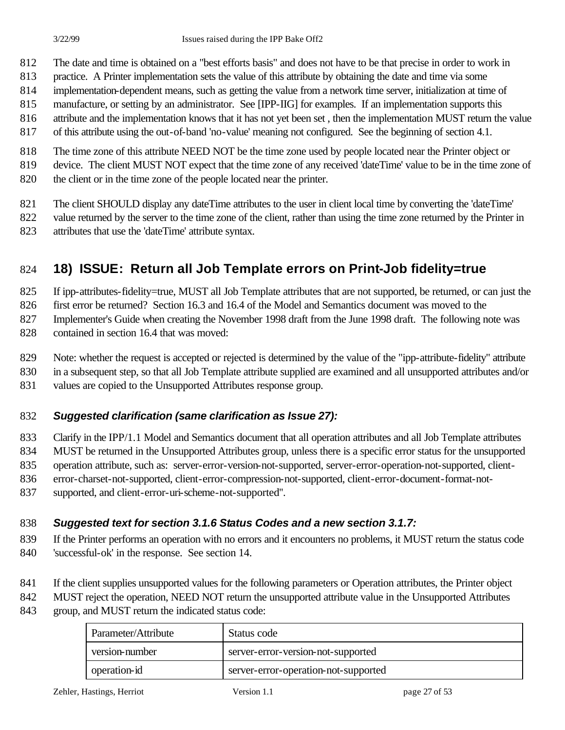The date and time is obtained on a "best efforts basis" and does not have to be that precise in order to work in practice. A Printer implementation sets the value of this attribute by obtaining the date and time via some implementation-dependent means, such as getting the value from a network time server, initialization at time of manufacture, or setting by an administrator. See [IPP-IIG] for examples. If an implementation supports this attribute and the implementation knows that it has not yet been set , then the implementation MUST return the value of this attribute using the out-of-band 'no-value' meaning not configured. See the beginning of section 4.1.

The time zone of this attribute NEED NOT be the time zone used by people located near the Printer object or device. The client MUST NOT expect that the time zone of any received 'dateTime' value to be in the time zone of the client or in the time zone of the people located near the printer.

The client SHOULD display any dateTime attributes to the user in client local time by converting the 'dateTime' value returned by the server to the time zone of the client, rather than using the time zone returned by the Printer in attributes that use the 'dateTime' attribute syntax.

## 18) ISSUE: Return all Job Template errors on Print-Job fidelity=true

If ipp-attributes-fidelity=true, MUST all Job Template attributes that are not supported, be returned, or can just the first error be returned? Section 16.3 and 16.4 of the Model and Semantics document was moved to the Implementer's Guide when creating the November 1998 draft from the June 1998 draft. The following note was contained in section 16.4 that was moved:

Note: whether the request is accepted or rejected is determined by the value of the "ipp-attribute-fidelity" attribute in a subsequent step, so that all Job Template attribute supplied are examined and all unsupported attributes and/or values are copied to the Unsupported Attributes response group.

### *Suggested clarification (same clarification as Issue 27):*

Clarify in the IPP/1.1 Model and Semantics document that all operation attributes and all Job Template attributes MUST be returned in the Unsupported Attributes group, unless there is a specific error status for the unsupported operation attribute, such as: server-error-version-not-supported, server-error-operation-not-supported, client-error-charset-not-supported, client-error-compression-not-supported, client-error-document-format-not-supported, and client-error-uri-scheme-not-supported".

### *Suggested text for section 3.1.6 Status Codes and a new section 3.1.7:*

If the Printer performs an operation with no errors and it encounters no problems, it MUST return the status code 'successful-ok' in the response. See section 14.

If the client supplies unsupported values for the following parameters or Operation attributes, the Printer object MUST reject the operation, NEED NOT return the unsupported attribute value in the Unsupported Attributes group, and MUST return the indicated status code:

| Parameter/Attribute | Status code |
|---|---|
| version-number | server-error-version-not-supported |
| operation-id | server-error-operation-not-supported |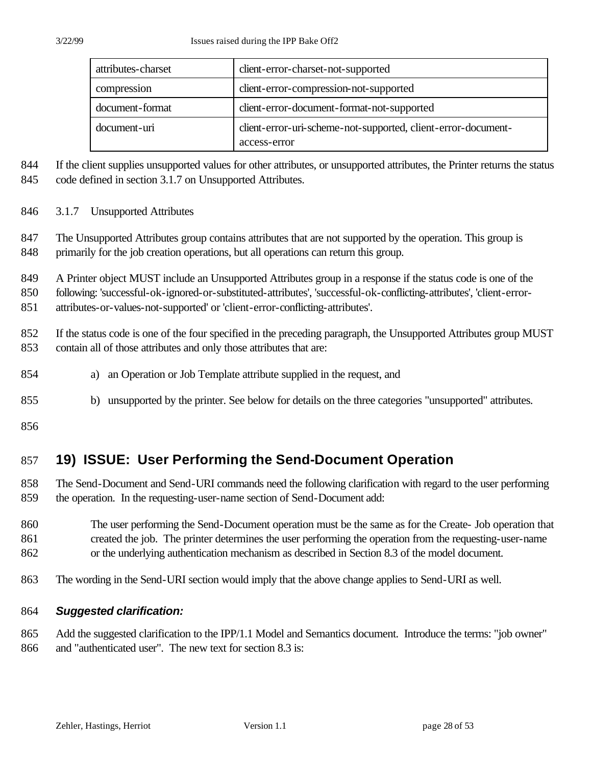| attributes-charset | client-error-charset-not-supported |
|---|---|
| compression | client-error-compression-not-supported |
| document-format | client-error-document-format-not-supported |
| document-uri | client-error-uri-scheme-not-supported, client-error-document-access-error |

844 If the client supplies unsupported values for other attributes, or unsupported attributes, the Printer returns the status
845 code defined in section 3.1.7 on Unsupported Attributes.

846 3.1.7 Unsupported Attributes

847 The Unsupported Attributes group contains attributes that are not supported by the operation. This group is
848 primarily for the job creation operations, but all operations can return this group.

849 A Printer object MUST include an Unsupported Attributes group in a response if the status code is one of the
850 following: 'successful-ok-ignored-or-substituted-attributes', 'successful-ok-conflicting-attributes', 'client-error-
851 attributes-or-values-not-supported' or 'client-error-conflicting-attributes'.

852 If the status code is one of the four specified in the preceding paragraph, the Unsupported Attributes group MUST
853 contain all of those attributes and only those attributes that are:

854 a) an Operation or Job Template attribute supplied in the request, and

855 b) unsupported by the printer. See below for details on the three categories "unsupported" attributes.

856

## 857 19) ISSUE: User Performing the Send-Document Operation

858 The Send-Document and Send-URI commands need the following clarification with regard to the user performing
859 the operation. In the requesting-user-name section of Send-Document add:

860 The user performing the Send-Document operation must be the same as for the Create- Job operation that
861 created the job. The printer determines the user performing the operation from the requesting-user-name
862 or the underlying authentication mechanism as described in Section 8.3 of the model document.

863 The wording in the Send-URI section would imply that the above change applies to Send-URI as well.

864 ***Suggested clarification:***

865 Add the suggested clarification to the IPP/1.1 Model and Semantics document. Introduce the terms: "job owner"
866 and "authenticated user". The new text for section 8.3 is: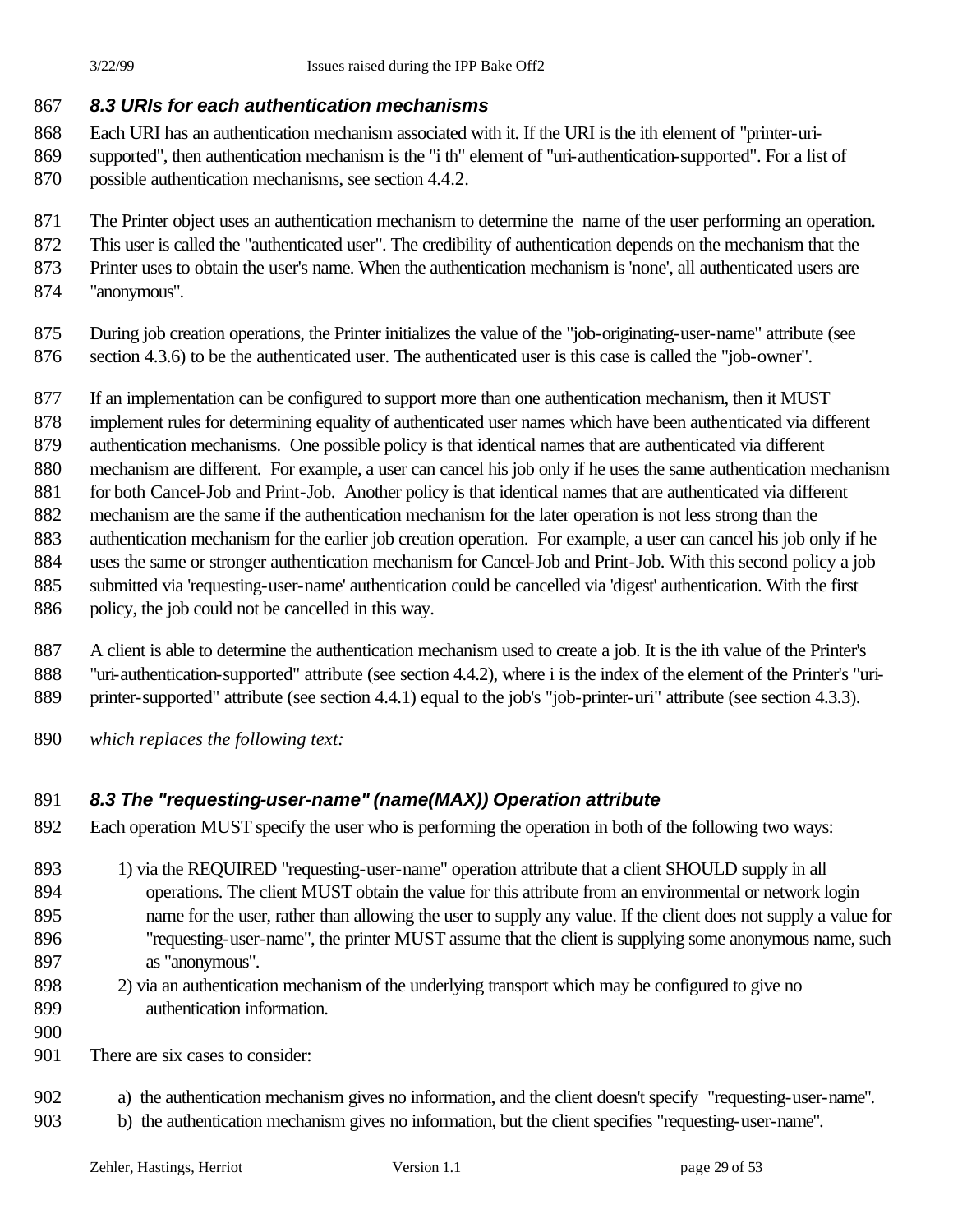### *8.3 URIs for each authentication mechanisms*

Each URI has an authentication mechanism associated with it. If the URI is the ith element of "printer-uri-supported", then authentication mechanism is the "i th" element of "uri-authentication-supported". For a list of possible authentication mechanisms, see section 4.4.2.

The Printer object uses an authentication mechanism to determine the name of the user performing an operation. This user is called the "authenticated user". The credibility of authentication depends on the mechanism that the Printer uses to obtain the user's name. When the authentication mechanism is 'none', all authenticated users are "anonymous".

During job creation operations, the Printer initializes the value of the "job-originating-user-name" attribute (see section 4.3.6) to be the authenticated user. The authenticated user is this case is called the "job-owner".

If an implementation can be configured to support more than one authentication mechanism, then it MUST implement rules for determining equality of authenticated user names which have been authenticated via different authentication mechanisms. One possible policy is that identical names that are authenticated via different mechanism are different. For example, a user can cancel his job only if he uses the same authentication mechanism for both Cancel-Job and Print-Job. Another policy is that identical names that are authenticated via different mechanism are the same if the authentication mechanism for the later operation is not less strong than the authentication mechanism for the earlier job creation operation. For example, a user can cancel his job only if he uses the same or stronger authentication mechanism for Cancel-Job and Print-Job. With this second policy a job submitted via 'requesting-user-name' authentication could be cancelled via 'digest' authentication. With the first policy, the job could not be cancelled in this way.

A client is able to determine the authentication mechanism used to create a job. It is the ith value of the Printer's "uri-authentication-supported" attribute (see section 4.4.2), where i is the index of the element of the Printer's "uri-printer-supported" attribute (see section 4.4.1) equal to the job's "job-printer-uri" attribute (see section 4.3.3).

*which replaces the following text:*

### *8.3 The "requesting-user-name" (name(MAX)) Operation attribute*

Each operation MUST specify the user who is performing the operation in both of the following two ways:

1) via the REQUIRED "requesting-user-name" operation attribute that a client SHOULD supply in all operations. The client MUST obtain the value for this attribute from an environmental or network login name for the user, rather than allowing the user to supply any value. If the client does not supply a value for "requesting-user-name", the printer MUST assume that the client is supplying some anonymous name, such as "anonymous".
2) via an authentication mechanism of the underlying transport which may be configured to give no authentication information.

There are six cases to consider:

a) the authentication mechanism gives no information, and the client doesn't specify "requesting-user-name".
b) the authentication mechanism gives no information, but the client specifies "requesting-user-name".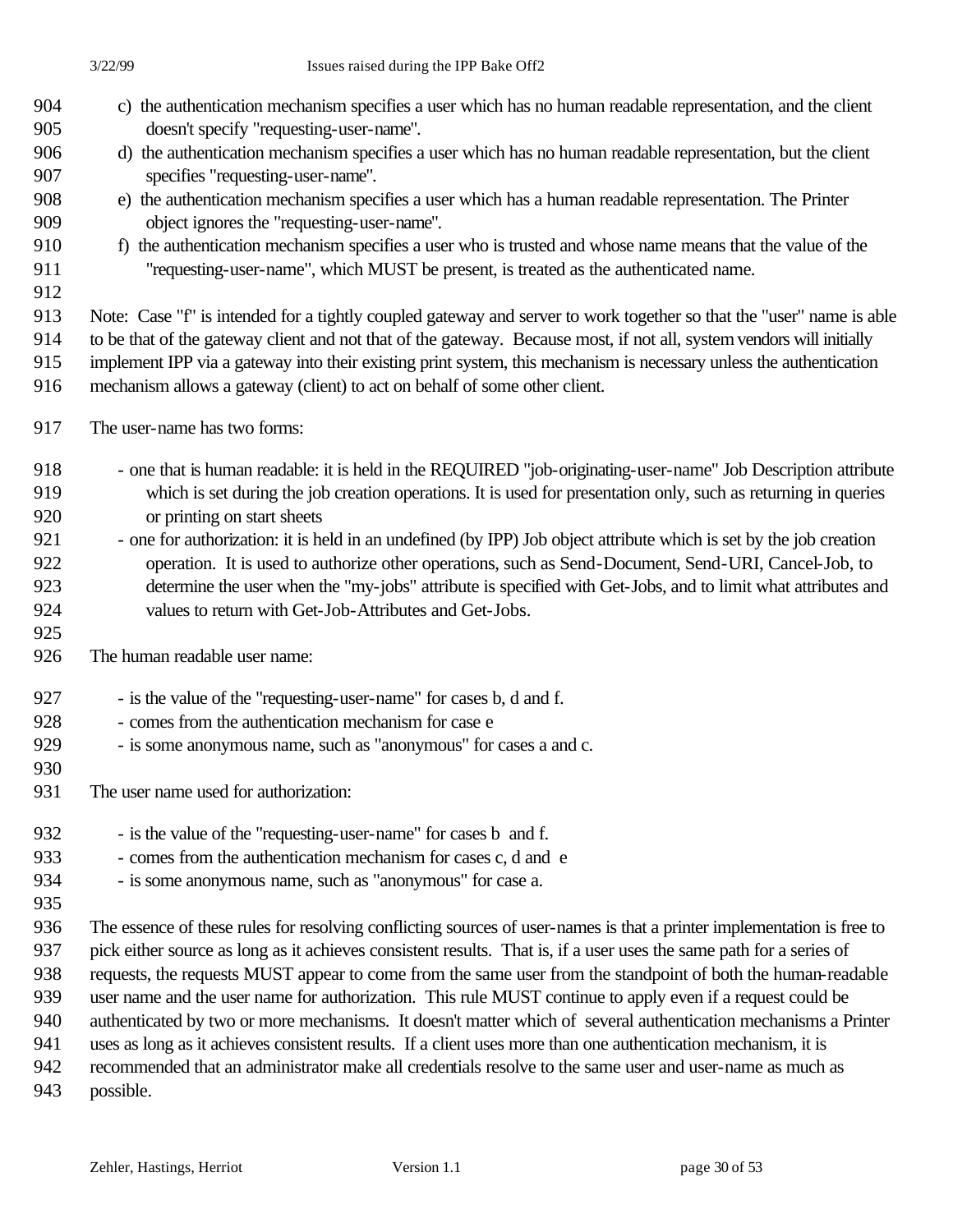c) the authentication mechanism specifies a user which has no human readable representation, and the client doesn't specify "requesting-user-name".

d) the authentication mechanism specifies a user which has no human readable representation, but the client specifies "requesting-user-name".

e) the authentication mechanism specifies a user which has a human readable representation. The Printer object ignores the "requesting-user-name".

f) the authentication mechanism specifies a user who is trusted and whose name means that the value of the "requesting-user-name", which MUST be present, is treated as the authenticated name.

Note: Case "f" is intended for a tightly coupled gateway and server to work together so that the "user" name is able to be that of the gateway client and not that of the gateway. Because most, if not all, system vendors will initially implement IPP via a gateway into their existing print system, this mechanism is necessary unless the authentication mechanism allows a gateway (client) to act on behalf of some other client.

The user-name has two forms:

- one that is human readable: it is held in the REQUIRED "job-originating-user-name" Job Description attribute which is set during the job creation operations. It is used for presentation only, such as returning in queries or printing on start sheets
- one for authorization: it is held in an undefined (by IPP) Job object attribute which is set by the job creation operation. It is used to authorize other operations, such as Send-Document, Send-URI, Cancel-Job, to determine the user when the "my-jobs" attribute is specified with Get-Jobs, and to limit what attributes and values to return with Get-Job-Attributes and Get-Jobs.

The human readable user name:

- is the value of the "requesting-user-name" for cases b, d and f.
- comes from the authentication mechanism for case e
- is some anonymous name, such as "anonymous" for cases a and c.

The user name used for authorization:

- is the value of the "requesting-user-name" for cases b and f.
- comes from the authentication mechanism for cases c, d and e
- is some anonymous name, such as "anonymous" for case a.

The essence of these rules for resolving conflicting sources of user-names is that a printer implementation is free to pick either source as long as it achieves consistent results. That is, if a user uses the same path for a series of requests, the requests MUST appear to come from the same user from the standpoint of both the human-readable user name and the user name for authorization. This rule MUST continue to apply even if a request could be authenticated by two or more mechanisms. It doesn't matter which of several authentication mechanisms a Printer uses as long as it achieves consistent results. If a client uses more than one authentication mechanism, it is recommended that an administrator make all credentials resolve to the same user and user-name as much as possible.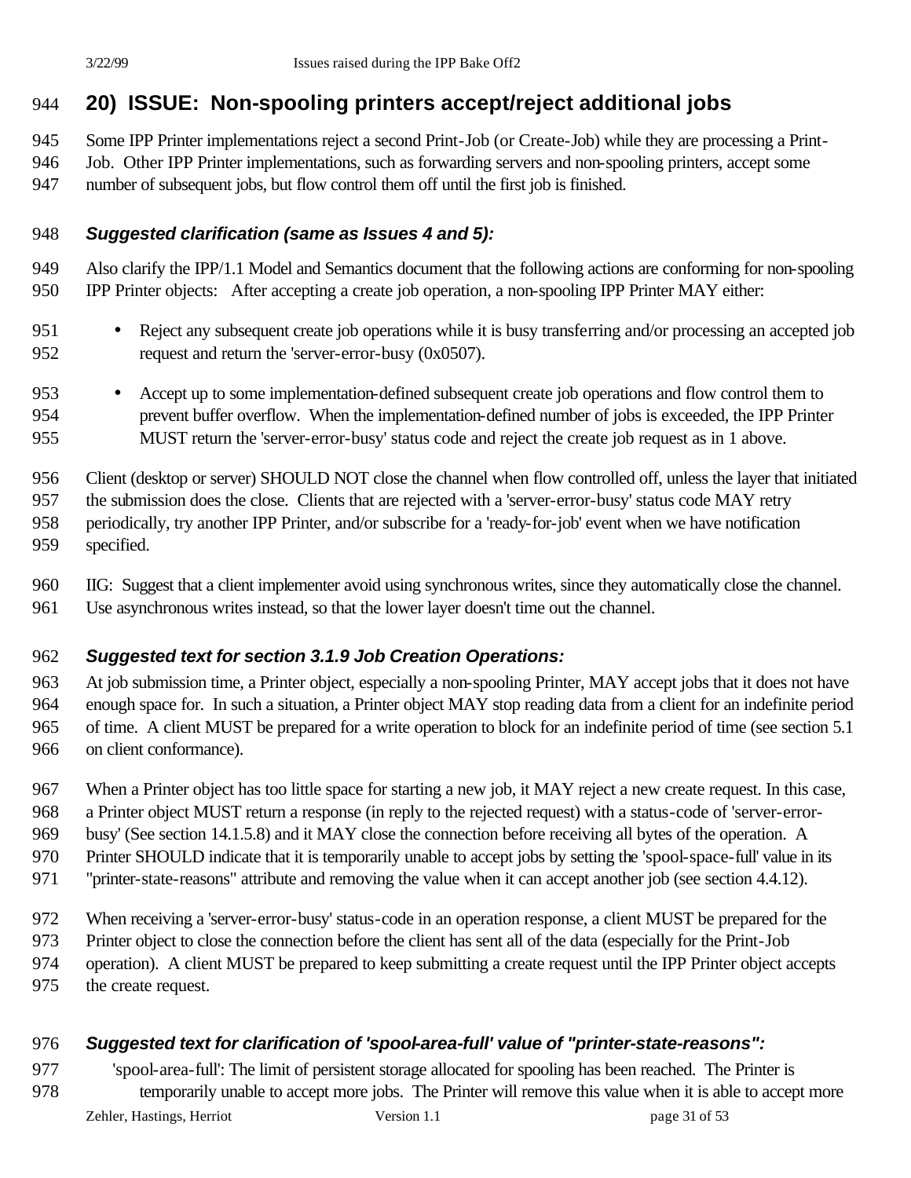## 20) ISSUE: Non-spooling printers accept/reject additional jobs

Some IPP Printer implementations reject a second Print-Job (or Create-Job) while they are processing a Print-Job. Other IPP Printer implementations, such as forwarding servers and non-spooling printers, accept some number of subsequent jobs, but flow control them off until the first job is finished.

### *Suggested clarification (same as Issues 4 and 5):*

Also clarify the IPP/1.1 Model and Semantics document that the following actions are conforming for non-spooling IPP Printer objects: After accepting a create job operation, a non-spooling IPP Printer MAY either:

- Reject any subsequent create job operations while it is busy transferring and/or processing an accepted job request and return the 'server-error-busy (0x0507).
- Accept up to some implementation-defined subsequent create job operations and flow control them to prevent buffer overflow. When the implementation-defined number of jobs is exceeded, the IPP Printer MUST return the 'server-error-busy' status code and reject the create job request as in 1 above.

Client (desktop or server) SHOULD NOT close the channel when flow controlled off, unless the layer that initiated the submission does the close. Clients that are rejected with a 'server-error-busy' status code MAY retry periodically, try another IPP Printer, and/or subscribe for a 'ready-for-job' event when we have notification specified.

IIG: Suggest that a client implementer avoid using synchronous writes, since they automatically close the channel. Use asynchronous writes instead, so that the lower layer doesn't time out the channel.

### *Suggested text for section 3.1.9 Job Creation Operations:*

At job submission time, a Printer object, especially a non-spooling Printer, MAY accept jobs that it does not have enough space for. In such a situation, a Printer object MAY stop reading data from a client for an indefinite period of time. A client MUST be prepared for a write operation to block for an indefinite period of time (see section 5.1 on client conformance).

When a Printer object has too little space for starting a new job, it MAY reject a new create request. In this case, a Printer object MUST return a response (in reply to the rejected request) with a status-code of 'server-error-busy' (See section 14.1.5.8) and it MAY close the connection before receiving all bytes of the operation. A Printer SHOULD indicate that it is temporarily unable to accept jobs by setting the 'spool-space-full' value in its "printer-state-reasons" attribute and removing the value when it can accept another job (see section 4.4.12).

When receiving a 'server-error-busy' status-code in an operation response, a client MUST be prepared for the Printer object to close the connection before the client has sent all of the data (especially for the Print-Job operation). A client MUST be prepared to keep submitting a create request until the IPP Printer object accepts the create request.

### *Suggested text for clarification of 'spool-area-full' value of "printer-state-reasons":*

'spool-area-full': The limit of persistent storage allocated for spooling has been reached. The Printer is temporarily unable to accept more jobs. The Printer will remove this value when it is able to accept more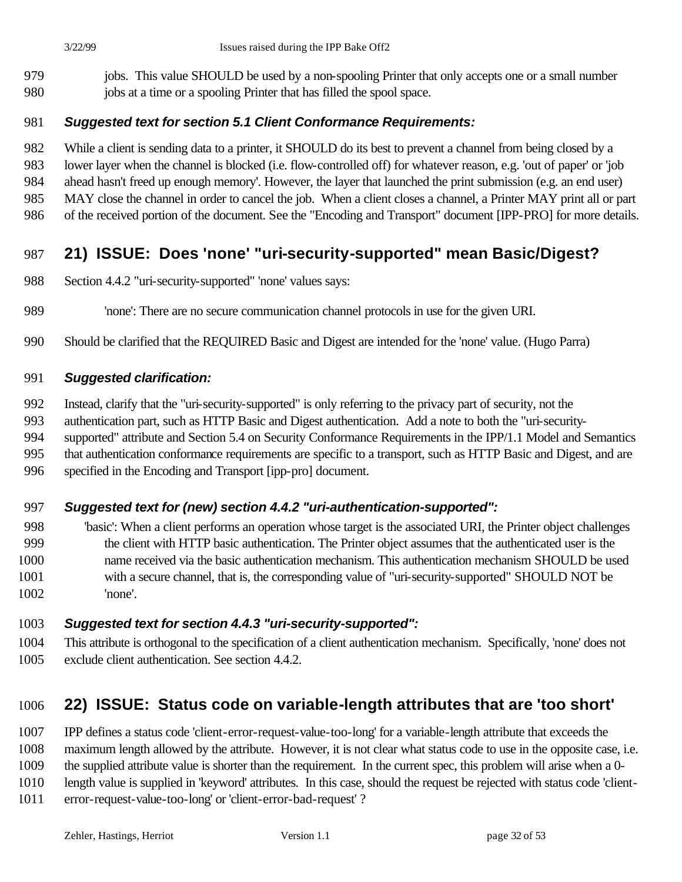jobs. This value SHOULD be used by a non-spooling Printer that only accepts one or a small number jobs at a time or a spooling Printer that has filled the spool space.

***Suggested text for section 5.1 Client Conformance Requirements:***

While a client is sending data to a printer, it SHOULD do its best to prevent a channel from being closed by a lower layer when the channel is blocked (i.e. flow-controlled off) for whatever reason, e.g. 'out of paper' or 'job ahead hasn't freed up enough memory'. However, the layer that launched the print submission (e.g. an end user) MAY close the channel in order to cancel the job. When a client closes a channel, a Printer MAY print all or part of the received portion of the document. See the "Encoding and Transport" document [IPP-PRO] for more details.

## 21) ISSUE: Does 'none' "uri-security-supported" mean Basic/Digest?

Section 4.4.2 "uri-security-supported" 'none' values says:

> 'none': There are no secure communication channel protocols in use for the given URI.

Should be clarified that the REQUIRED Basic and Digest are intended for the 'none' value. (Hugo Parra)

***Suggested clarification:***

Instead, clarify that the "uri-security-supported" is only referring to the privacy part of security, not the authentication part, such as HTTP Basic and Digest authentication. Add a note to both the "uri-security-supported" attribute and Section 5.4 on Security Conformance Requirements in the IPP/1.1 Model and Semantics that authentication conformance requirements are specific to a transport, such as HTTP Basic and Digest, and are specified in the Encoding and Transport [ipp-pro] document.

***Suggested text for (new) section 4.4.2 "uri-authentication-supported":***

> 'basic': When a client performs an operation whose target is the associated URI, the Printer object challenges the client with HTTP basic authentication. The Printer object assumes that the authenticated user is the name received via the basic authentication mechanism. This authentication mechanism SHOULD be used with a secure channel, that is, the corresponding value of "uri-security-supported" SHOULD NOT be 'none'.

***Suggested text for section 4.4.3 "uri-security-supported":***

This attribute is orthogonal to the specification of a client authentication mechanism. Specifically, 'none' does not exclude client authentication. See section 4.4.2.

## 22) ISSUE: Status code on variable-length attributes that are 'too short'

IPP defines a status code 'client-error-request-value-too-long' for a variable-length attribute that exceeds the maximum length allowed by the attribute. However, it is not clear what status code to use in the opposite case, i.e. the supplied attribute value is shorter than the requirement. In the current spec, this problem will arise when a 0-length value is supplied in 'keyword' attributes. In this case, should the request be rejected with status code 'client-error-request-value-too-long' or 'client-error-bad-request' ?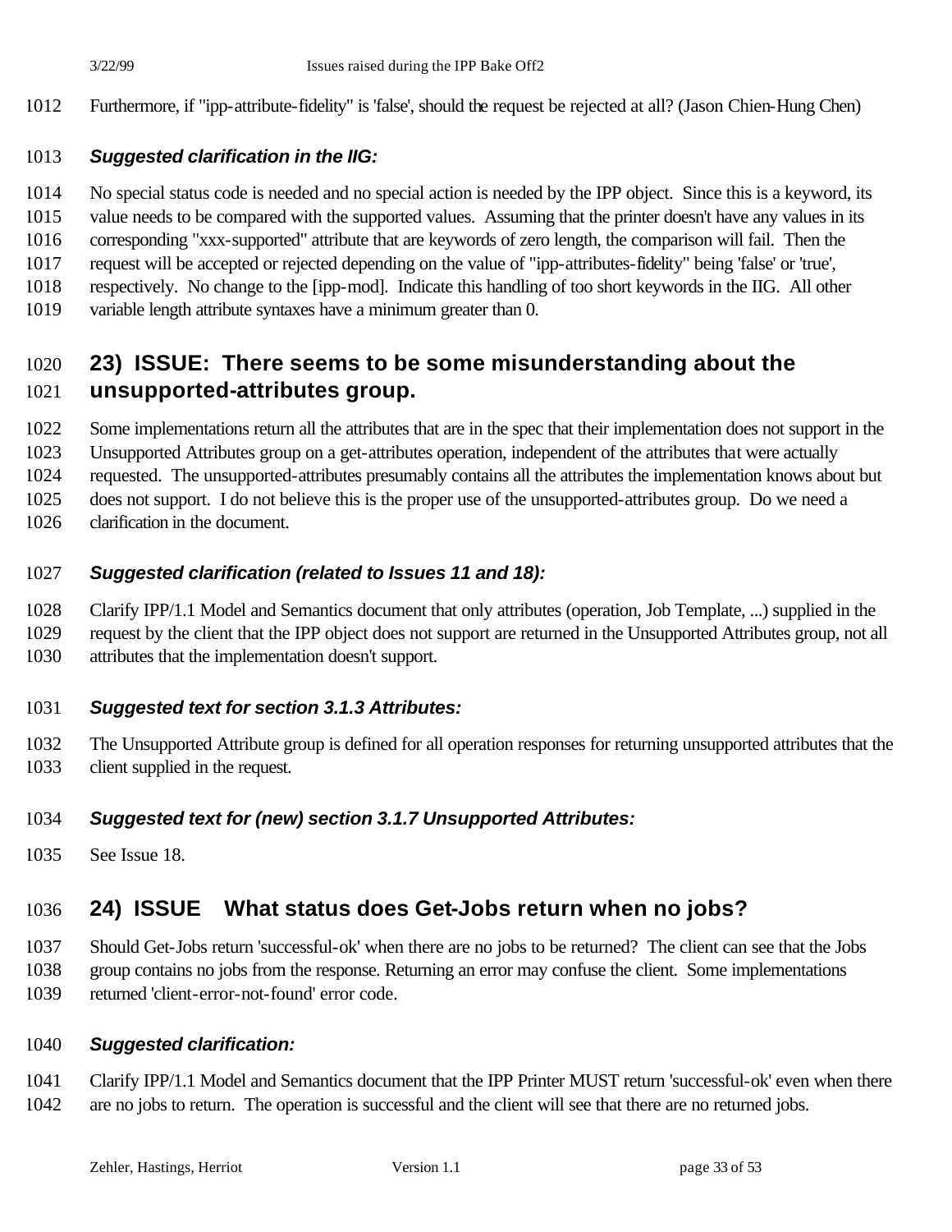Furthermore, if "ipp-attribute-fidelity" is 'false', should the request be rejected at all? (Jason Chien-Hung Chen)

***Suggested clarification in the IIG:***

No special status code is needed and no special action is needed by the IPP object. Since this is a keyword, its value needs to be compared with the supported values. Assuming that the printer doesn't have any values in its corresponding "xxx-supported" attribute that are keywords of zero length, the comparison will fail. Then the request will be accepted or rejected depending on the value of "ipp-attributes-fidelity" being 'false' or 'true', respectively. No change to the [ipp-mod]. Indicate this handling of too short keywords in the IIG. All other variable length attribute syntaxes have a minimum greater than 0.

## 23) ISSUE: There seems to be some misunderstanding about the unsupported-attributes group.

Some implementations return all the attributes that are in the spec that their implementation does not support in the Unsupported Attributes group on a get-attributes operation, independent of the attributes that were actually requested. The unsupported-attributes presumably contains all the attributes the implementation knows about but does not support. I do not believe this is the proper use of the unsupported-attributes group. Do we need a clarification in the document.

***Suggested clarification (related to Issues 11 and 18):***

Clarify IPP/1.1 Model and Semantics document that only attributes (operation, Job Template, ...) supplied in the request by the client that the IPP object does not support are returned in the Unsupported Attributes group, not all attributes that the implementation doesn't support.

***Suggested text for section 3.1.3 Attributes:***

The Unsupported Attribute group is defined for all operation responses for returning unsupported attributes that the client supplied in the request.

***Suggested text for (new) section 3.1.7 Unsupported Attributes:***

See Issue 18.

## 24) ISSUE What status does Get-Jobs return when no jobs?

Should Get-Jobs return 'successful-ok' when there are no jobs to be returned? The client can see that the Jobs group contains no jobs from the response. Returning an error may confuse the client. Some implementations returned 'client-error-not-found' error code.

***Suggested clarification:***

Clarify IPP/1.1 Model and Semantics document that the IPP Printer MUST return 'successful-ok' even when there are no jobs to return. The operation is successful and the client will see that there are no returned jobs.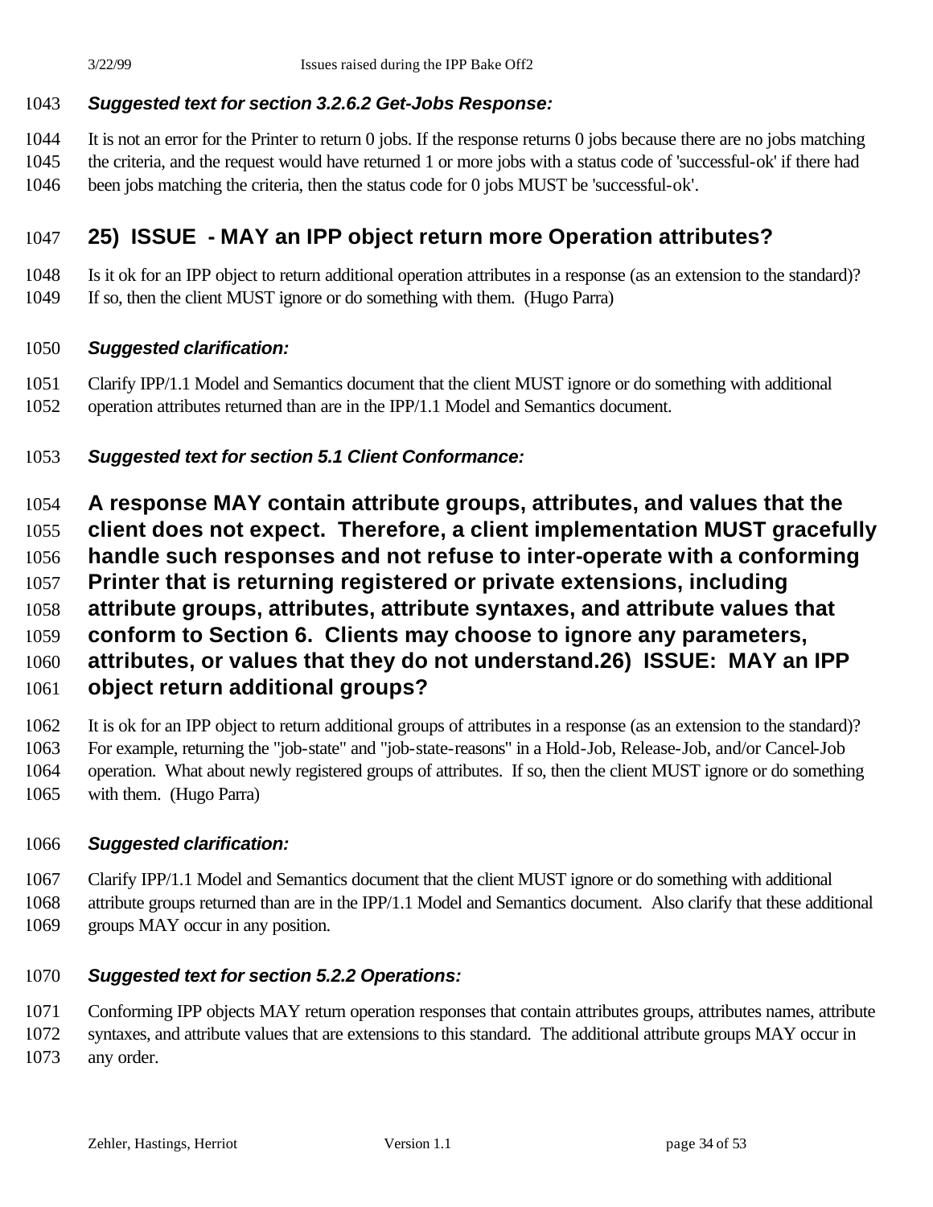***Suggested text for section 3.2.6.2 Get-Jobs Response:***

It is not an error for the Printer to return 0 jobs. If the response returns 0 jobs because there are no jobs matching the criteria, and the request would have returned 1 or more jobs with a status code of 'successful-ok' if there had been jobs matching the criteria, then the status code for 0 jobs MUST be 'successful-ok'.

## 25) ISSUE - MAY an IPP object return more Operation attributes?

Is it ok for an IPP object to return additional operation attributes in a response (as an extension to the standard)? If so, then the client MUST ignore or do something with them. (Hugo Parra)

***Suggested clarification:***

Clarify IPP/1.1 Model and Semantics document that the client MUST ignore or do something with additional operation attributes returned than are in the IPP/1.1 Model and Semantics document.

***Suggested text for section 5.1 Client Conformance:***

**A response MAY contain attribute groups, attributes, and values that the client does not expect. Therefore, a client implementation MUST gracefully handle such responses and not refuse to inter-operate with a conforming Printer that is returning registered or private extensions, including attribute groups, attributes, attribute syntaxes, and attribute values that conform to Section 6. Clients may choose to ignore any parameters, attributes, or values that they do not understand.**

## 26) ISSUE: MAY an IPP object return additional groups?

It is ok for an IPP object to return additional groups of attributes in a response (as an extension to the standard)? For example, returning the "job-state" and "job-state-reasons" in a Hold-Job, Release-Job, and/or Cancel-Job operation. What about newly registered groups of attributes. If so, then the client MUST ignore or do something with them. (Hugo Parra)

***Suggested clarification:***

Clarify IPP/1.1 Model and Semantics document that the client MUST ignore or do something with additional attribute groups returned than are in the IPP/1.1 Model and Semantics document. Also clarify that these additional groups MAY occur in any position.

***Suggested text for section 5.2.2 Operations:***

Conforming IPP objects MAY return operation responses that contain attributes groups, attributes names, attribute syntaxes, and attribute values that are extensions to this standard. The additional attribute groups MAY occur in any order.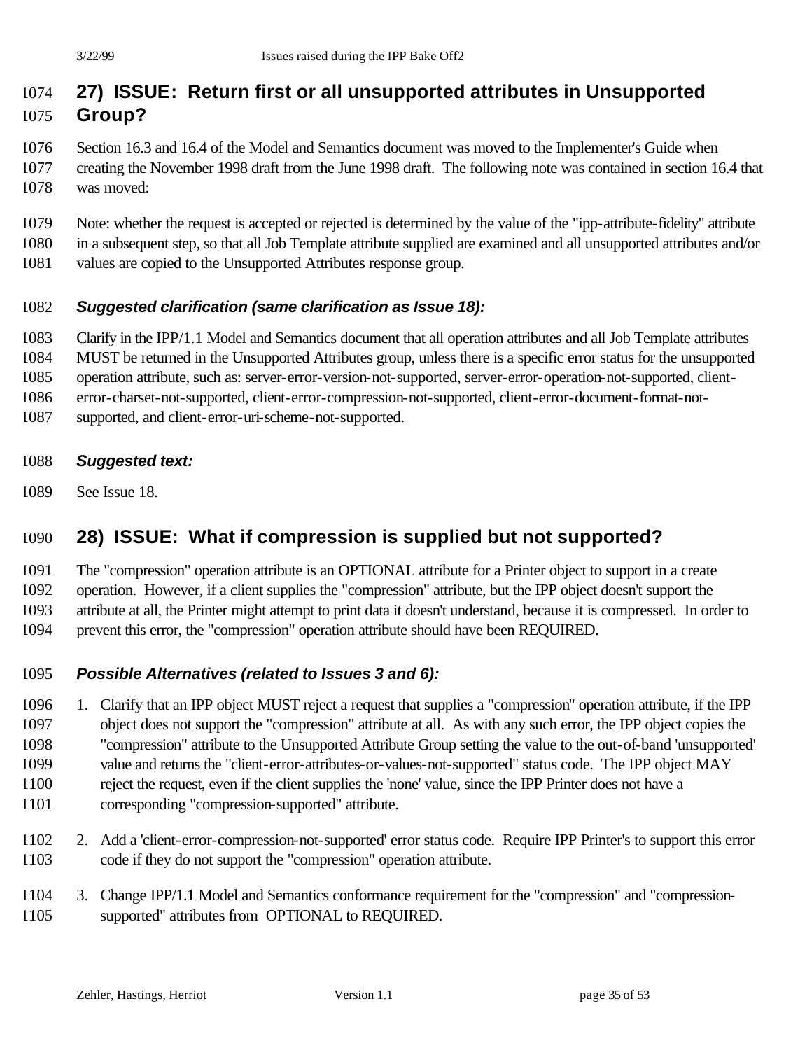## 27) ISSUE: Return first or all unsupported attributes in Unsupported Group?

Section 16.3 and 16.4 of the Model and Semantics document was moved to the Implementer's Guide when creating the November 1998 draft from the June 1998 draft. The following note was contained in section 16.4 that was moved:

Note: whether the request is accepted or rejected is determined by the value of the "ipp-attribute-fidelity" attribute in a subsequent step, so that all Job Template attribute supplied are examined and all unsupported attributes and/or values are copied to the Unsupported Attributes response group.

### *Suggested clarification (same clarification as Issue 18):*

Clarify in the IPP/1.1 Model and Semantics document that all operation attributes and all Job Template attributes MUST be returned in the Unsupported Attributes group, unless there is a specific error status for the unsupported operation attribute, such as: server-error-version-not-supported, server-error-operation-not-supported, client-error-charset-not-supported, client-error-compression-not-supported, client-error-document-format-not-supported, and client-error-uri-scheme-not-supported.

### *Suggested text:*

See Issue 18.

## 28) ISSUE: What if compression is supplied but not supported?

The "compression" operation attribute is an OPTIONAL attribute for a Printer object to support in a create operation. However, if a client supplies the "compression" attribute, but the IPP object doesn't support the attribute at all, the Printer might attempt to print data it doesn't understand, because it is compressed. In order to prevent this error, the "compression" operation attribute should have been REQUIRED.

### *Possible Alternatives (related to Issues 3 and 6):*

1. Clarify that an IPP object MUST reject a request that supplies a "compression" operation attribute, if the IPP object does not support the "compression" attribute at all. As with any such error, the IPP object copies the "compression" attribute to the Unsupported Attribute Group setting the value to the out-of-band 'unsupported' value and returns the "client-error-attributes-or-values-not-supported" status code. The IPP object MAY reject the request, even if the client supplies the 'none' value, since the IPP Printer does not have a corresponding "compression-supported" attribute.

2. Add a 'client-error-compression-not-supported' error status code. Require IPP Printer's to support this error code if they do not support the "compression" operation attribute.

3. Change IPP/1.1 Model and Semantics conformance requirement for the "compression" and "compression-supported" attributes from OPTIONAL to REQUIRED.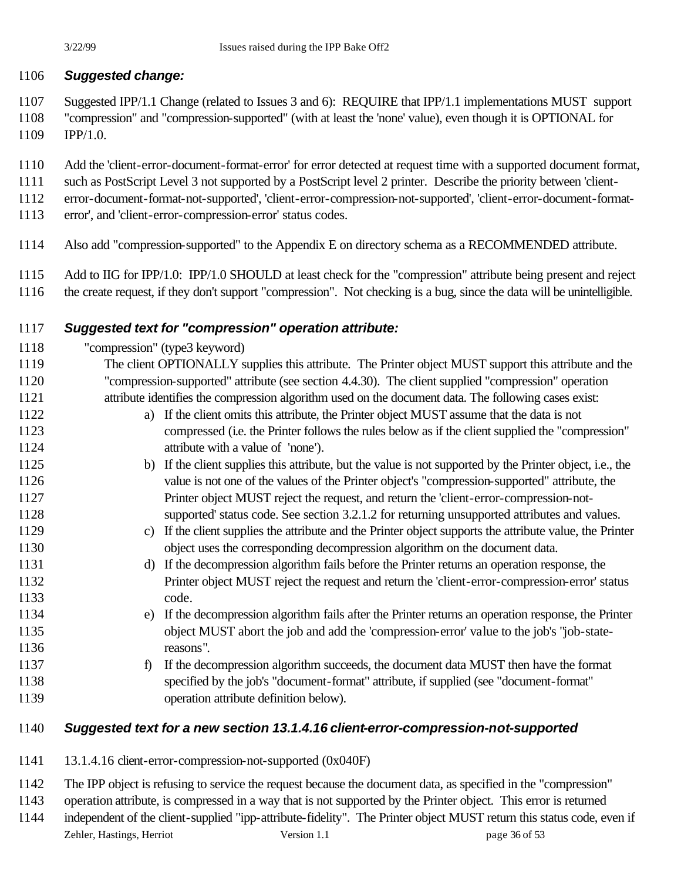### *Suggested change:*

Suggested IPP/1.1 Change (related to Issues 3 and 6): REQUIRE that IPP/1.1 implementations MUST support "compression" and "compression-supported" (with at least the 'none' value), even though it is OPTIONAL for IPP/1.0.

Add the 'client-error-document-format-error' for error detected at request time with a supported document format, such as PostScript Level 3 not supported by a PostScript level 2 printer. Describe the priority between 'client-error-document-format-not-supported', 'client-error-compression-not-supported', 'client-error-document-format-error', and 'client-error-compression-error' status codes.

Also add "compression-supported" to the Appendix E on directory schema as a RECOMMENDED attribute.

Add to IIG for IPP/1.0: IPP/1.0 SHOULD at least check for the "compression" attribute being present and reject the create request, if they don't support "compression". Not checking is a bug, since the data will be unintelligible.

### *Suggested text for "compression" operation attribute:*

"compression" (type3 keyword)

The client OPTIONALLY supplies this attribute. The Printer object MUST support this attribute and the "compression-supported" attribute (see section 4.4.30). The client supplied "compression" operation attribute identifies the compression algorithm used on the document data. The following cases exist:

a) If the client omits this attribute, the Printer object MUST assume that the data is not compressed (i.e. the Printer follows the rules below as if the client supplied the "compression" attribute with a value of 'none').
b) If the client supplies this attribute, but the value is not supported by the Printer object, i.e., the value is not one of the values of the Printer object's "compression-supported" attribute, the Printer object MUST reject the request, and return the 'client-error-compression-not-supported' status code. See section 3.2.1.2 for returning unsupported attributes and values.
c) If the client supplies the attribute and the Printer object supports the attribute value, the Printer object uses the corresponding decompression algorithm on the document data.
d) If the decompression algorithm fails before the Printer returns an operation response, the Printer object MUST reject the request and return the 'client-error-compression-error' status code.
e) If the decompression algorithm fails after the Printer returns an operation response, the Printer object MUST abort the job and add the 'compression-error' value to the job's "job-state-reasons".
f) If the decompression algorithm succeeds, the document data MUST then have the format specified by the job's "document-format" attribute, if supplied (see "document-format" operation attribute definition below).

### *Suggested text for a new section 13.1.4.16 client-error-compression-not-supported*

13.1.4.16 client-error-compression-not-supported (0x040F)

The IPP object is refusing to service the request because the document data, as specified in the "compression" operation attribute, is compressed in a way that is not supported by the Printer object. This error is returned independent of the client-supplied "ipp-attribute-fidelity". The Printer object MUST return this status code, even if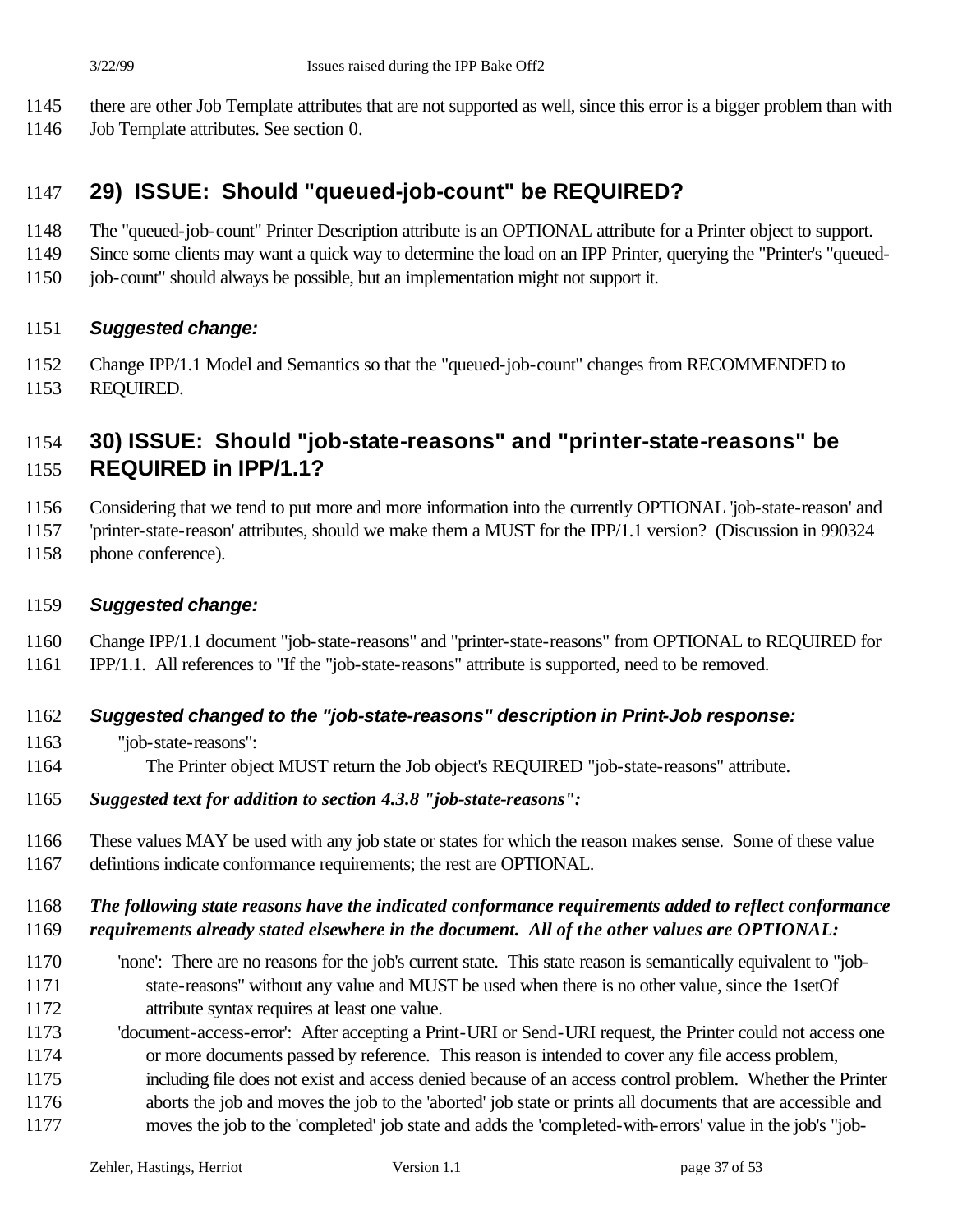there are other Job Template attributes that are not supported as well, since this error is a bigger problem than with Job Template attributes. See section 0.

## 29) ISSUE: Should "queued-job-count" be REQUIRED?

The "queued-job-count" Printer Description attribute is an OPTIONAL attribute for a Printer object to support. Since some clients may want a quick way to determine the load on an IPP Printer, querying the "Printer's "queued-job-count" should always be possible, but an implementation might not support it.

### *Suggested change:*

Change IPP/1.1 Model and Semantics so that the "queued-job-count" changes from RECOMMENDED to REQUIRED.

## 30) ISSUE: Should "job-state-reasons" and "printer-state-reasons" be REQUIRED in IPP/1.1?

Considering that we tend to put more and more information into the currently OPTIONAL 'job-state-reason' and 'printer-state-reason' attributes, should we make them a MUST for the IPP/1.1 version? (Discussion in 990324 phone conference).

### *Suggested change:*

Change IPP/1.1 document "job-state-reasons" and "printer-state-reasons" from OPTIONAL to REQUIRED for IPP/1.1. All references to "If the "job-state-reasons" attribute is supported, need to be removed.

### *Suggested changed to the "job-state-reasons" description in Print-Job response:*

"job-state-reasons":

The Printer object MUST return the Job object's REQUIRED "job-state-reasons" attribute.

***Suggested text for addition to section 4.3.8 "job-state-reasons":***

These values MAY be used with any job state or states for which the reason makes sense. Some of these value defintions indicate conformance requirements; the rest are OPTIONAL.

***The following state reasons have the indicated conformance requirements added to reflect conformance requirements already stated elsewhere in the document. All of the other values are OPTIONAL:***

'none': There are no reasons for the job's current state. This state reason is semantically equivalent to "job-state-reasons" without any value and MUST be used when there is no other value, since the 1setOf attribute syntax requires at least one value.

'document-access-error': After accepting a Print-URI or Send-URI request, the Printer could not access one or more documents passed by reference. This reason is intended to cover any file access problem, including file does not exist and access denied because of an access control problem. Whether the Printer aborts the job and moves the job to the 'aborted' job state or prints all documents that are accessible and moves the job to the 'completed' job state and adds the 'completed-with-errors' value in the job's "job-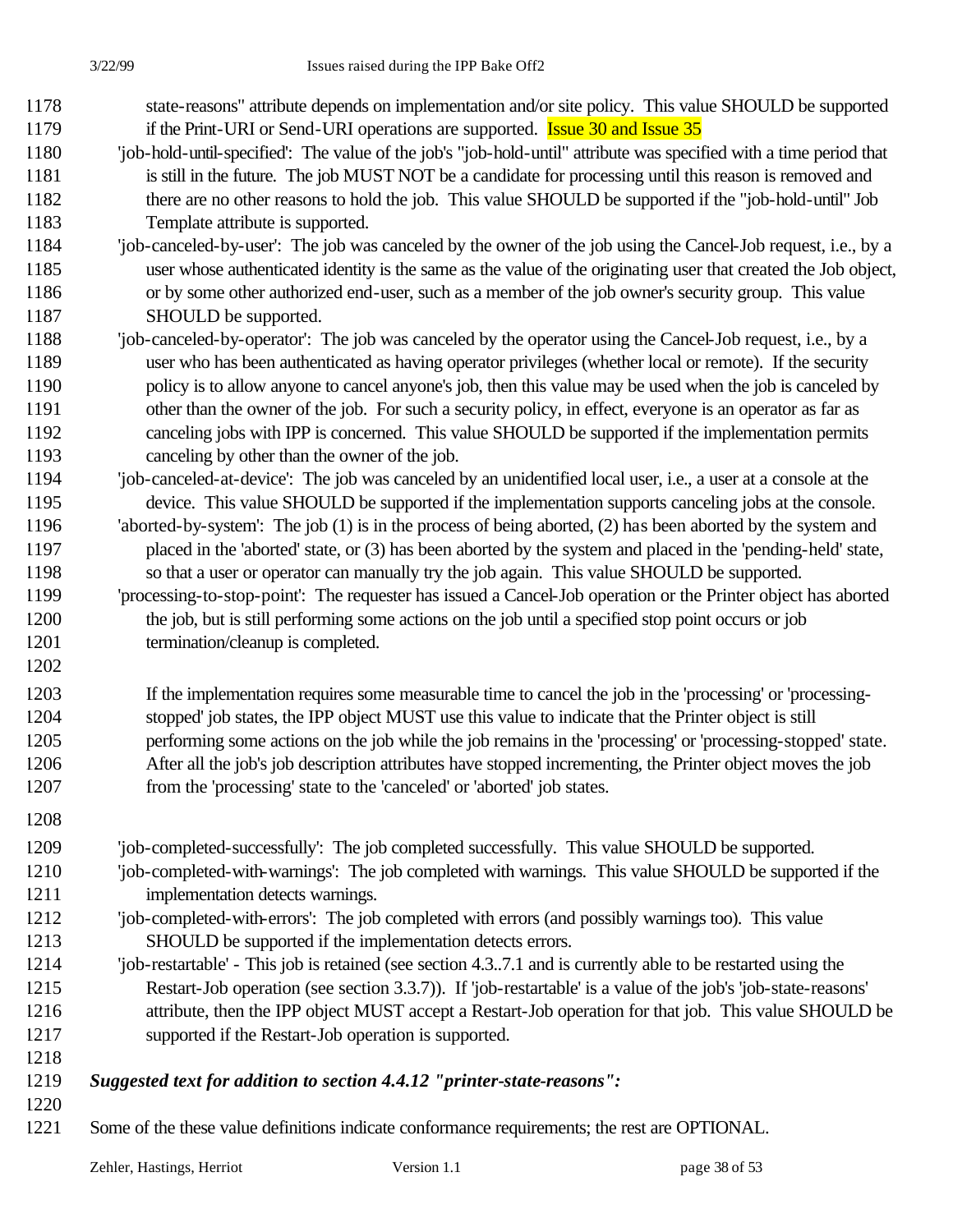state-reasons" attribute depends on implementation and/or site policy. This value SHOULD be supported if the Print-URI or Send-URI operations are supported. Issue 30 and Issue 35

'job-hold-until-specified': The value of the job's "job-hold-until" attribute was specified with a time period that is still in the future. The job MUST NOT be a candidate for processing until this reason is removed and there are no other reasons to hold the job. This value SHOULD be supported if the "job-hold-until" Job Template attribute is supported.

'job-canceled-by-user': The job was canceled by the owner of the job using the Cancel-Job request, i.e., by a user whose authenticated identity is the same as the value of the originating user that created the Job object, or by some other authorized end-user, such as a member of the job owner's security group. This value SHOULD be supported.

'job-canceled-by-operator': The job was canceled by the operator using the Cancel-Job request, i.e., by a user who has been authenticated as having operator privileges (whether local or remote). If the security policy is to allow anyone to cancel anyone's job, then this value may be used when the job is canceled by other than the owner of the job. For such a security policy, in effect, everyone is an operator as far as canceling jobs with IPP is concerned. This value SHOULD be supported if the implementation permits canceling by other than the owner of the job.

'job-canceled-at-device': The job was canceled by an unidentified local user, i.e., a user at a console at the device. This value SHOULD be supported if the implementation supports canceling jobs at the console.

'aborted-by-system': The job (1) is in the process of being aborted, (2) has been aborted by the system and placed in the 'aborted' state, or (3) has been aborted by the system and placed in the 'pending-held' state, so that a user or operator can manually try the job again. This value SHOULD be supported.

'processing-to-stop-point': The requester has issued a Cancel-Job operation or the Printer object has aborted the job, but is still performing some actions on the job until a specified stop point occurs or job termination/cleanup is completed.

If the implementation requires some measurable time to cancel the job in the 'processing' or 'processing-stopped' job states, the IPP object MUST use this value to indicate that the Printer object is still performing some actions on the job while the job remains in the 'processing' or 'processing-stopped' state. After all the job's job description attributes have stopped incrementing, the Printer object moves the job from the 'processing' state to the 'canceled' or 'aborted' job states.

'job-completed-successfully': The job completed successfully. This value SHOULD be supported.

'job-completed-with-warnings': The job completed with warnings. This value SHOULD be supported if the implementation detects warnings.

'job-completed-with-errors': The job completed with errors (and possibly warnings too). This value SHOULD be supported if the implementation detects errors.

'job-restartable' - This job is retained (see section 4.3..7.1 and is currently able to be restarted using the Restart-Job operation (see section 3.3.7)). If 'job-restartable' is a value of the job's 'job-state-reasons' attribute, then the IPP object MUST accept a Restart-Job operation for that job. This value SHOULD be supported if the Restart-Job operation is supported.

***Suggested text for addition to section 4.4.12 "printer-state-reasons":***

Some of the these value definitions indicate conformance requirements; the rest are OPTIONAL.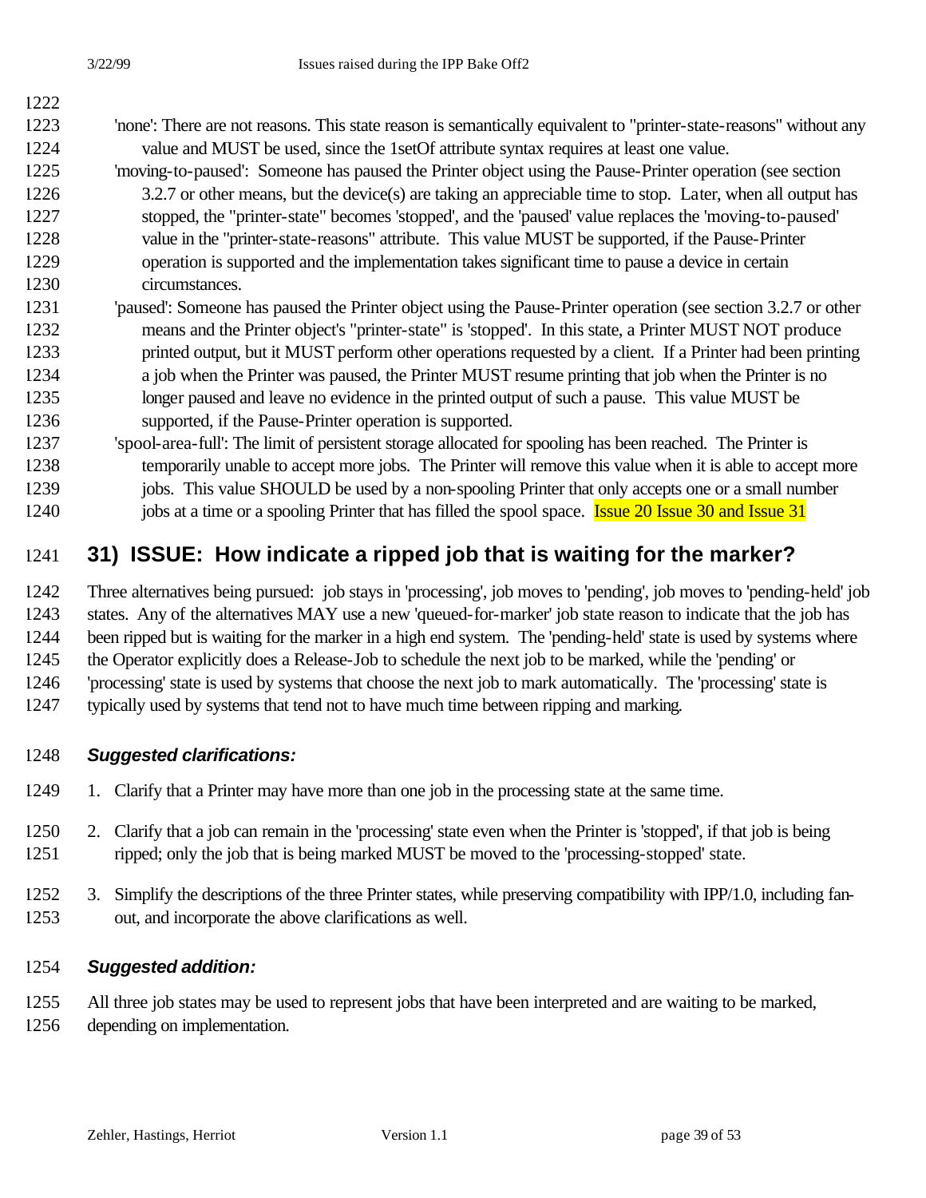'none': There are not reasons. This state reason is semantically equivalent to "printer-state-reasons" without any value and MUST be used, since the 1setOf attribute syntax requires at least one value.

'moving-to-paused': Someone has paused the Printer object using the Pause-Printer operation (see section 3.2.7 or other means, but the device(s) are taking an appreciable time to stop. Later, when all output has stopped, the "printer-state" becomes 'stopped', and the 'paused' value replaces the 'moving-to-paused' value in the "printer-state-reasons" attribute. This value MUST be supported, if the Pause-Printer operation is supported and the implementation takes significant time to pause a device in certain circumstances.

'paused': Someone has paused the Printer object using the Pause-Printer operation (see section 3.2.7 or other means and the Printer object's "printer-state" is 'stopped'. In this state, a Printer MUST NOT produce printed output, but it MUST perform other operations requested by a client. If a Printer had been printing a job when the Printer was paused, the Printer MUST resume printing that job when the Printer is no longer paused and leave no evidence in the printed output of such a pause. This value MUST be supported, if the Pause-Printer operation is supported.

'spool-area-full': The limit of persistent storage allocated for spooling has been reached. The Printer is temporarily unable to accept more jobs. The Printer will remove this value when it is able to accept more jobs. This value SHOULD be used by a non-spooling Printer that only accepts one or a small number jobs at a time or a spooling Printer that has filled the spool space. Issue 20 Issue 30 and Issue 31

## 31) ISSUE: How indicate a ripped job that is waiting for the marker?

Three alternatives being pursued: job stays in 'processing', job moves to 'pending', job moves to 'pending-held' job states. Any of the alternatives MAY use a new 'queued-for-marker' job state reason to indicate that the job has been ripped but is waiting for the marker in a high end system. The 'pending-held' state is used by systems where the Operator explicitly does a Release-Job to schedule the next job to be marked, while the 'pending' or 'processing' state is used by systems that choose the next job to mark automatically. The 'processing' state is typically used by systems that tend not to have much time between ripping and marking.

### *Suggested clarifications:*

1. Clarify that a Printer may have more than one job in the processing state at the same time.
2. Clarify that a job can remain in the 'processing' state even when the Printer is 'stopped', if that job is being ripped; only the job that is being marked MUST be moved to the 'processing-stopped' state.
3. Simplify the descriptions of the three Printer states, while preserving compatibility with IPP/1.0, including fan-out, and incorporate the above clarifications as well.

### *Suggested addition:*

All three job states may be used to represent jobs that have been interpreted and are waiting to be marked, depending on implementation.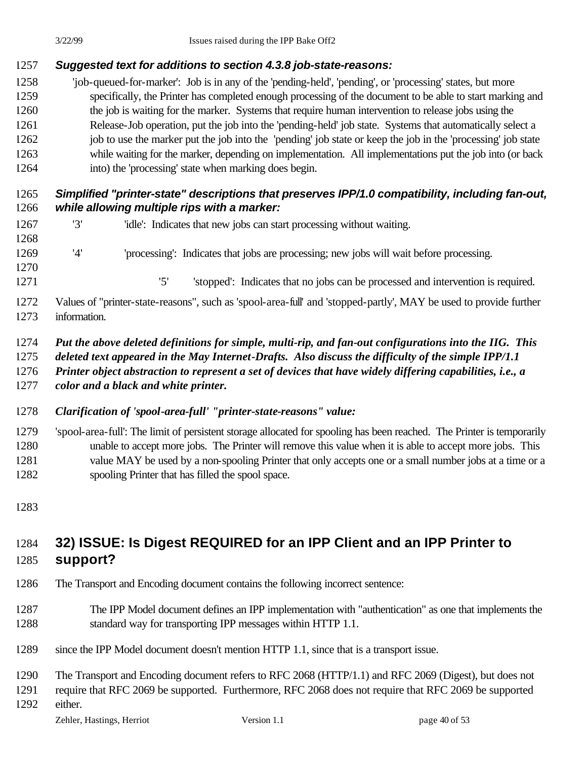***Suggested text for additions to section 4.3.8 job-state-reasons:***

'job-queued-for-marker': Job is in any of the 'pending-held', 'pending', or 'processing' states, but more specifically, the Printer has completed enough processing of the document to be able to start marking and the job is waiting for the marker. Systems that require human intervention to release jobs using the Release-Job operation, put the job into the 'pending-held' job state. Systems that automatically select a job to use the marker put the job into the 'pending' job state or keep the job in the 'processing' job state while waiting for the marker, depending on implementation. All implementations put the job into (or back into) the 'processing' state when marking does begin.

***Simplified "printer-state" descriptions that preserves IPP/1.0 compatibility, including fan-out, while allowing multiple rips with a marker:***

'3' 'idle': Indicates that new jobs can start processing without waiting.

'4' 'processing': Indicates that jobs are processing; new jobs will wait before processing.

'5' 'stopped': Indicates that no jobs can be processed and intervention is required.

Values of "printer-state-reasons", such as 'spool-area-full' and 'stopped-partly', MAY be used to provide further information.

***Put the above deleted definitions for simple, multi-rip, and fan-out configurations into the IIG. This deleted text appeared in the May Internet-Drafts. Also discuss the difficulty of the simple IPP/1.1 Printer object abstraction to represent a set of devices that have widely differing capabilities, i.e., a color and a black and white printer.***

***Clarification of 'spool-area-full' "printer-state-reasons" value:***

'spool-area-full': The limit of persistent storage allocated for spooling has been reached. The Printer is temporarily unable to accept more jobs. The Printer will remove this value when it is able to accept more jobs. This value MAY be used by a non-spooling Printer that only accepts one or a small number jobs at a time or a spooling Printer that has filled the spool space.

## 32) ISSUE: Is Digest REQUIRED for an IPP Client and an IPP Printer to support?

The Transport and Encoding document contains the following incorrect sentence:

> The IPP Model document defines an IPP implementation with "authentication" as one that implements the standard way for transporting IPP messages within HTTP 1.1.

since the IPP Model document doesn't mention HTTP 1.1, since that is a transport issue.

The Transport and Encoding document refers to RFC 2068 (HTTP/1.1) and RFC 2069 (Digest), but does not require that RFC 2069 be supported. Furthermore, RFC 2068 does not require that RFC 2069 be supported either.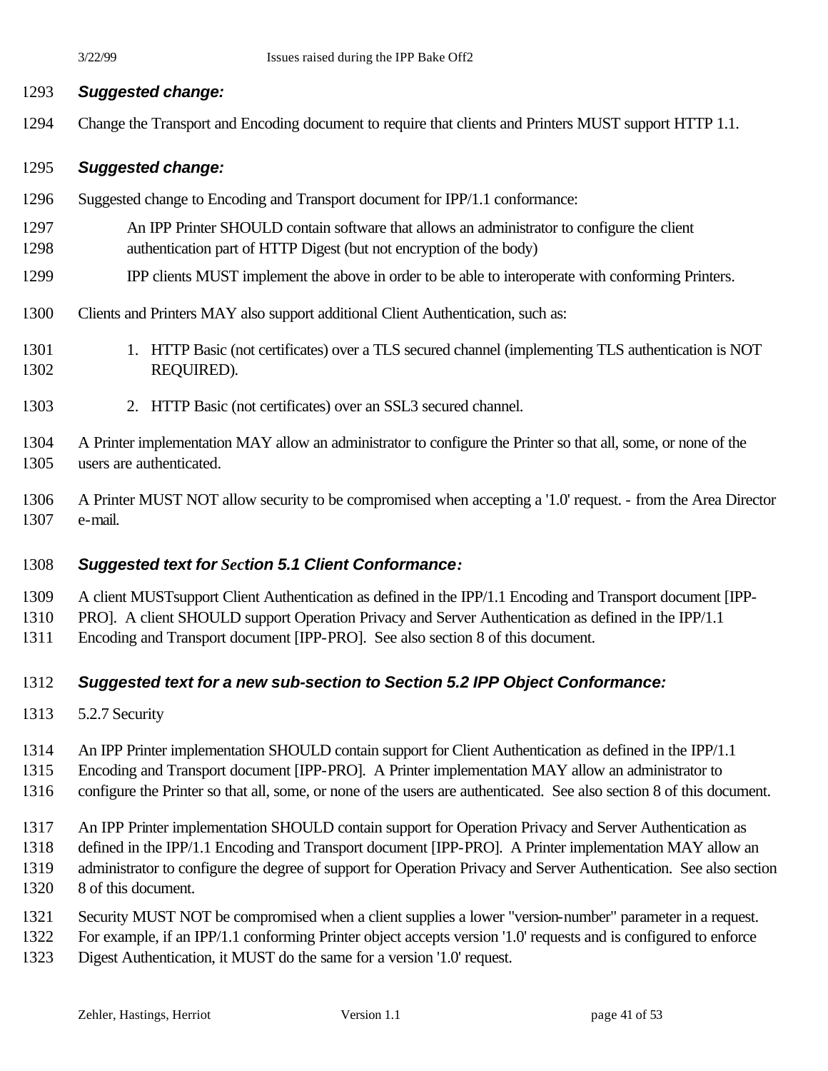***Suggested change:***

Change the Transport and Encoding document to require that clients and Printers MUST support HTTP 1.1.

***Suggested change:***

Suggested change to Encoding and Transport document for IPP/1.1 conformance:

> An IPP Printer SHOULD contain software that allows an administrator to configure the client authentication part of HTTP Digest (but not encryption of the body)
>
> IPP clients MUST implement the above in order to be able to interoperate with conforming Printers.

Clients and Printers MAY also support additional Client Authentication, such as:

1. HTTP Basic (not certificates) over a TLS secured channel (implementing TLS authentication is NOT REQUIRED).
2. HTTP Basic (not certificates) over an SSL3 secured channel.

A Printer implementation MAY allow an administrator to configure the Printer so that all, some, or none of the users are authenticated.

A Printer MUST NOT allow security to be compromised when accepting a '1.0' request. - from the Area Director e-mail.

***Suggested text for Section 5.1 Client Conformance:***

A client MUSTsupport Client Authentication as defined in the IPP/1.1 Encoding and Transport document [IPP-PRO]. A client SHOULD support Operation Privacy and Server Authentication as defined in the IPP/1.1 Encoding and Transport document [IPP-PRO]. See also section 8 of this document.

***Suggested text for a new sub-section to Section 5.2 IPP Object Conformance:***

5.2.7 Security

An IPP Printer implementation SHOULD contain support for Client Authentication as defined in the IPP/1.1 Encoding and Transport document [IPP-PRO]. A Printer implementation MAY allow an administrator to configure the Printer so that all, some, or none of the users are authenticated. See also section 8 of this document.

An IPP Printer implementation SHOULD contain support for Operation Privacy and Server Authentication as defined in the IPP/1.1 Encoding and Transport document [IPP-PRO]. A Printer implementation MAY allow an administrator to configure the degree of support for Operation Privacy and Server Authentication. See also section 8 of this document.

Security MUST NOT be compromised when a client supplies a lower "version-number" parameter in a request. For example, if an IPP/1.1 conforming Printer object accepts version '1.0' requests and is configured to enforce Digest Authentication, it MUST do the same for a version '1.0' request.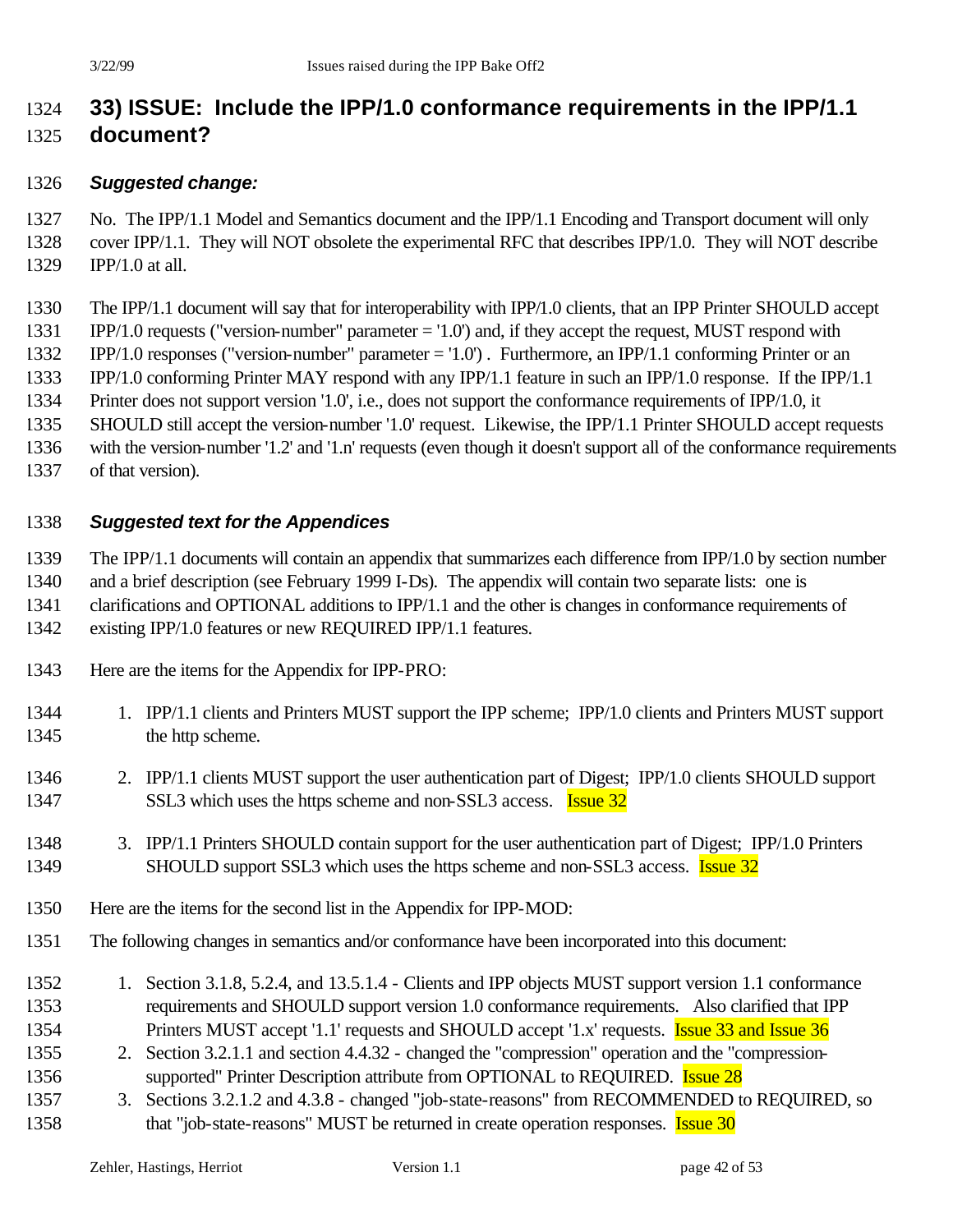## 33) ISSUE: Include the IPP/1.0 conformance requirements in the IPP/1.1 document?

### *Suggested change:*

No. The IPP/1.1 Model and Semantics document and the IPP/1.1 Encoding and Transport document will only cover IPP/1.1. They will NOT obsolete the experimental RFC that describes IPP/1.0. They will NOT describe IPP/1.0 at all.

The IPP/1.1 document will say that for interoperability with IPP/1.0 clients, that an IPP Printer SHOULD accept IPP/1.0 requests ("version-number" parameter = '1.0') and, if they accept the request, MUST respond with IPP/1.0 responses ("version-number" parameter = '1.0') . Furthermore, an IPP/1.1 conforming Printer or an IPP/1.0 conforming Printer MAY respond with any IPP/1.1 feature in such an IPP/1.0 response. If the IPP/1.1 Printer does not support version '1.0', i.e., does not support the conformance requirements of IPP/1.0, it SHOULD still accept the version-number '1.0' request. Likewise, the IPP/1.1 Printer SHOULD accept requests with the version-number '1.2' and '1.n' requests (even though it doesn't support all of the conformance requirements of that version).

### *Suggested text for the Appendices*

The IPP/1.1 documents will contain an appendix that summarizes each difference from IPP/1.0 by section number and a brief description (see February 1999 I-Ds). The appendix will contain two separate lists: one is clarifications and OPTIONAL additions to IPP/1.1 and the other is changes in conformance requirements of existing IPP/1.0 features or new REQUIRED IPP/1.1 features.

Here are the items for the Appendix for IPP-PRO:

1. IPP/1.1 clients and Printers MUST support the IPP scheme; IPP/1.0 clients and Printers MUST support the http scheme.
2. IPP/1.1 clients MUST support the user authentication part of Digest; IPP/1.0 clients SHOULD support SSL3 which uses the https scheme and non-SSL3 access. Issue 32
3. IPP/1.1 Printers SHOULD contain support for the user authentication part of Digest; IPP/1.0 Printers SHOULD support SSL3 which uses the https scheme and non-SSL3 access. Issue 32

Here are the items for the second list in the Appendix for IPP-MOD:

The following changes in semantics and/or conformance have been incorporated into this document:

1. Section 3.1.8, 5.2.4, and 13.5.1.4 - Clients and IPP objects MUST support version 1.1 conformance requirements and SHOULD support version 1.0 conformance requirements. Also clarified that IPP Printers MUST accept '1.1' requests and SHOULD accept '1.x' requests. Issue 33 and Issue 36
2. Section 3.2.1.1 and section 4.4.32 - changed the "compression" operation and the "compression-supported" Printer Description attribute from OPTIONAL to REQUIRED. Issue 28
3. Sections 3.2.1.2 and 4.3.8 - changed "job-state-reasons" from RECOMMENDED to REQUIRED, so that "job-state-reasons" MUST be returned in create operation responses. Issue 30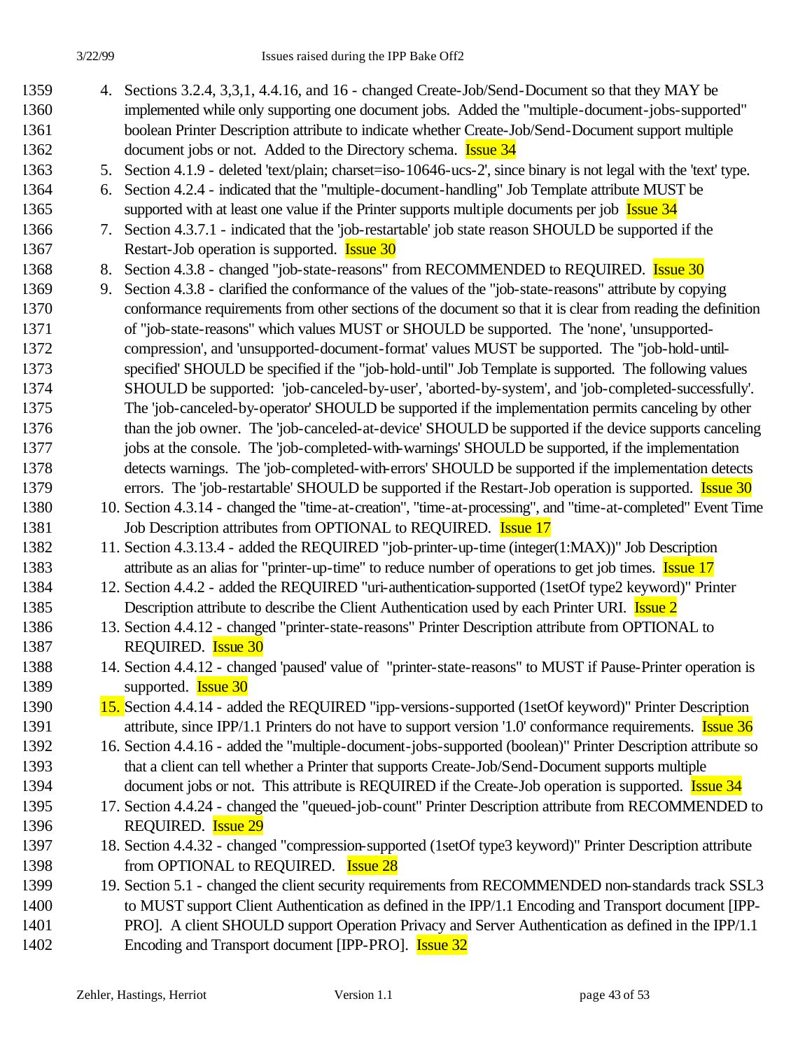4. Sections 3.2.4, 3,3,1, 4.4.16, and 16 - changed Create-Job/Send-Document so that they MAY be implemented while only supporting one document jobs. Added the "multiple-document-jobs-supported" boolean Printer Description attribute to indicate whether Create-Job/Send-Document support multiple document jobs or not. Added to the Directory schema. Issue 34
5. Section 4.1.9 - deleted 'text/plain; charset=iso-10646-ucs-2', since binary is not legal with the 'text' type.
6. Section 4.2.4 - indicated that the "multiple-document-handling" Job Template attribute MUST be supported with at least one value if the Printer supports multiple documents per job Issue 34
7. Section 4.3.7.1 - indicated that the 'job-restartable' job state reason SHOULD be supported if the Restart-Job operation is supported. Issue 30
8. Section 4.3.8 - changed "job-state-reasons" from RECOMMENDED to REQUIRED. Issue 30
9. Section 4.3.8 - clarified the conformance of the values of the "job-state-reasons" attribute by copying conformance requirements from other sections of the document so that it is clear from reading the definition of "job-state-reasons" which values MUST or SHOULD be supported. The 'none', 'unsupported-compression', and 'unsupported-document-format' values MUST be supported. The "job-hold-until-specified' SHOULD be specified if the "job-hold-until" Job Template is supported. The following values SHOULD be supported: 'job-canceled-by-user', 'aborted-by-system', and 'job-completed-successfully'. The 'job-canceled-by-operator' SHOULD be supported if the implementation permits canceling by other than the job owner. The 'job-canceled-at-device' SHOULD be supported if the device supports canceling jobs at the console. The 'job-completed-with-warnings' SHOULD be supported, if the implementation detects warnings. The 'job-completed-with-errors' SHOULD be supported if the implementation detects errors. The 'job-restartable' SHOULD be supported if the Restart-Job operation is supported. Issue 30
10. Section 4.3.14 - changed the "time-at-creation", "time-at-processing", and "time-at-completed" Event Time Job Description attributes from OPTIONAL to REQUIRED. Issue 17
11. Section 4.3.13.4 - added the REQUIRED "job-printer-up-time (integer(1:MAX))" Job Description attribute as an alias for "printer-up-time" to reduce number of operations to get job times. Issue 17
12. Section 4.4.2 - added the REQUIRED "uri-authentication-supported (1setOf type2 keyword)" Printer Description attribute to describe the Client Authentication used by each Printer URI. Issue 2
13. Section 4.4.12 - changed "printer-state-reasons" Printer Description attribute from OPTIONAL to REQUIRED. Issue 30
14. Section 4.4.12 - changed 'paused' value of "printer-state-reasons" to MUST if Pause-Printer operation is supported. Issue 30
15. Section 4.4.14 - added the REQUIRED "ipp-versions-supported (1setOf keyword)" Printer Description attribute, since IPP/1.1 Printers do not have to support version '1.0' conformance requirements. Issue 36
16. Section 4.4.16 - added the "multiple-document-jobs-supported (boolean)" Printer Description attribute so that a client can tell whether a Printer that supports Create-Job/Send-Document supports multiple document jobs or not. This attribute is REQUIRED if the Create-Job operation is supported. Issue 34
17. Section 4.4.24 - changed the "queued-job-count" Printer Description attribute from RECOMMENDED to REQUIRED. Issue 29
18. Section 4.4.32 - changed "compression-supported (1setOf type3 keyword)" Printer Description attribute from OPTIONAL to REQUIRED. Issue 28
19. Section 5.1 - changed the client security requirements from RECOMMENDED non-standards track SSL3 to MUST support Client Authentication as defined in the IPP/1.1 Encoding and Transport document [IPP-PRO]. A client SHOULD support Operation Privacy and Server Authentication as defined in the IPP/1.1 Encoding and Transport document [IPP-PRO]. Issue 32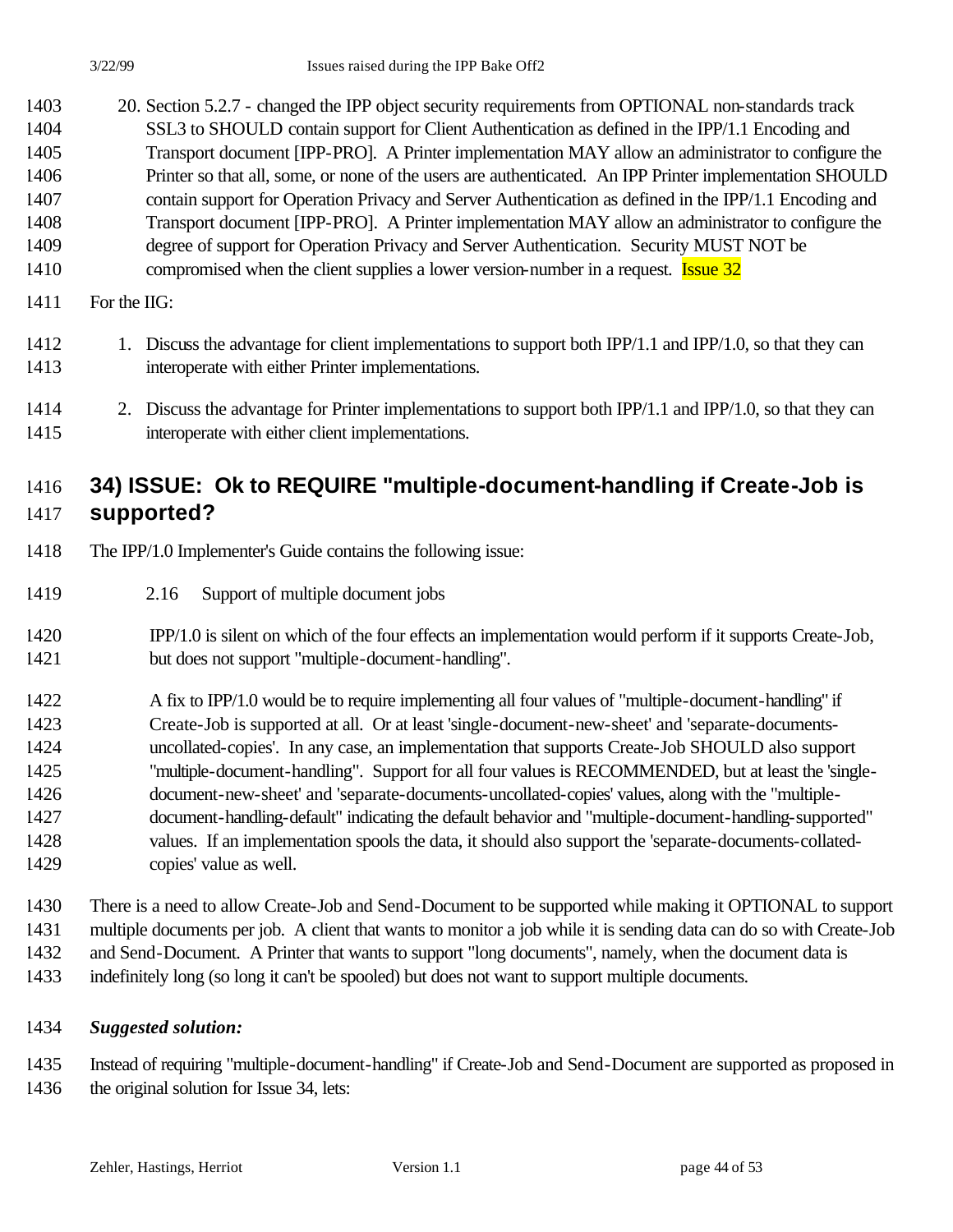20. Section 5.2.7 - changed the IPP object security requirements from OPTIONAL non-standards track SSL3 to SHOULD contain support for Client Authentication as defined in the IPP/1.1 Encoding and Transport document [IPP-PRO]. A Printer implementation MAY allow an administrator to configure the Printer so that all, some, or none of the users are authenticated. An IPP Printer implementation SHOULD contain support for Operation Privacy and Server Authentication as defined in the IPP/1.1 Encoding and Transport document [IPP-PRO]. A Printer implementation MAY allow an administrator to configure the degree of support for Operation Privacy and Server Authentication. Security MUST NOT be compromised when the client supplies a lower version-number in a request. Issue 32

For the IIG:

1. Discuss the advantage for client implementations to support both IPP/1.1 and IPP/1.0, so that they can interoperate with either Printer implementations.
2. Discuss the advantage for Printer implementations to support both IPP/1.1 and IPP/1.0, so that they can interoperate with either client implementations.

## 34) ISSUE: Ok to REQUIRE "multiple-document-handling if Create-Job is supported?

The IPP/1.0 Implementer's Guide contains the following issue:

> 2.16 Support of multiple document jobs
>
> IPP/1.0 is silent on which of the four effects an implementation would perform if it supports Create-Job, but does not support "multiple-document-handling".
>
> A fix to IPP/1.0 would be to require implementing all four values of "multiple-document-handling" if Create-Job is supported at all. Or at least 'single-document-new-sheet' and 'separate-documents-uncollated-copies'. In any case, an implementation that supports Create-Job SHOULD also support "multiple-document-handling". Support for all four values is RECOMMENDED, but at least the 'single-document-new-sheet' and 'separate-documents-uncollated-copies' values, along with the "multiple-document-handling-default" indicating the default behavior and "multiple-document-handling-supported" values. If an implementation spools the data, it should also support the 'separate-documents-collated-copies' value as well.

There is a need to allow Create-Job and Send-Document to be supported while making it OPTIONAL to support multiple documents per job. A client that wants to monitor a job while it is sending data can do so with Create-Job and Send-Document. A Printer that wants to support "long documents", namely, when the document data is indefinitely long (so long it can't be spooled) but does not want to support multiple documents.

***Suggested solution:***

Instead of requiring "multiple-document-handling" if Create-Job and Send-Document are supported as proposed in the original solution for Issue 34, lets: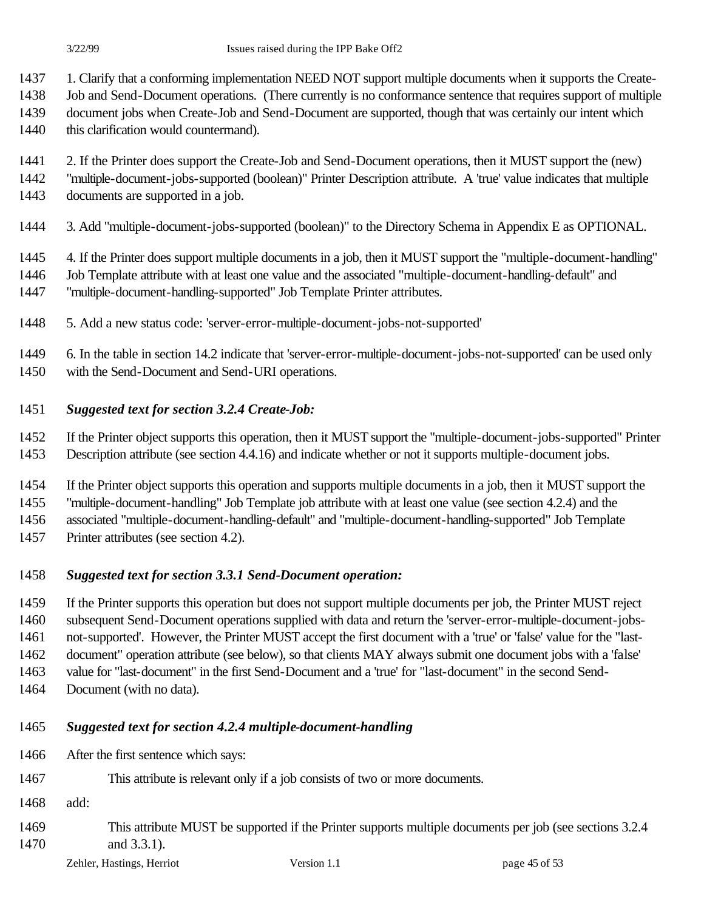1. Clarify that a conforming implementation NEED NOT support multiple documents when it supports the Create-Job and Send-Document operations. (There currently is no conformance sentence that requires support of multiple document jobs when Create-Job and Send-Document are supported, though that was certainly our intent which this clarification would countermand).

2. If the Printer does support the Create-Job and Send-Document operations, then it MUST support the (new) "multiple-document-jobs-supported (boolean)" Printer Description attribute. A 'true' value indicates that multiple documents are supported in a job.

3. Add "multiple-document-jobs-supported (boolean)" to the Directory Schema in Appendix E as OPTIONAL.

4. If the Printer does support multiple documents in a job, then it MUST support the "multiple-document-handling" Job Template attribute with at least one value and the associated "multiple-document-handling-default" and "multiple-document-handling-supported" Job Template Printer attributes.

5. Add a new status code: 'server-error-multiple-document-jobs-not-supported'

6. In the table in section 14.2 indicate that 'server-error-multiple-document-jobs-not-supported' can be used only with the Send-Document and Send-URI operations.

***Suggested text for section 3.2.4 Create-Job:***

If the Printer object supports this operation, then it MUST support the "multiple-document-jobs-supported" Printer Description attribute (see section 4.4.16) and indicate whether or not it supports multiple-document jobs.

If the Printer object supports this operation and supports multiple documents in a job, then it MUST support the "multiple-document-handling" Job Template job attribute with at least one value (see section 4.2.4) and the associated "multiple-document-handling-default" and "multiple-document-handling-supported" Job Template Printer attributes (see section 4.2).

***Suggested text for section 3.3.1 Send-Document operation:***

If the Printer supports this operation but does not support multiple documents per job, the Printer MUST reject subsequent Send-Document operations supplied with data and return the 'server-error-multiple-document-jobs-not-supported'. However, the Printer MUST accept the first document with a 'true' or 'false' value for the "last-document" operation attribute (see below), so that clients MAY always submit one document jobs with a 'false' value for "last-document" in the first Send-Document and a 'true' for "last-document" in the second Send-Document (with no data).

***Suggested text for section 4.2.4 multiple-document-handling***

After the first sentence which says:

> This attribute is relevant only if a job consists of two or more documents.

add:

> This attribute MUST be supported if the Printer supports multiple documents per job (see sections 3.2.4 and 3.3.1).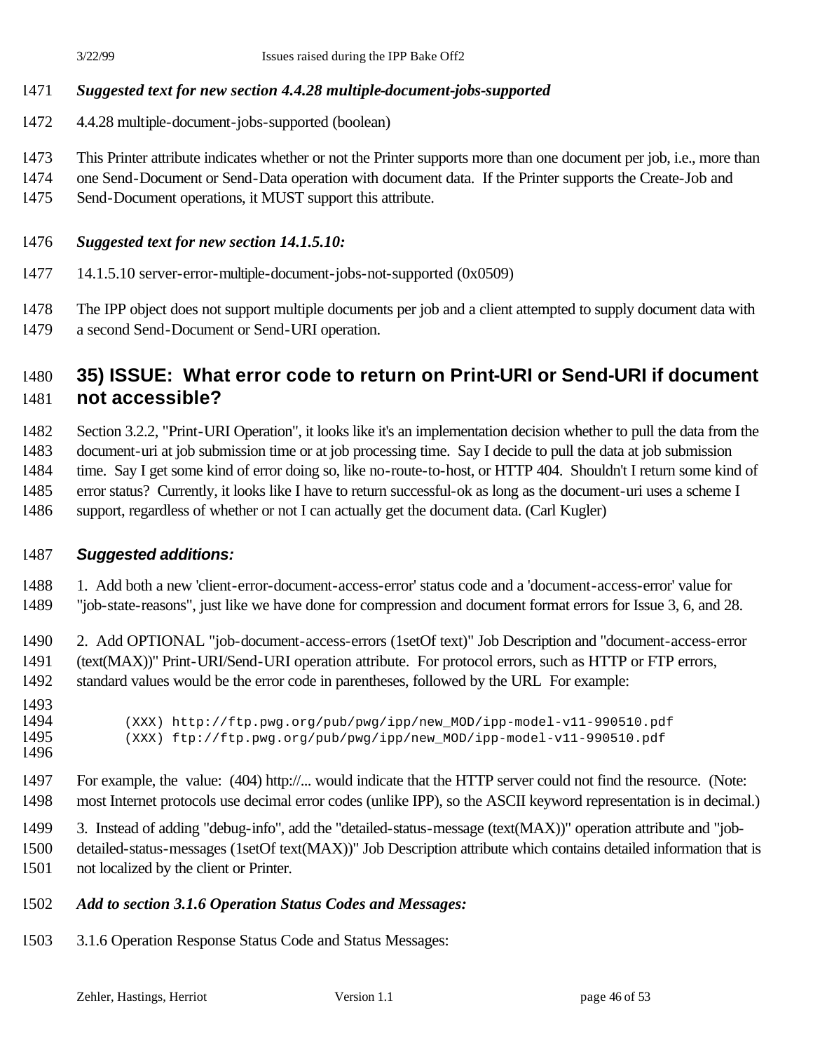***Suggested text for new section 4.4.28 multiple-document-jobs-supported***

4.4.28 multiple-document-jobs-supported (boolean)

This Printer attribute indicates whether or not the Printer supports more than one document per job, i.e., more than one Send-Document or Send-Data operation with document data. If the Printer supports the Create-Job and Send-Document operations, it MUST support this attribute.

***Suggested text for new section 14.1.5.10:***

14.1.5.10 server-error-multiple-document-jobs-not-supported (0x0509)

The IPP object does not support multiple documents per job and a client attempted to supply document data with a second Send-Document or Send-URI operation.

## 35) ISSUE: What error code to return on Print-URI or Send-URI if document not accessible?

Section 3.2.2, "Print-URI Operation", it looks like it's an implementation decision whether to pull the data from the document-uri at job submission time or at job processing time. Say I decide to pull the data at job submission time. Say I get some kind of error doing so, like no-route-to-host, or HTTP 404. Shouldn't I return some kind of error status? Currently, it looks like I have to return successful-ok as long as the document-uri uses a scheme I support, regardless of whether or not I can actually get the document data. (Carl Kugler)

***Suggested additions:***

1. Add both a new 'client-error-document-access-error' status code and a 'document-access-error' value for "job-state-reasons", just like we have done for compression and document format errors for Issue 3, 6, and 28.

2. Add OPTIONAL "job-document-access-errors (1setOf text)" Job Description and "document-access-error (text(MAX))" Print-URI/Send-URI operation attribute. For protocol errors, such as HTTP or FTP errors, standard values would be the error code in parentheses, followed by the URL For example:

```
(XXX) http://ftp.pwg.org/pub/pwg/ipp/new_MOD/ipp-model-v11-990510.pdf
(XXX) ftp://ftp.pwg.org/pub/pwg/ipp/new_MOD/ipp-model-v11-990510.pdf
```

For example, the value: (404) http://... would indicate that the HTTP server could not find the resource. (Note: most Internet protocols use decimal error codes (unlike IPP), so the ASCII keyword representation is in decimal.)

3. Instead of adding "debug-info", add the "detailed-status-message (text(MAX))" operation attribute and "job-detailed-status-messages (1setOf text(MAX))" Job Description attribute which contains detailed information that is not localized by the client or Printer.

***Add to section 3.1.6 Operation Status Codes and Messages:***

3.1.6 Operation Response Status Code and Status Messages: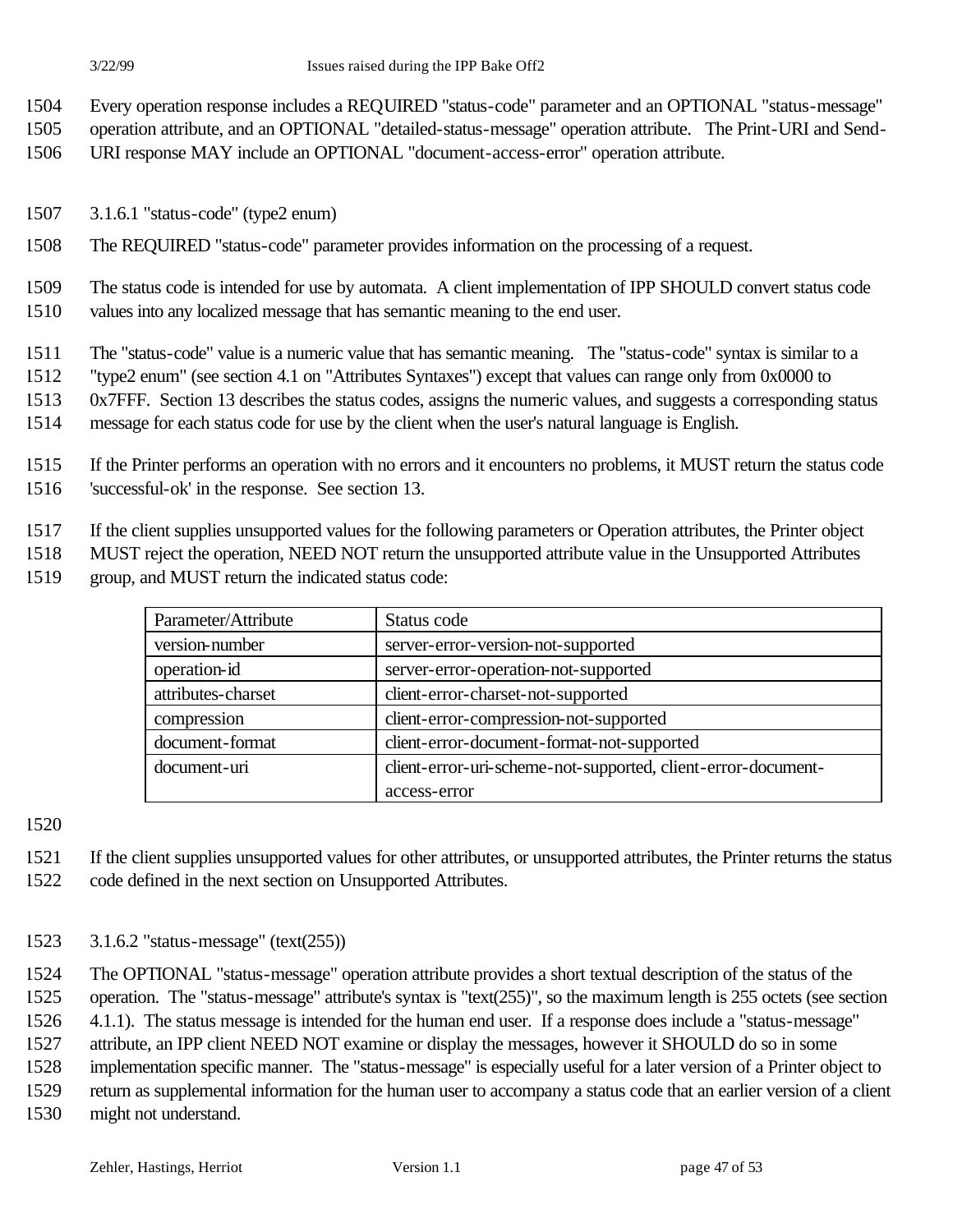Every operation response includes a REQUIRED "status-code" parameter and an OPTIONAL "status-message" operation attribute, and an OPTIONAL "detailed-status-message" operation attribute. The Print-URI and Send-URI response MAY include an OPTIONAL "document-access-error" operation attribute.

#### 3.1.6.1 "status-code" (type2 enum)

The REQUIRED "status-code" parameter provides information on the processing of a request.

The status code is intended for use by automata. A client implementation of IPP SHOULD convert status code values into any localized message that has semantic meaning to the end user.

The "status-code" value is a numeric value that has semantic meaning. The "status-code" syntax is similar to a "type2 enum" (see section 4.1 on "Attributes Syntaxes") except that values can range only from 0x0000 to 0x7FFF. Section 13 describes the status codes, assigns the numeric values, and suggests a corresponding status message for each status code for use by the client when the user's natural language is English.

If the Printer performs an operation with no errors and it encounters no problems, it MUST return the status code 'successful-ok' in the response. See section 13.

If the client supplies unsupported values for the following parameters or Operation attributes, the Printer object MUST reject the operation, NEED NOT return the unsupported attribute value in the Unsupported Attributes group, and MUST return the indicated status code:

| Parameter/Attribute | Status code |
|---|---|
| version-number | server-error-version-not-supported |
| operation-id | server-error-operation-not-supported |
| attributes-charset | client-error-charset-not-supported |
| compression | client-error-compression-not-supported |
| document-format | client-error-document-format-not-supported |
| document-uri | client-error-uri-scheme-not-supported, client-error-document-access-error |

If the client supplies unsupported values for other attributes, or unsupported attributes, the Printer returns the status code defined in the next section on Unsupported Attributes.

#### 3.1.6.2 "status-message" (text(255))

The OPTIONAL "status-message" operation attribute provides a short textual description of the status of the operation. The "status-message" attribute's syntax is "text(255)", so the maximum length is 255 octets (see section 4.1.1). The status message is intended for the human end user. If a response does include a "status-message" attribute, an IPP client NEED NOT examine or display the messages, however it SHOULD do so in some implementation specific manner. The "status-message" is especially useful for a later version of a Printer object to return as supplemental information for the human user to accompany a status code that an earlier version of a client might not understand.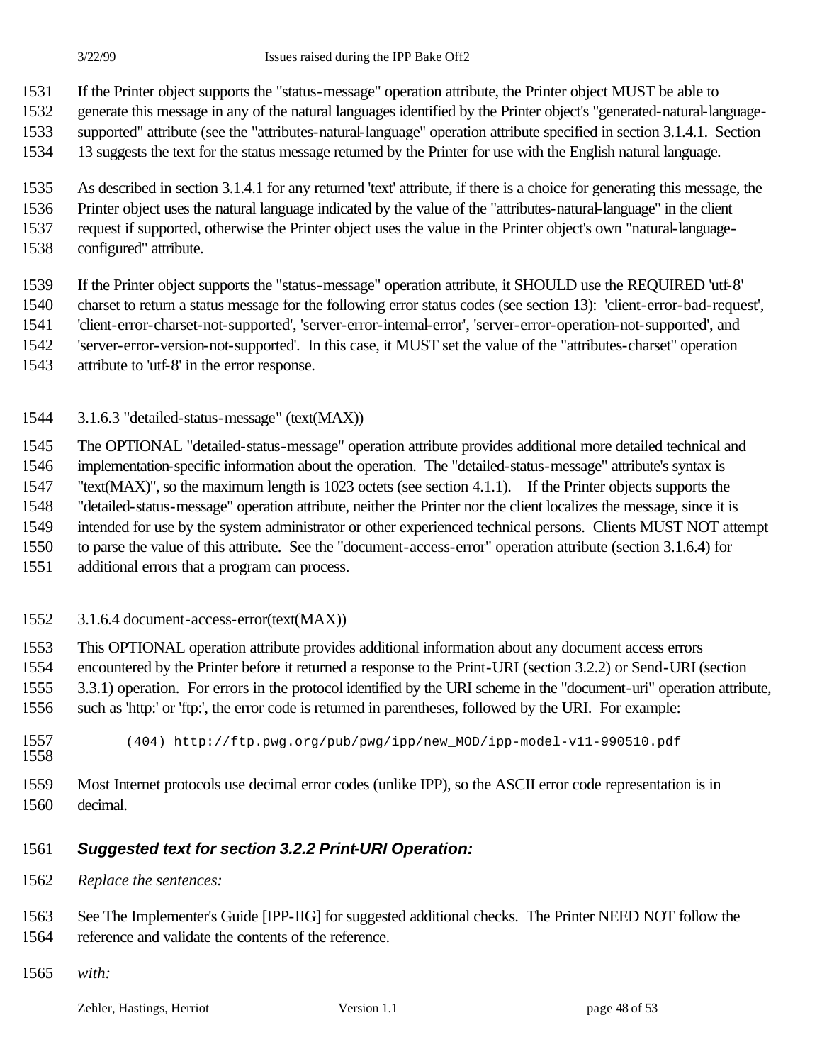If the Printer object supports the "status-message" operation attribute, the Printer object MUST be able to generate this message in any of the natural languages identified by the Printer object's "generated-natural-language-supported" attribute (see the "attributes-natural-language" operation attribute specified in section 3.1.4.1. Section 13 suggests the text for the status message returned by the Printer for use with the English natural language.

As described in section 3.1.4.1 for any returned 'text' attribute, if there is a choice for generating this message, the Printer object uses the natural language indicated by the value of the "attributes-natural-language" in the client request if supported, otherwise the Printer object uses the value in the Printer object's own "natural-language-configured" attribute.

If the Printer object supports the "status-message" operation attribute, it SHOULD use the REQUIRED 'utf-8' charset to return a status message for the following error status codes (see section 13): 'client-error-bad-request', 'client-error-charset-not-supported', 'server-error-internal-error', 'server-error-operation-not-supported', and 'server-error-version-not-supported'. In this case, it MUST set the value of the "attributes-charset" operation attribute to 'utf-8' in the error response.

3.1.6.3 "detailed-status-message" (text(MAX))

The OPTIONAL "detailed-status-message" operation attribute provides additional more detailed technical and implementation-specific information about the operation. The "detailed-status-message" attribute's syntax is "text(MAX)", so the maximum length is 1023 octets (see section 4.1.1). If the Printer objects supports the "detailed-status-message" operation attribute, neither the Printer nor the client localizes the message, since it is intended for use by the system administrator or other experienced technical persons. Clients MUST NOT attempt to parse the value of this attribute. See the "document-access-error" operation attribute (section 3.1.6.4) for additional errors that a program can process.

3.1.6.4 document-access-error(text(MAX))

This OPTIONAL operation attribute provides additional information about any document access errors encountered by the Printer before it returned a response to the Print-URI (section 3.2.2) or Send-URI (section 3.3.1) operation. For errors in the protocol identified by the URI scheme in the "document-uri" operation attribute, such as 'http:' or 'ftp:', the error code is returned in parentheses, followed by the URI. For example:

```
(404) http://ftp.pwg.org/pub/pwg/ipp/new_MOD/ipp-model-v11-990510.pdf
```

Most Internet protocols use decimal error codes (unlike IPP), so the ASCII error code representation is in decimal.

***Suggested text for section 3.2.2 Print-URI Operation:***

*Replace the sentences:*

See The Implementer's Guide [IPP-IIG] for suggested additional checks. The Printer NEED NOT follow the reference and validate the contents of the reference.

*with:*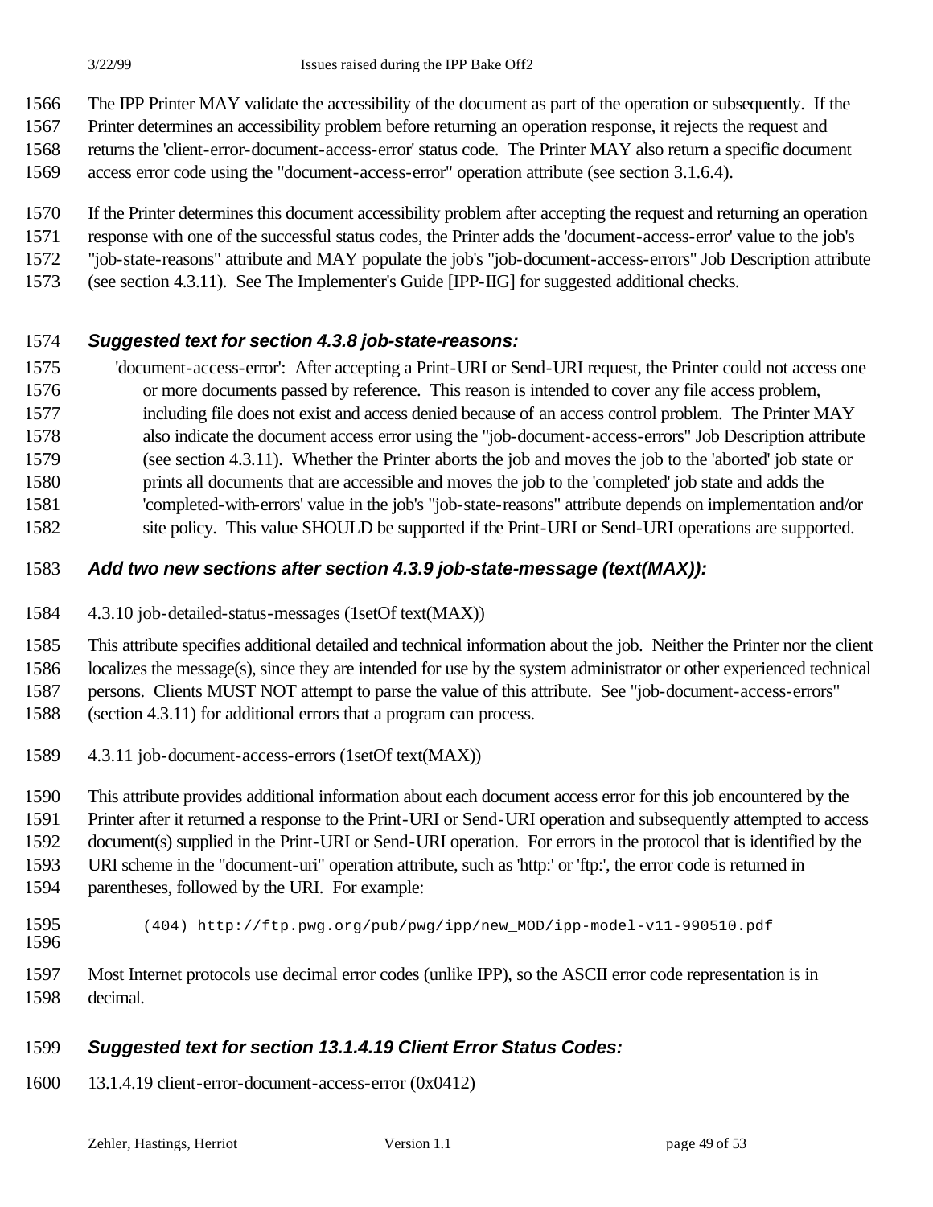The IPP Printer MAY validate the accessibility of the document as part of the operation or subsequently. If the Printer determines an accessibility problem before returning an operation response, it rejects the request and returns the 'client-error-document-access-error' status code. The Printer MAY also return a specific document access error code using the "document-access-error" operation attribute (see section 3.1.6.4).

If the Printer determines this document accessibility problem after accepting the request and returning an operation response with one of the successful status codes, the Printer adds the 'document-access-error' value to the job's "job-state-reasons" attribute and MAY populate the job's "job-document-access-errors" Job Description attribute (see section 4.3.11). See The Implementer's Guide [IPP-IIG] for suggested additional checks.

### *Suggested text for section 4.3.8 job-state-reasons:*

> 'document-access-error': After accepting a Print-URI or Send-URI request, the Printer could not access one or more documents passed by reference. This reason is intended to cover any file access problem, including file does not exist and access denied because of an access control problem. The Printer MAY also indicate the document access error using the "job-document-access-errors" Job Description attribute (see section 4.3.11). Whether the Printer aborts the job and moves the job to the 'aborted' job state or prints all documents that are accessible and moves the job to the 'completed' job state and adds the 'completed-with-errors' value in the job's "job-state-reasons" attribute depends on implementation and/or site policy. This value SHOULD be supported if the Print-URI or Send-URI operations are supported.

### *Add two new sections after section 4.3.9 job-state-message (text(MAX)):*

4.3.10 job-detailed-status-messages (1setOf text(MAX))

This attribute specifies additional detailed and technical information about the job. Neither the Printer nor the client localizes the message(s), since they are intended for use by the system administrator or other experienced technical persons. Clients MUST NOT attempt to parse the value of this attribute. See "job-document-access-errors" (section 4.3.11) for additional errors that a program can process.

4.3.11 job-document-access-errors (1setOf text(MAX))

This attribute provides additional information about each document access error for this job encountered by the Printer after it returned a response to the Print-URI or Send-URI operation and subsequently attempted to access document(s) supplied in the Print-URI or Send-URI operation. For errors in the protocol that is identified by the URI scheme in the "document-uri" operation attribute, such as 'http:' or 'ftp:', the error code is returned in parentheses, followed by the URI. For example:

```
(404) http://ftp.pwg.org/pub/pwg/ipp/new_MOD/ipp-model-v11-990510.pdf
```

Most Internet protocols use decimal error codes (unlike IPP), so the ASCII error code representation is in decimal.

### *Suggested text for section 13.1.4.19 Client Error Status Codes:*

13.1.4.19 client-error-document-access-error (0x0412)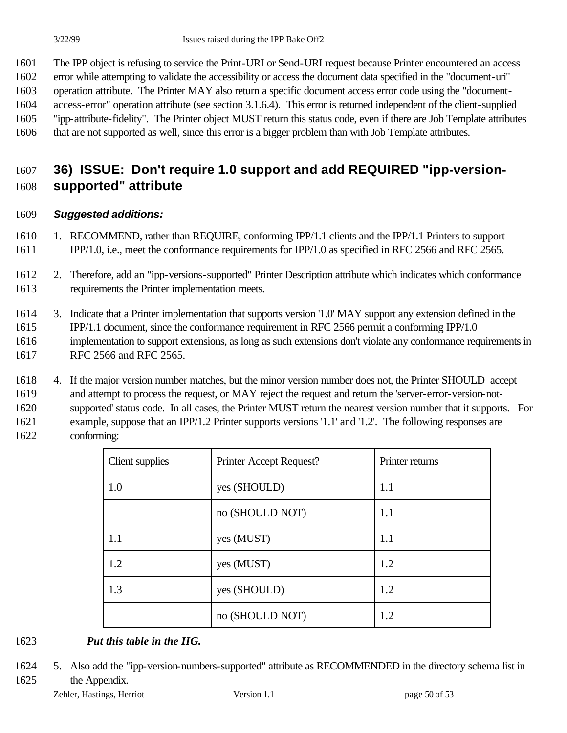The IPP object is refusing to service the Print-URI or Send-URI request because Printer encountered an access error while attempting to validate the accessibility or access the document data specified in the "document-uri" operation attribute. The Printer MAY also return a specific document access error code using the "document-access-error" operation attribute (see section 3.1.6.4). This error is returned independent of the client-supplied "ipp-attribute-fidelity". The Printer object MUST return this status code, even if there are Job Template attributes that are not supported as well, since this error is a bigger problem than with Job Template attributes.

## 36) ISSUE: Don't require 1.0 support and add REQUIRED "ipp-version-supported" attribute

***Suggested additions:***

1. RECOMMEND, rather than REQUIRE, conforming IPP/1.1 clients and the IPP/1.1 Printers to support IPP/1.0, i.e., meet the conformance requirements for IPP/1.0 as specified in RFC 2566 and RFC 2565.

2. Therefore, add an "ipp-versions-supported" Printer Description attribute which indicates which conformance requirements the Printer implementation meets.

3. Indicate that a Printer implementation that supports version '1.0' MAY support any extension defined in the IPP/1.1 document, since the conformance requirement in RFC 2566 permit a conforming IPP/1.0 implementation to support extensions, as long as such extensions don't violate any conformance requirements in RFC 2566 and RFC 2565.

4. If the major version number matches, but the minor version number does not, the Printer SHOULD accept and attempt to process the request, or MAY reject the request and return the 'server-error-version-not-supported' status code. In all cases, the Printer MUST return the nearest version number that it supports. For example, suppose that an IPP/1.2 Printer supports versions '1.1' and '1.2'. The following responses are conforming:

| Client supplies | Printer Accept Request? | Printer returns |
|---|---|---|
| 1.0 | yes (SHOULD) | 1.1 |
| | no (SHOULD NOT) | 1.1 |
| 1.1 | yes (MUST) | 1.1 |
| 1.2 | yes (MUST) | 1.2 |
| 1.3 | yes (SHOULD) | 1.2 |
| | no (SHOULD NOT) | 1.2 |

***Put this table in the IIG.***

5. Also add the "ipp-version-numbers-supported" attribute as RECOMMENDED in the directory schema list in the Appendix.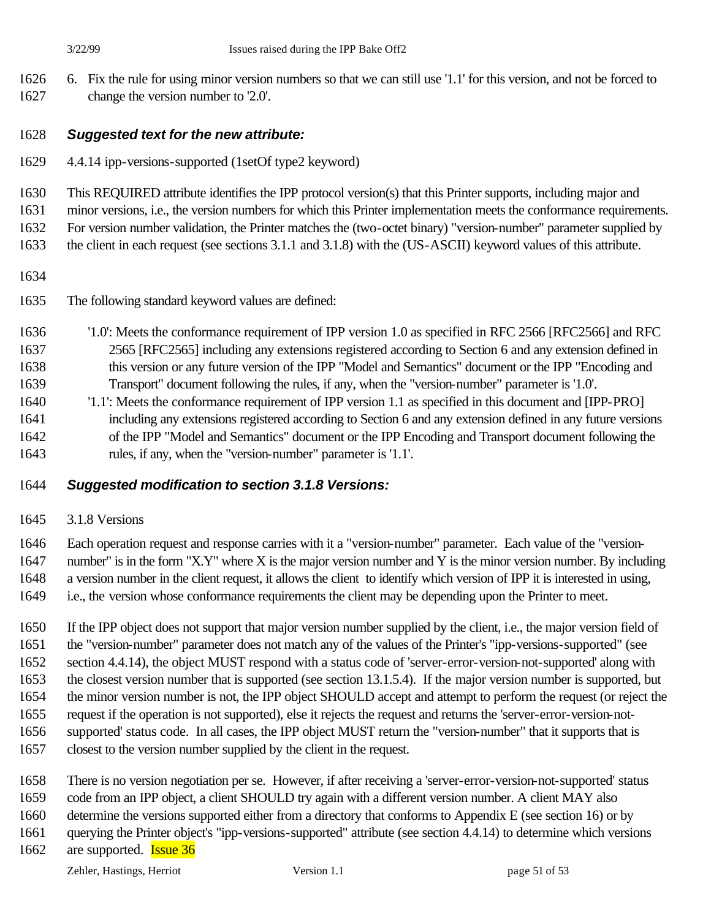6. Fix the rule for using minor version numbers so that we can still use '1.1' for this version, and not be forced to change the version number to '2.0'.

### *Suggested text for the new attribute:*

4.4.14 ipp-versions-supported (1setOf type2 keyword)

This REQUIRED attribute identifies the IPP protocol version(s) that this Printer supports, including major and minor versions, i.e., the version numbers for which this Printer implementation meets the conformance requirements. For version number validation, the Printer matches the (two-octet binary) "version-number" parameter supplied by the client in each request (see sections 3.1.1 and 3.1.8) with the (US-ASCII) keyword values of this attribute.

The following standard keyword values are defined:

'1.0': Meets the conformance requirement of IPP version 1.0 as specified in RFC 2566 [RFC2566] and RFC 2565 [RFC2565] including any extensions registered according to Section 6 and any extension defined in this version or any future version of the IPP "Model and Semantics" document or the IPP "Encoding and Transport" document following the rules, if any, when the "version-number" parameter is '1.0'.

'1.1': Meets the conformance requirement of IPP version 1.1 as specified in this document and [IPP-PRO] including any extensions registered according to Section 6 and any extension defined in any future versions of the IPP "Model and Semantics" document or the IPP Encoding and Transport document following the rules, if any, when the "version-number" parameter is '1.1'.

### *Suggested modification to section 3.1.8 Versions:*

3.1.8 Versions

Each operation request and response carries with it a "version-number" parameter. Each value of the "version-number" is in the form "X.Y" where X is the major version number and Y is the minor version number. By including a version number in the client request, it allows the client to identify which version of IPP it is interested in using, i.e., the version whose conformance requirements the client may be depending upon the Printer to meet.

If the IPP object does not support that major version number supplied by the client, i.e., the major version field of the "version-number" parameter does not match any of the values of the Printer's "ipp-versions-supported" (see section 4.4.14), the object MUST respond with a status code of 'server-error-version-not-supported' along with the closest version number that is supported (see section 13.1.5.4). If the major version number is supported, but the minor version number is not, the IPP object SHOULD accept and attempt to perform the request (or reject the request if the operation is not supported), else it rejects the request and returns the 'server-error-version-not-supported' status code. In all cases, the IPP object MUST return the "version-number" that it supports that is closest to the version number supplied by the client in the request.

There is no version negotiation per se. However, if after receiving a 'server-error-version-not-supported' status code from an IPP object, a client SHOULD try again with a different version number. A client MAY also determine the versions supported either from a directory that conforms to Appendix E (see section 16) or by querying the Printer object's "ipp-versions-supported" attribute (see section 4.4.14) to determine which versions are supported. Issue 36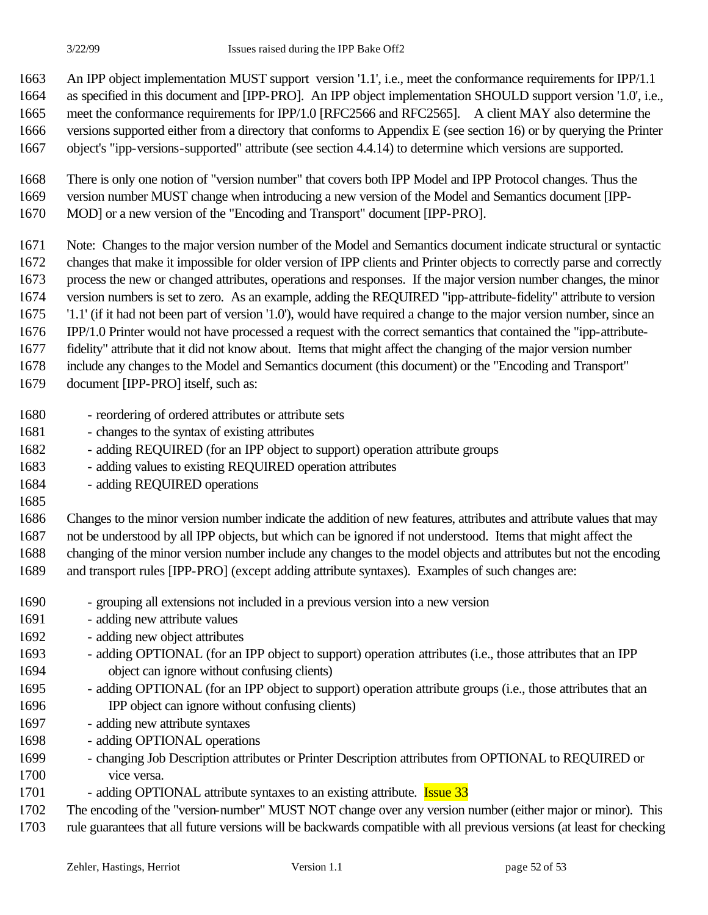An IPP object implementation MUST support version '1.1', i.e., meet the conformance requirements for IPP/1.1 as specified in this document and [IPP-PRO]. An IPP object implementation SHOULD support version '1.0', i.e., meet the conformance requirements for IPP/1.0 [RFC2566 and RFC2565]. A client MAY also determine the versions supported either from a directory that conforms to Appendix E (see section 16) or by querying the Printer object's "ipp-versions-supported" attribute (see section 4.4.14) to determine which versions are supported.

There is only one notion of "version number" that covers both IPP Model and IPP Protocol changes. Thus the version number MUST change when introducing a new version of the Model and Semantics document [IPP-MOD] or a new version of the "Encoding and Transport" document [IPP-PRO].

Note: Changes to the major version number of the Model and Semantics document indicate structural or syntactic changes that make it impossible for older version of IPP clients and Printer objects to correctly parse and correctly process the new or changed attributes, operations and responses. If the major version number changes, the minor version numbers is set to zero. As an example, adding the REQUIRED "ipp-attribute-fidelity" attribute to version '1.1' (if it had not been part of version '1.0'), would have required a change to the major version number, since an IPP/1.0 Printer would not have processed a request with the correct semantics that contained the "ipp-attribute-fidelity" attribute that it did not know about. Items that might affect the changing of the major version number include any changes to the Model and Semantics document (this document) or the "Encoding and Transport" document [IPP-PRO] itself, such as:

- reordering of ordered attributes or attribute sets
- changes to the syntax of existing attributes
- adding REQUIRED (for an IPP object to support) operation attribute groups
- adding values to existing REQUIRED operation attributes
- adding REQUIRED operations

Changes to the minor version number indicate the addition of new features, attributes and attribute values that may not be understood by all IPP objects, but which can be ignored if not understood. Items that might affect the changing of the minor version number include any changes to the model objects and attributes but not the encoding and transport rules [IPP-PRO] (except adding attribute syntaxes). Examples of such changes are:

- grouping all extensions not included in a previous version into a new version
- adding new attribute values
- adding new object attributes
- adding OPTIONAL (for an IPP object to support) operation attributes (i.e., those attributes that an IPP object can ignore without confusing clients)
- adding OPTIONAL (for an IPP object to support) operation attribute groups (i.e., those attributes that an IPP object can ignore without confusing clients)
- adding new attribute syntaxes
- adding OPTIONAL operations
- changing Job Description attributes or Printer Description attributes from OPTIONAL to REQUIRED or vice versa.
- adding OPTIONAL attribute syntaxes to an existing attribute. Issue 33

The encoding of the "version-number" MUST NOT change over any version number (either major or minor). This rule guarantees that all future versions will be backwards compatible with all previous versions (at least for checking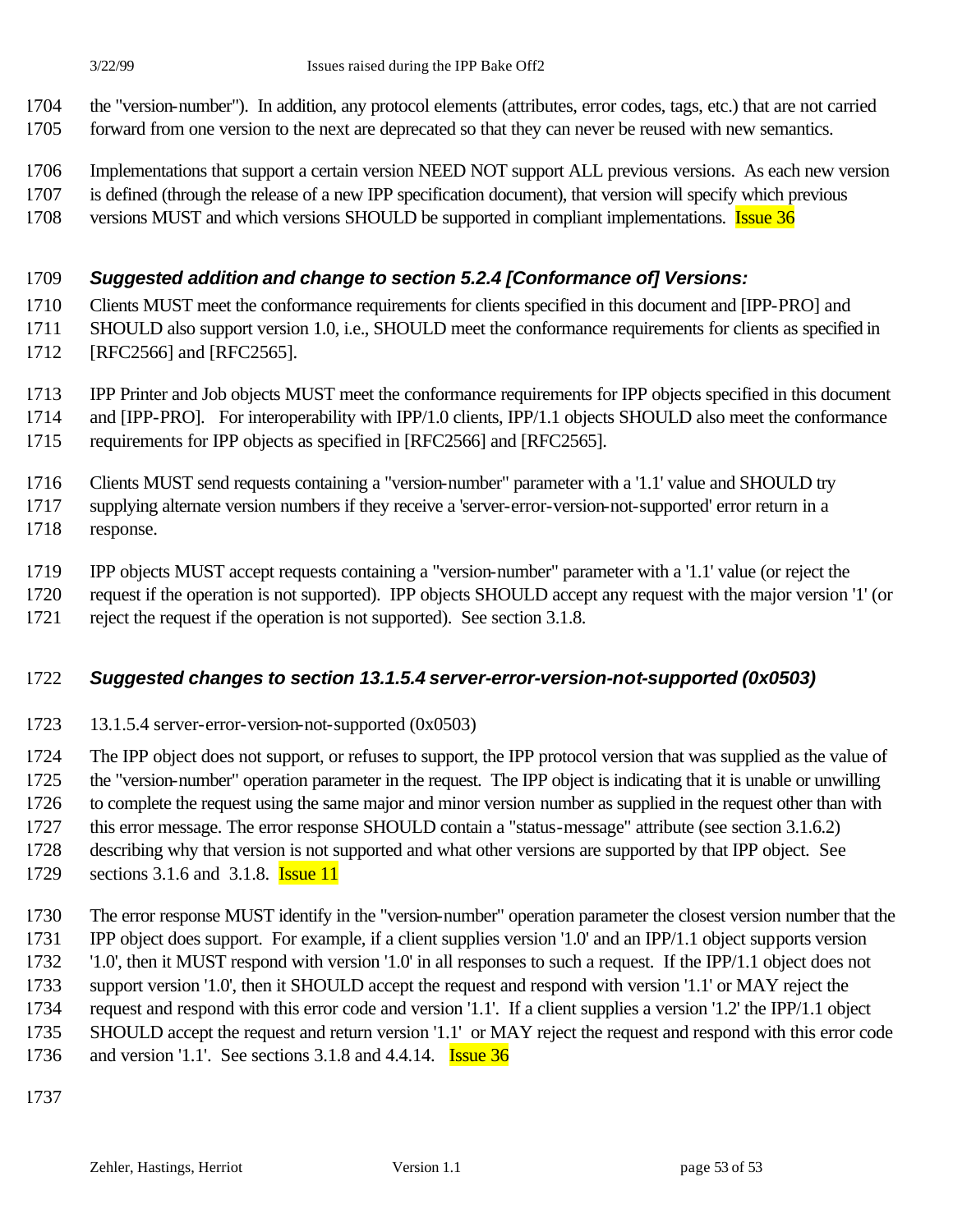the "version-number"). In addition, any protocol elements (attributes, error codes, tags, etc.) that are not carried forward from one version to the next are deprecated so that they can never be reused with new semantics.

Implementations that support a certain version NEED NOT support ALL previous versions. As each new version is defined (through the release of a new IPP specification document), that version will specify which previous versions MUST and which versions SHOULD be supported in compliant implementations. Issue 36

### *Suggested addition and change to section 5.2.4 [Conformance of] Versions:*

Clients MUST meet the conformance requirements for clients specified in this document and [IPP-PRO] and SHOULD also support version 1.0, i.e., SHOULD meet the conformance requirements for clients as specified in [RFC2566] and [RFC2565].

IPP Printer and Job objects MUST meet the conformance requirements for IPP objects specified in this document and [IPP-PRO]. For interoperability with IPP/1.0 clients, IPP/1.1 objects SHOULD also meet the conformance requirements for IPP objects as specified in [RFC2566] and [RFC2565].

Clients MUST send requests containing a "version-number" parameter with a '1.1' value and SHOULD try supplying alternate version numbers if they receive a 'server-error-version-not-supported' error return in a response.

IPP objects MUST accept requests containing a "version-number" parameter with a '1.1' value (or reject the request if the operation is not supported). IPP objects SHOULD accept any request with the major version '1' (or reject the request if the operation is not supported). See section 3.1.8.

### *Suggested changes to section 13.1.5.4 server-error-version-not-supported (0x0503)*

13.1.5.4 server-error-version-not-supported (0x0503)

The IPP object does not support, or refuses to support, the IPP protocol version that was supplied as the value of the "version-number" operation parameter in the request. The IPP object is indicating that it is unable or unwilling to complete the request using the same major and minor version number as supplied in the request other than with this error message. The error response SHOULD contain a "status-message" attribute (see section 3.1.6.2) describing why that version is not supported and what other versions are supported by that IPP object. See sections 3.1.6 and 3.1.8. Issue 11

The error response MUST identify in the "version-number" operation parameter the closest version number that the IPP object does support. For example, if a client supplies version '1.0' and an IPP/1.1 object supports version '1.0', then it MUST respond with version '1.0' in all responses to such a request. If the IPP/1.1 object does not support version '1.0', then it SHOULD accept the request and respond with version '1.1' or MAY reject the request and respond with this error code and version '1.1'. If a client supplies a version '1.2' the IPP/1.1 object SHOULD accept the request and return version '1.1' or MAY reject the request and respond with this error code and version '1.1'. See sections 3.1.8 and 4.4.14. Issue 36